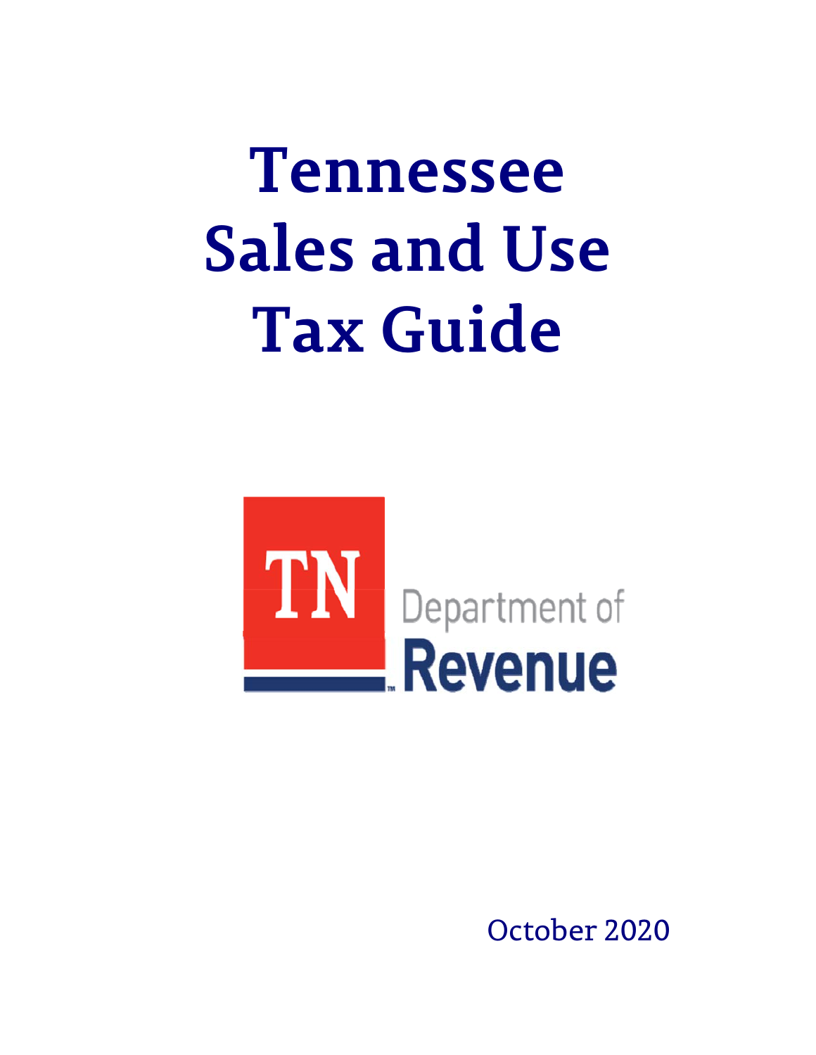# Tennessee Sales and Use Tax Guide

TN Department of Revenue

October 2020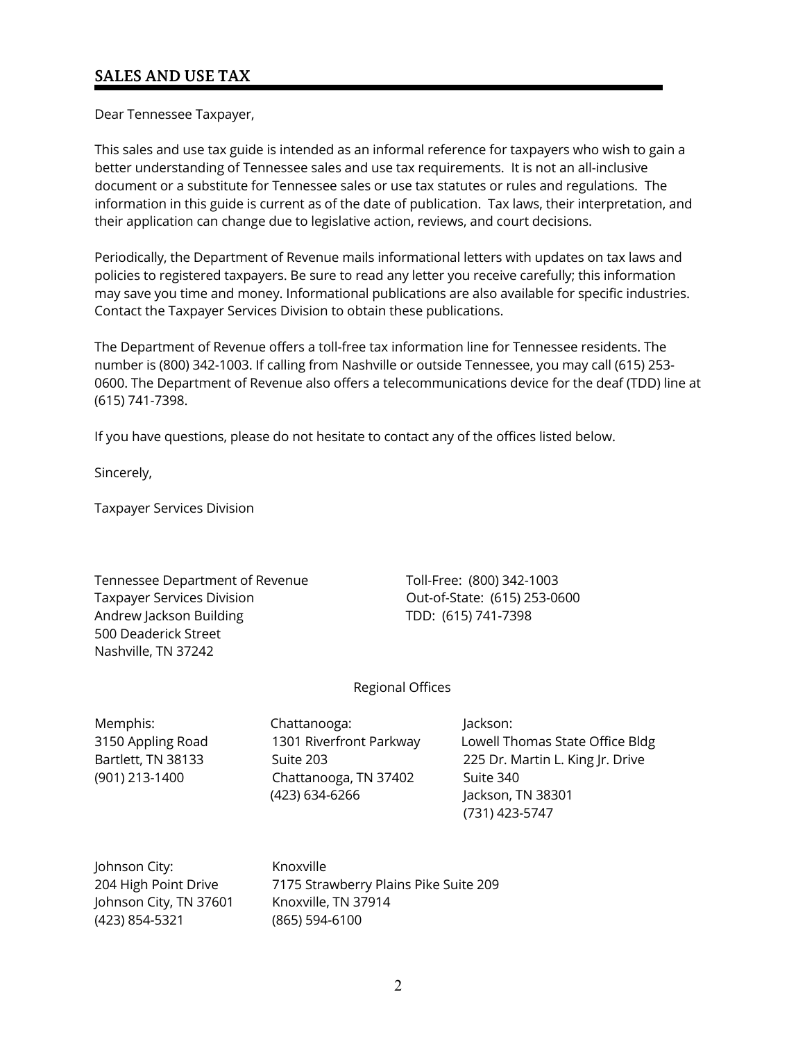## SALES AND USE TAX

Dear Tennessee Taxpayer,

This sales and use tax guide is intended as an informal reference for taxpayers who wish to gain a better understanding of Tennessee sales and use tax requirements. It is not an all-inclusive document or a substitute for Tennessee sales or use tax statutes or rules and regulations. The information in this guide is current as of the date of publication. Tax laws, their interpretation, and their application can change due to legislative action, reviews, and court decisions.

Periodically, the Department of Revenue mails informational letters with updates on tax laws and policies to registered taxpayers. Be sure to read any letter you receive carefully; this information may save you time and money. Informational publications are also available for specific industries. Contact the Taxpayer Services Division to obtain these publications.

The Department of Revenue offers a toll-free tax information line for Tennessee residents. The number is (800) 342-1003. If calling from Nashville or outside Tennessee, you may call (615) 253-0600. The Department of Revenue also offers a telecommunications device for the deaf (TDD) line at (615) 741-7398.

If you have questions, please do not hesitate to contact any of the offices listed below.

Sincerely,

Taxpayer Services Division

Tennessee Department of Revenue
Taxpayer Services Division
Andrew Jackson Building
500 Deaderick Street
Nashville, TN 37242

Toll-Free: (800) 342-1003
Out-of-State: (615) 253-0600
TDD: (615) 741-7398

Regional Offices

Memphis:
3150 Appling Road
Bartlett, TN 38133
(901) 213-1400

Chattanooga:
1301 Riverfront Parkway
Suite 203
Chattanooga, TN 37402
(423) 634-6266

Jackson:
Lowell Thomas State Office Bldg
225 Dr. Martin L. King Jr. Drive
Suite 340
Jackson, TN 38301
(731) 423-5747

Johnson City:
204 High Point Drive
Johnson City, TN 37601
(423) 854-5321

Knoxville
7175 Strawberry Plains Pike Suite 209
Knoxville, TN 37914
(865) 594-6100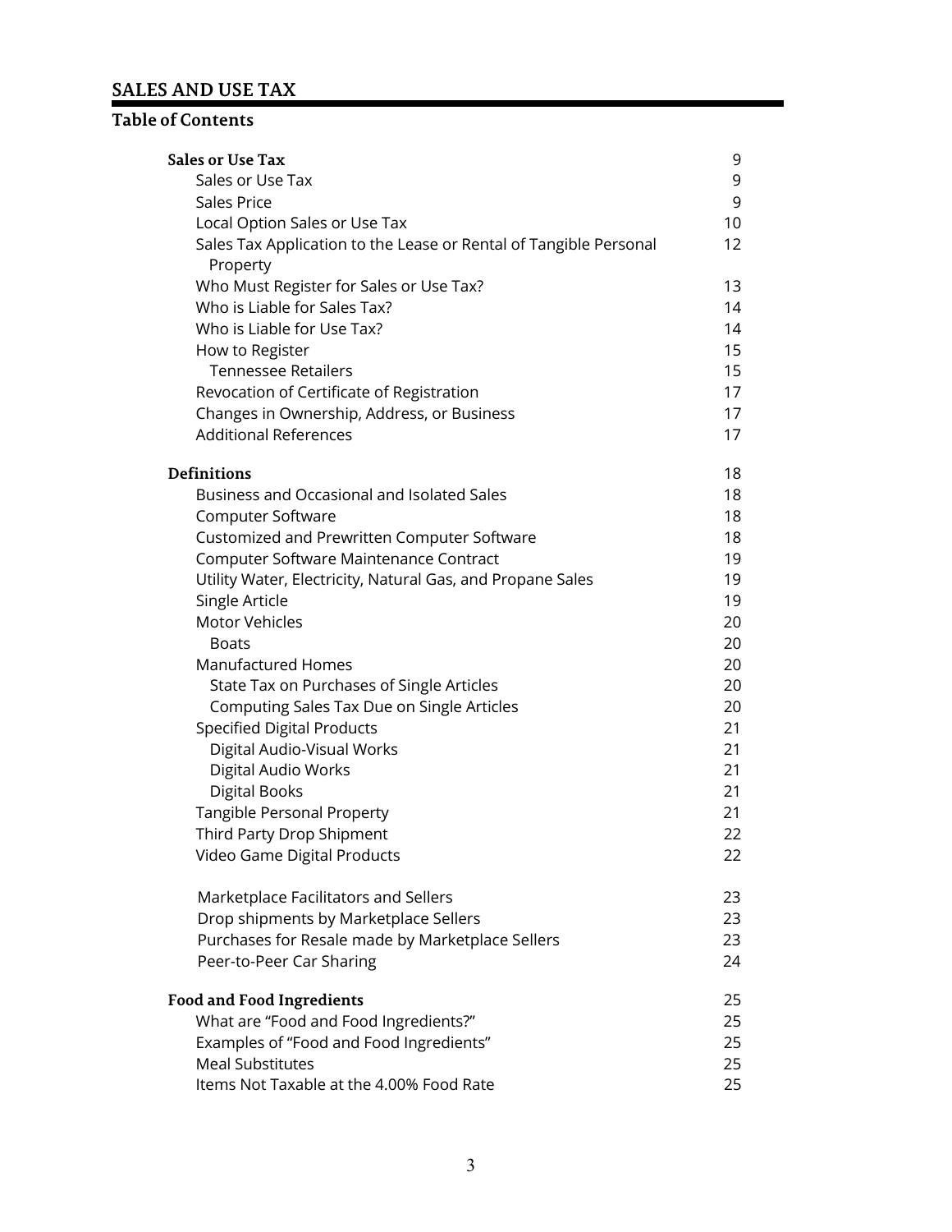## SALES AND USE TAX

### Table of Contents

| | |
|---|---|
| **Sales or Use Tax** | 9 |
| Sales or Use Tax | 9 |
| Sales Price | 9 |
| Local Option Sales or Use Tax | 10 |
| Sales Tax Application to the Lease or Rental of Tangible Personal Property | 12 |
| Who Must Register for Sales or Use Tax? | 13 |
| Who is Liable for Sales Tax? | 14 |
| Who is Liable for Use Tax? | 14 |
| How to Register | 15 |
| Tennessee Retailers | 15 |
| Revocation of Certificate of Registration | 17 |
| Changes in Ownership, Address, or Business | 17 |
| Additional References | 17 |
| **Definitions** | 18 |
| Business and Occasional and Isolated Sales | 18 |
| Computer Software | 18 |
| Customized and Prewritten Computer Software | 18 |
| Computer Software Maintenance Contract | 19 |
| Utility Water, Electricity, Natural Gas, and Propane Sales | 19 |
| Single Article | 19 |
| Motor Vehicles | 20 |
| Boats | 20 |
| Manufactured Homes | 20 |
| State Tax on Purchases of Single Articles | 20 |
| Computing Sales Tax Due on Single Articles | 20 |
| Specified Digital Products | 21 |
| Digital Audio-Visual Works | 21 |
| Digital Audio Works | 21 |
| Digital Books | 21 |
| Tangible Personal Property | 21 |
| Third Party Drop Shipment | 22 |
| Video Game Digital Products | 22 |
| Marketplace Facilitators and Sellers | 23 |
| Drop shipments by Marketplace Sellers | 23 |
| Purchases for Resale made by Marketplace Sellers | 23 |
| Peer-to-Peer Car Sharing | 24 |
| **Food and Food Ingredients** | 25 |
| What are "Food and Food Ingredients?" | 25 |
| Examples of "Food and Food Ingredients" | 25 |
| Meal Substitutes | 25 |
| Items Not Taxable at the 4.00% Food Rate | 25 |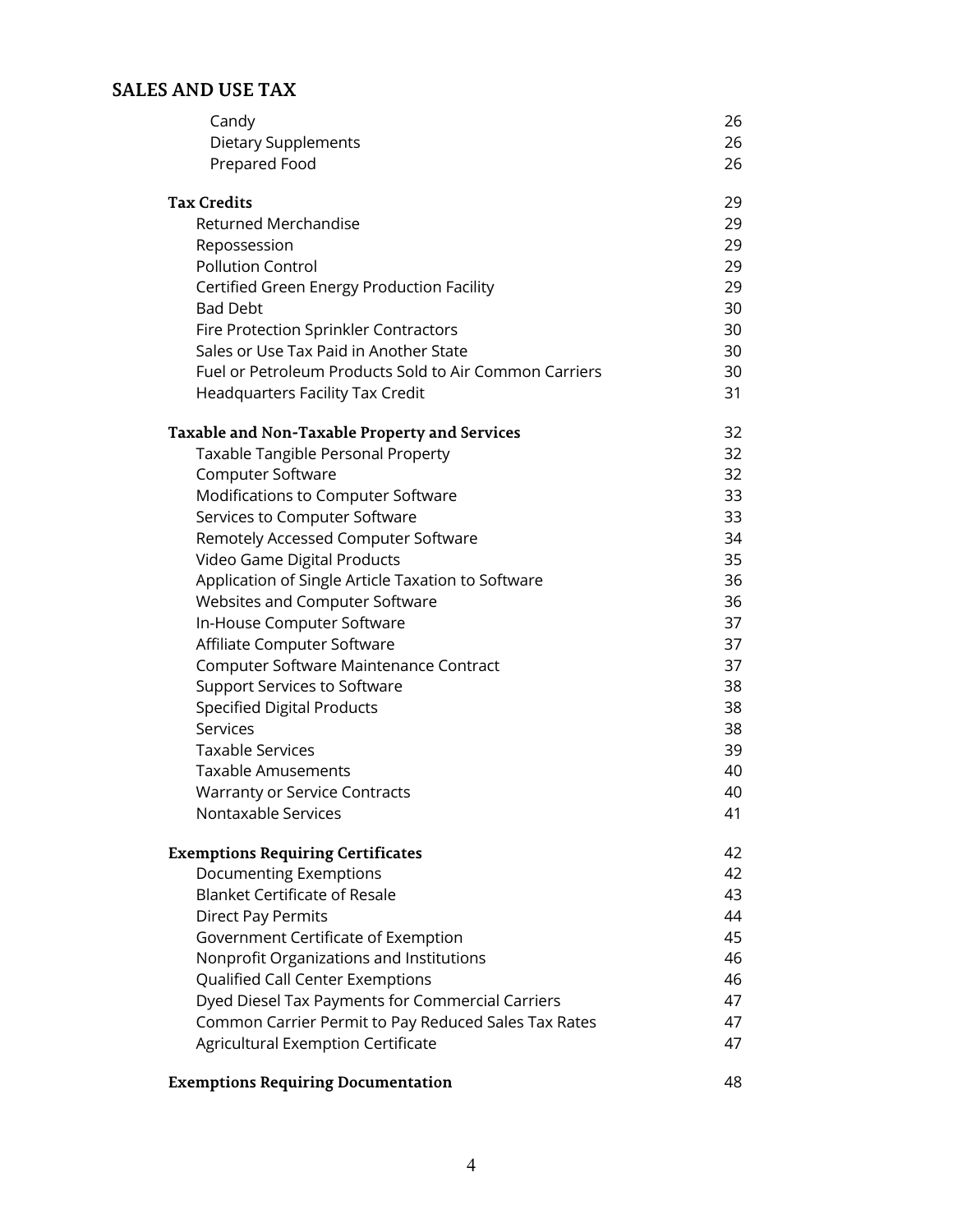## SALES AND USE TAX

| | |
|---|---|
| Candy | 26 |
| Dietary Supplements | 26 |
| Prepared Food | 26 |
| **Tax Credits** | 29 |
| Returned Merchandise | 29 |
| Repossession | 29 |
| Pollution Control | 29 |
| Certified Green Energy Production Facility | 29 |
| Bad Debt | 30 |
| Fire Protection Sprinkler Contractors | 30 |
| Sales or Use Tax Paid in Another State | 30 |
| Fuel or Petroleum Products Sold to Air Common Carriers | 30 |
| Headquarters Facility Tax Credit | 31 |
| **Taxable and Non-Taxable Property and Services** | 32 |
| Taxable Tangible Personal Property | 32 |
| Computer Software | 32 |
| Modifications to Computer Software | 33 |
| Services to Computer Software | 33 |
| Remotely Accessed Computer Software | 34 |
| Video Game Digital Products | 35 |
| Application of Single Article Taxation to Software | 36 |
| Websites and Computer Software | 36 |
| In-House Computer Software | 37 |
| Affiliate Computer Software | 37 |
| Computer Software Maintenance Contract | 37 |
| Support Services to Software | 38 |
| Specified Digital Products | 38 |
| Services | 38 |
| Taxable Services | 39 |
| Taxable Amusements | 40 |
| Warranty or Service Contracts | 40 |
| Nontaxable Services | 41 |
| **Exemptions Requiring Certificates** | 42 |
| Documenting Exemptions | 42 |
| Blanket Certificate of Resale | 43 |
| Direct Pay Permits | 44 |
| Government Certificate of Exemption | 45 |
| Nonprofit Organizations and Institutions | 46 |
| Qualified Call Center Exemptions | 46 |
| Dyed Diesel Tax Payments for Commercial Carriers | 47 |
| Common Carrier Permit to Pay Reduced Sales Tax Rates | 47 |
| Agricultural Exemption Certificate | 47 |
| **Exemptions Requiring Documentation** | 48 |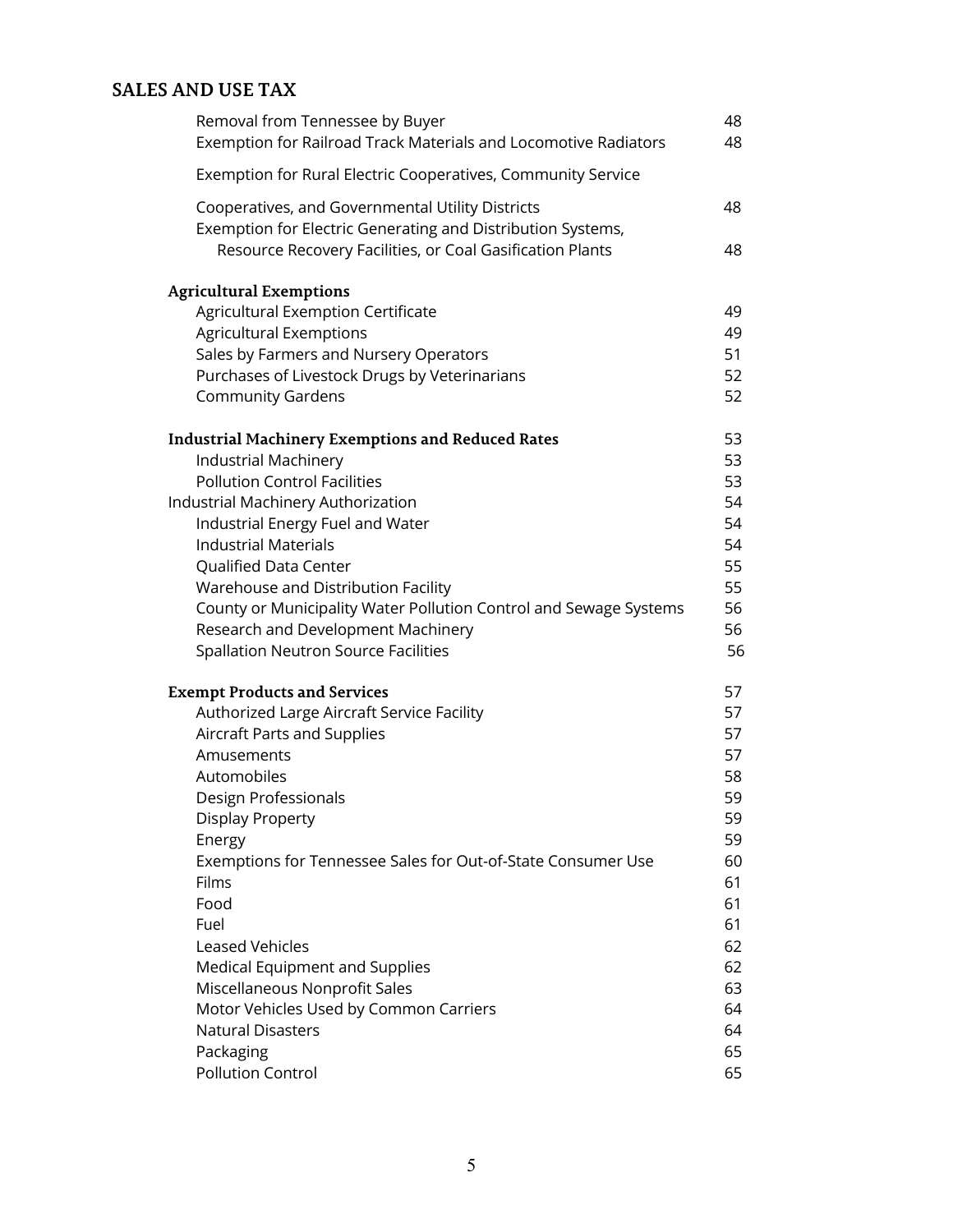## SALES AND USE TAX

| | |
|---|---|
| Removal from Tennessee by Buyer | 48 |
| Exemption for Railroad Track Materials and Locomotive Radiators | 48 |
| Exemption for Rural Electric Cooperatives, Community Service Cooperatives, and Governmental Utility Districts | 48 |
| Exemption for Electric Generating and Distribution Systems, Resource Recovery Facilities, or Coal Gasification Plants | 48 |
| **Agricultural Exemptions** | |
| Agricultural Exemption Certificate | 49 |
| Agricultural Exemptions | 49 |
| Sales by Farmers and Nursery Operators | 51 |
| Purchases of Livestock Drugs by Veterinarians | 52 |
| Community Gardens | 52 |
| **Industrial Machinery Exemptions and Reduced Rates** | 53 |
| Industrial Machinery | 53 |
| Pollution Control Facilities | 53 |
| Industrial Machinery Authorization | 54 |
| Industrial Energy Fuel and Water | 54 |
| Industrial Materials | 54 |
| Qualified Data Center | 55 |
| Warehouse and Distribution Facility | 55 |
| County or Municipality Water Pollution Control and Sewage Systems | 56 |
| Research and Development Machinery | 56 |
| Spallation Neutron Source Facilities | 56 |
| **Exempt Products and Services** | 57 |
| Authorized Large Aircraft Service Facility | 57 |
| Aircraft Parts and Supplies | 57 |
| Amusements | 57 |
| Automobiles | 58 |
| Design Professionals | 59 |
| Display Property | 59 |
| Energy | 59 |
| Exemptions for Tennessee Sales for Out-of-State Consumer Use | 60 |
| Films | 61 |
| Food | 61 |
| Fuel | 61 |
| Leased Vehicles | 62 |
| Medical Equipment and Supplies | 62 |
| Miscellaneous Nonprofit Sales | 63 |
| Motor Vehicles Used by Common Carriers | 64 |
| Natural Disasters | 64 |
| Packaging | 65 |
| Pollution Control | 65 |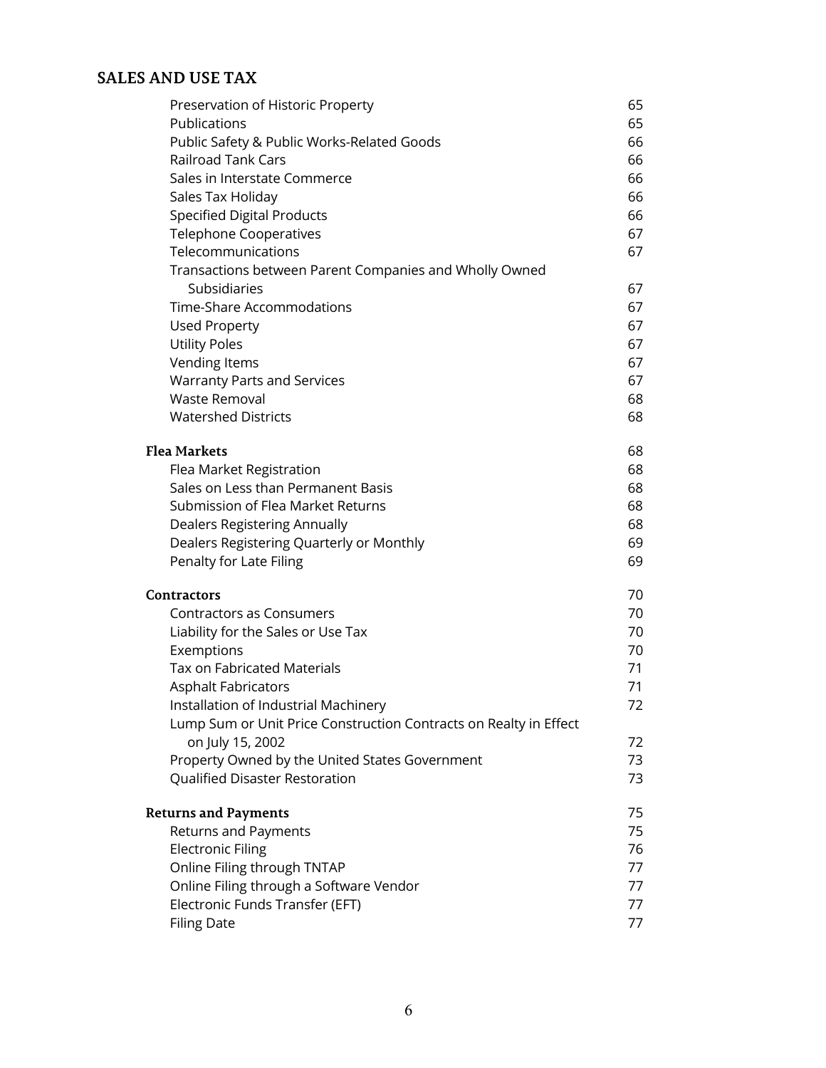## SALES AND USE TAX

| | |
|---|---|
| Preservation of Historic Property | 65 |
| Publications | 65 |
| Public Safety & Public Works-Related Goods | 66 |
| Railroad Tank Cars | 66 |
| Sales in Interstate Commerce | 66 |
| Sales Tax Holiday | 66 |
| Specified Digital Products | 66 |
| Telephone Cooperatives | 67 |
| Telecommunications | 67 |
| Transactions between Parent Companies and Wholly Owned Subsidiaries | 67 |
| Time-Share Accommodations | 67 |
| Used Property | 67 |
| Utility Poles | 67 |
| Vending Items | 67 |
| Warranty Parts and Services | 67 |
| Waste Removal | 68 |
| Watershed Districts | 68 |
| **Flea Markets** | 68 |
| Flea Market Registration | 68 |
| Sales on Less than Permanent Basis | 68 |
| Submission of Flea Market Returns | 68 |
| Dealers Registering Annually | 68 |
| Dealers Registering Quarterly or Monthly | 69 |
| Penalty for Late Filing | 69 |
| **Contractors** | 70 |
| Contractors as Consumers | 70 |
| Liability for the Sales or Use Tax | 70 |
| Exemptions | 70 |
| Tax on Fabricated Materials | 71 |
| Asphalt Fabricators | 71 |
| Installation of Industrial Machinery | 72 |
| Lump Sum or Unit Price Construction Contracts on Realty in Effect on July 15, 2002 | 72 |
| Property Owned by the United States Government | 73 |
| Qualified Disaster Restoration | 73 |
| **Returns and Payments** | 75 |
| Returns and Payments | 75 |
| Electronic Filing | 76 |
| Online Filing through TNTAP | 77 |
| Online Filing through a Software Vendor | 77 |
| Electronic Funds Transfer (EFT) | 77 |
| Filing Date | 77 |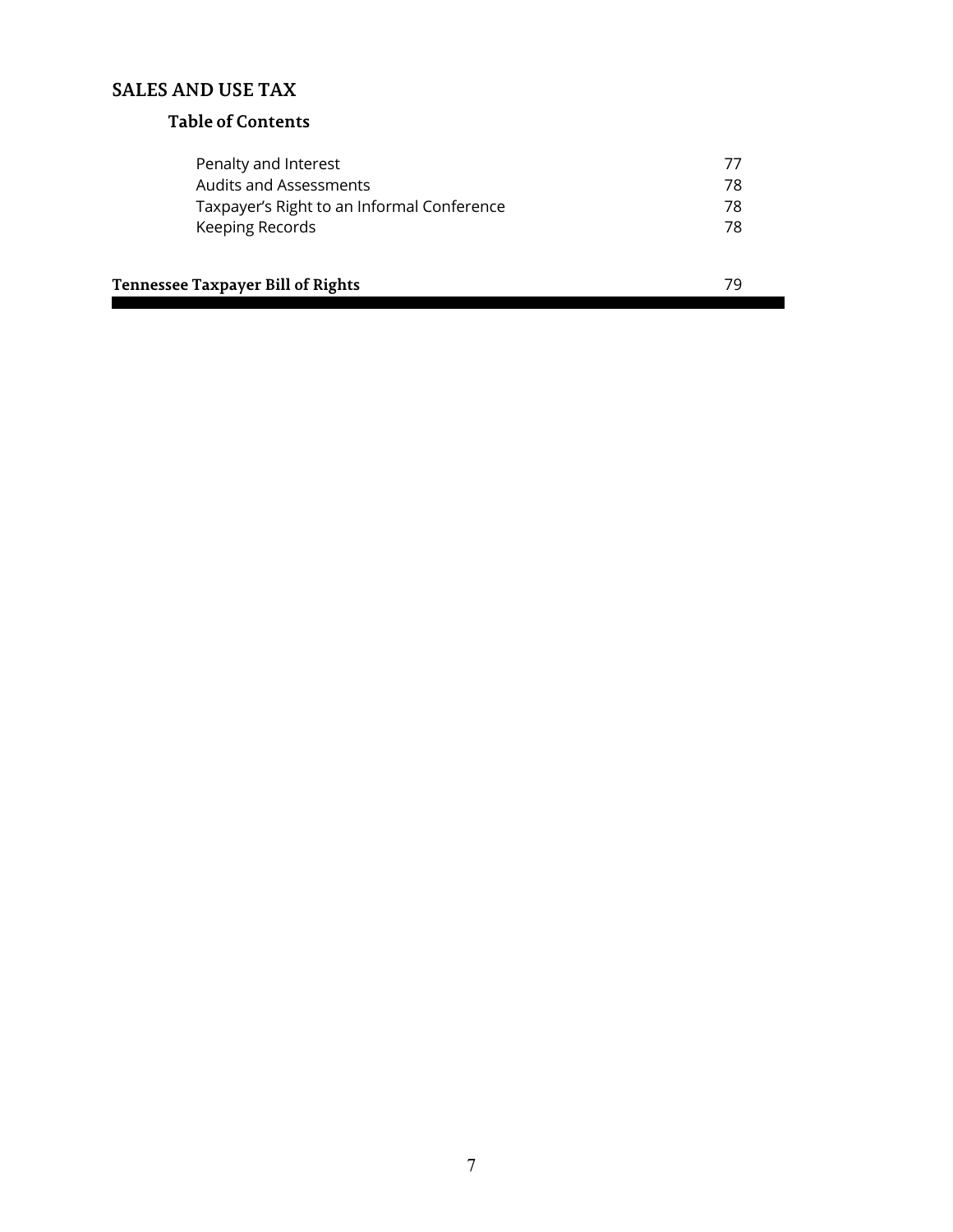## SALES AND USE TAX

### Table of Contents

| | |
|---|---|
| Penalty and Interest | 77 |
| Audits and Assessments | 78 |
| Taxpayer’s Right to an Informal Conference | 78 |
| Keeping Records | 78 |

| | |
|---|---|
| **Tennessee Taxpayer Bill of Rights** | 79 |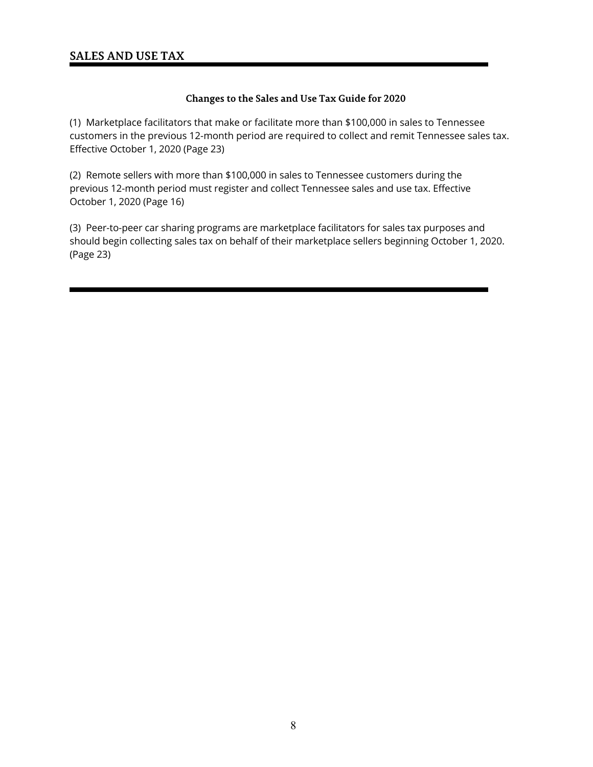# SALES AND USE TAX

### Changes to the Sales and Use Tax Guide for 2020

(1) Marketplace facilitators that make or facilitate more than $100,000 in sales to Tennessee customers in the previous 12-month period are required to collect and remit Tennessee sales tax. Effective October 1, 2020 (Page 23)

(2) Remote sellers with more than $100,000 in sales to Tennessee customers during the previous 12-month period must register and collect Tennessee sales and use tax. Effective October 1, 2020 (Page 16)

(3) Peer-to-peer car sharing programs are marketplace facilitators for sales tax purposes and should begin collecting sales tax on behalf of their marketplace sellers beginning October 1, 2020. (Page 23)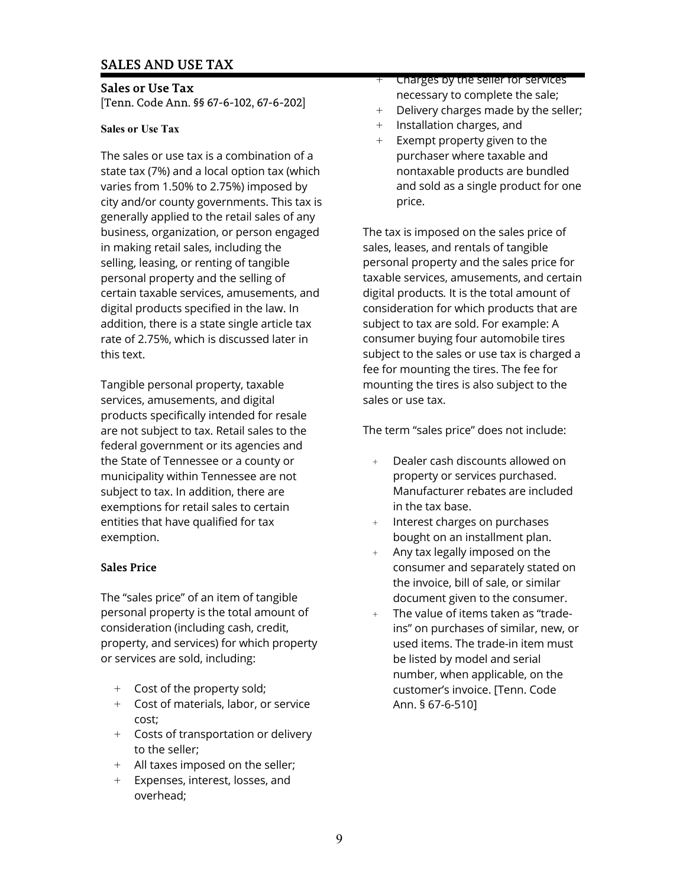# SALES AND USE TAX

## Sales or Use Tax

[Tenn. Code Ann. §§ 67-6-102, 67-6-202]

### Sales or Use Tax

The sales or use tax is a combination of a state tax (7%) and a local option tax (which varies from 1.50% to 2.75%) imposed by city and/or county governments. This tax is generally applied to the retail sales of any business, organization, or person engaged in making retail sales, including the selling, leasing, or renting of tangible personal property and the selling of certain taxable services, amusements, and digital products specified in the law. In addition, there is a state single article tax rate of 2.75%, which is discussed later in this text.

Tangible personal property, taxable services, amusements, and digital products specifically intended for resale are not subject to tax. Retail sales to the federal government or its agencies and the State of Tennessee or a county or municipality within Tennessee are not subject to tax. In addition, there are exemptions for retail sales to certain entities that have qualified for tax exemption.

### Sales Price

The "sales price" of an item of tangible personal property is the total amount of consideration (including cash, credit, property, and services) for which property or services are sold, including:

- Cost of the property sold;
- Cost of materials, labor, or service cost;
- Costs of transportation or delivery to the seller;
- All taxes imposed on the seller;
- Expenses, interest, losses, and overhead;
- Charges by the seller for services necessary to complete the sale;
- Delivery charges made by the seller;
- Installation charges, and
- Exempt property given to the purchaser where taxable and nontaxable products are bundled and sold as a single product for one price.

The tax is imposed on the sales price of sales, leases, and rentals of tangible personal property and the sales price for taxable services, amusements, and certain digital products. It is the total amount of consideration for which products that are subject to tax are sold. For example: A consumer buying four automobile tires subject to the sales or use tax is charged a fee for mounting the tires. The fee for mounting the tires is also subject to the sales or use tax.

The term "sales price" does not include:

- Dealer cash discounts allowed on property or services purchased. Manufacturer rebates are included in the tax base.
- Interest charges on purchases bought on an installment plan.
- Any tax legally imposed on the consumer and separately stated on the invoice, bill of sale, or similar document given to the consumer.
- The value of items taken as "trade-ins" on purchases of similar, new, or used items. The trade-in item must be listed by model and serial number, when applicable, on the customer's invoice. [Tenn. Code Ann. § 67-6-510]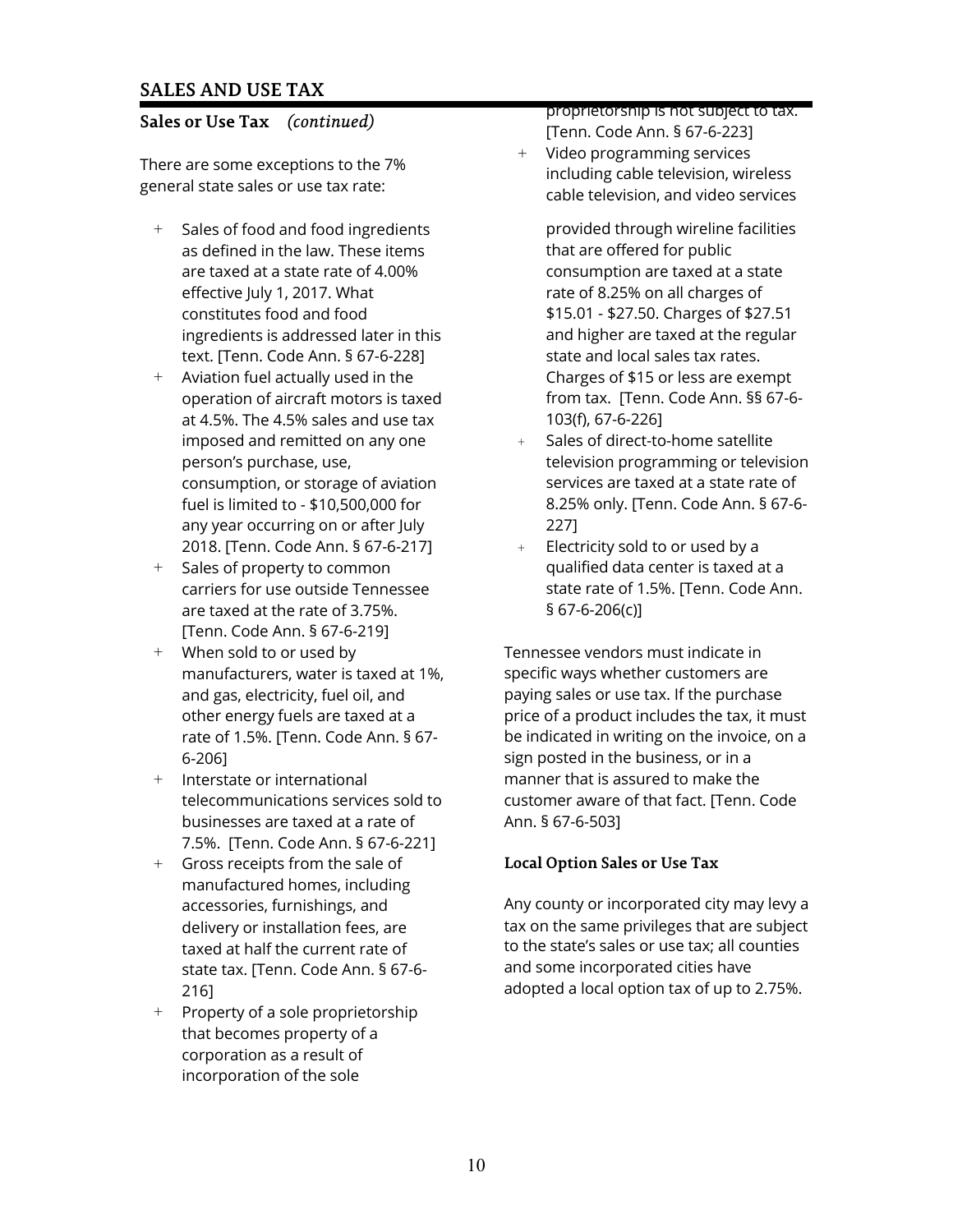## SALES AND USE TAX

### Sales or Use Tax *(continued)*

There are some exceptions to the 7% general state sales or use tax rate:

- Sales of food and food ingredients as defined in the law. These items are taxed at a state rate of 4.00% effective July 1, 2017. What constitutes food and food ingredients is addressed later in this text. [Tenn. Code Ann. § 67-6-228]
- Aviation fuel actually used in the operation of aircraft motors is taxed at 4.5%. The 4.5% sales and use tax imposed and remitted on any one person's purchase, use, consumption, or storage of aviation fuel is limited to - $10,500,000 for any year occurring on or after July 2018. [Tenn. Code Ann. § 67-6-217]
- Sales of property to common carriers for use outside Tennessee are taxed at the rate of 3.75%. [Tenn. Code Ann. § 67-6-219]
- When sold to or used by manufacturers, water is taxed at 1%, and gas, electricity, fuel oil, and other energy fuels are taxed at a rate of 1.5%. [Tenn. Code Ann. § 67-6-206]
- Interstate or international telecommunications services sold to businesses are taxed at a rate of 7.5%. [Tenn. Code Ann. § 67-6-221]
- Gross receipts from the sale of manufactured homes, including accessories, furnishings, and delivery or installation fees, are taxed at half the current rate of state tax. [Tenn. Code Ann. § 67-6-216]
- Property of a sole proprietorship that becomes property of a corporation as a result of incorporation of the sole proprietorship is not subject to tax. [Tenn. Code Ann. § 67-6-223]
- Video programming services including cable television, wireless cable television, and video services provided through wireline facilities that are offered for public consumption are taxed at a state rate of 8.25% on all charges of $15.01 - $27.50. Charges of $27.51 and higher are taxed at the regular state and local sales tax rates. Charges of $15 or less are exempt from tax. [Tenn. Code Ann. §§ 67-6-103(f), 67-6-226]
- Sales of direct-to-home satellite television programming or television services are taxed at a state rate of 8.25% only. [Tenn. Code Ann. § 67-6-227]
- Electricity sold to or used by a qualified data center is taxed at a state rate of 1.5%. [Tenn. Code Ann. § 67-6-206(c)]

Tennessee vendors must indicate in specific ways whether customers are paying sales or use tax. If the purchase price of a product includes the tax, it must be indicated in writing on the invoice, on a sign posted in the business, or in a manner that is assured to make the customer aware of that fact. [Tenn. Code Ann. § 67-6-503]

### Local Option Sales or Use Tax

Any county or incorporated city may levy a tax on the same privileges that are subject to the state's sales or use tax; all counties and some incorporated cities have adopted a local option tax of up to 2.75%.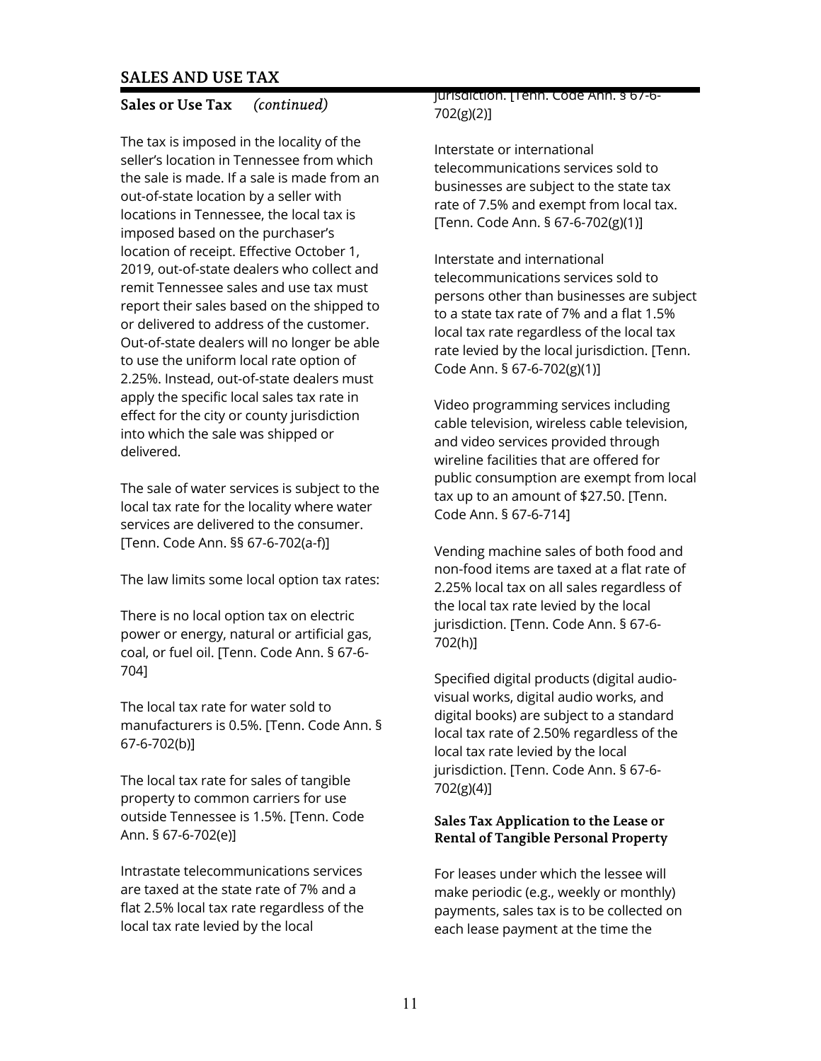## SALES AND USE TAX

### Sales or Use Tax *(continued)*

The tax is imposed in the locality of the seller's location in Tennessee from which the sale is made. If a sale is made from an out-of-state location by a seller with locations in Tennessee, the local tax is imposed based on the purchaser's location of receipt. Effective October 1, 2019, out-of-state dealers who collect and remit Tennessee sales and use tax must report their sales based on the shipped to or delivered to address of the customer. Out-of-state dealers will no longer be able to use the uniform local rate option of 2.25%. Instead, out-of-state dealers must apply the specific local sales tax rate in effect for the city or county jurisdiction into which the sale was shipped or delivered.

The sale of water services is subject to the local tax rate for the locality where water services are delivered to the consumer. [Tenn. Code Ann. §§ 67-6-702(a-f)]

The law limits some local option tax rates:

There is no local option tax on electric power or energy, natural or artificial gas, coal, or fuel oil. [Tenn. Code Ann. § 67-6-704]

The local tax rate for water sold to manufacturers is 0.5%. [Tenn. Code Ann. § 67-6-702(b)]

The local tax rate for sales of tangible property to common carriers for use outside Tennessee is 1.5%. [Tenn. Code Ann. § 67-6-702(e)]

Intrastate telecommunications services are taxed at the state rate of 7% and a flat 2.5% local tax rate regardless of the local tax rate levied by the local jurisdiction. [Tenn. Code Ann. § 67-6-702(g)(2)]

Interstate or international telecommunications services sold to businesses are subject to the state tax rate of 7.5% and exempt from local tax. [Tenn. Code Ann. § 67-6-702(g)(1)]

Interstate and international telecommunications services sold to persons other than businesses are subject to a state tax rate of 7% and a flat 1.5% local tax rate regardless of the local tax rate levied by the local jurisdiction. [Tenn. Code Ann. § 67-6-702(g)(1)]

Video programming services including cable television, wireless cable television, and video services provided through wireline facilities that are offered for public consumption are exempt from local tax up to an amount of $27.50. [Tenn. Code Ann. § 67-6-714]

Vending machine sales of both food and non-food items are taxed at a flat rate of 2.25% local tax on all sales regardless of the local tax rate levied by the local jurisdiction. [Tenn. Code Ann. § 67-6-702(h)]

Specified digital products (digital audio-visual works, digital audio works, and digital books) are subject to a standard local tax rate of 2.50% regardless of the local tax rate levied by the local jurisdiction. [Tenn. Code Ann. § 67-6-702(g)(4)]

### Sales Tax Application to the Lease or Rental of Tangible Personal Property

For leases under which the lessee will make periodic (e.g., weekly or monthly) payments, sales tax is to be collected on each lease payment at the time the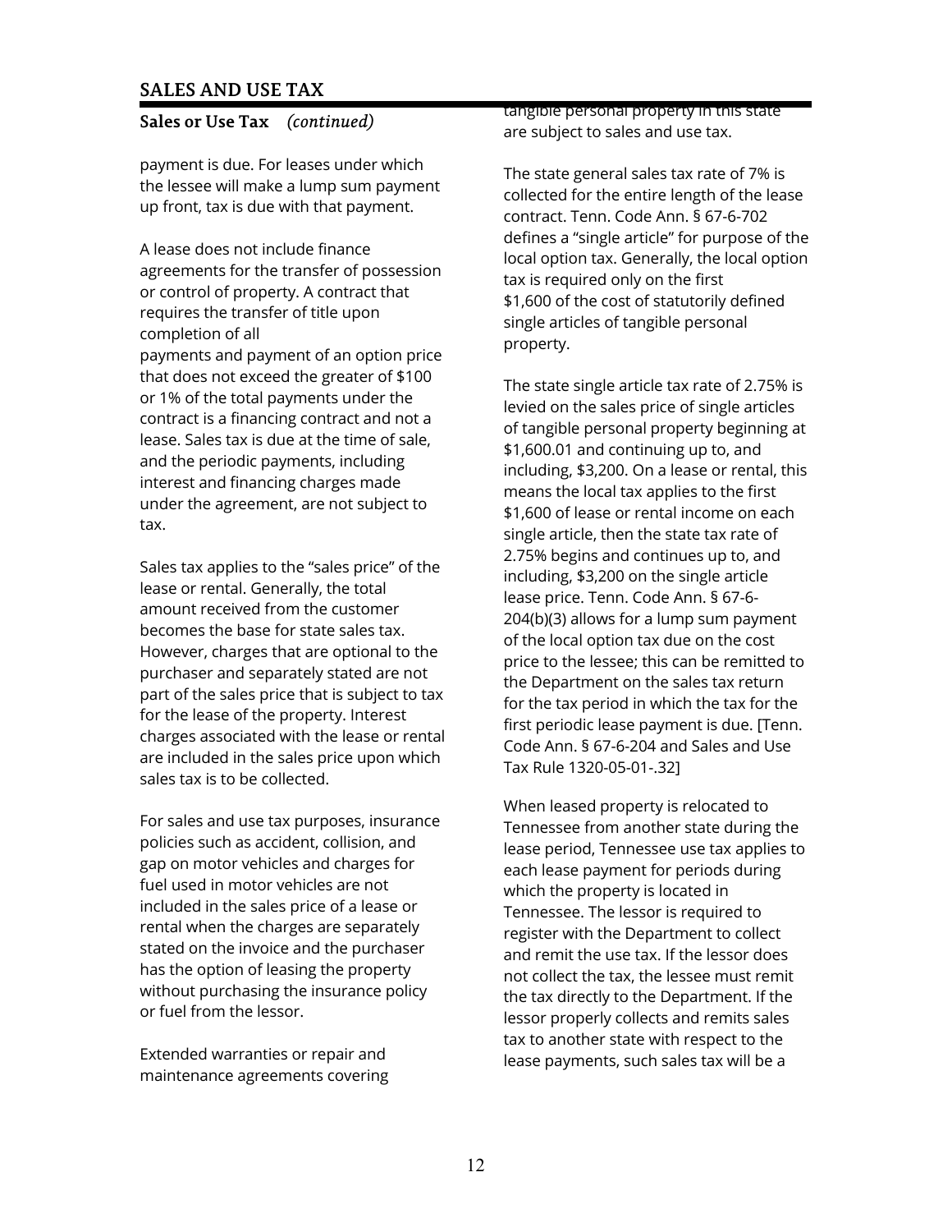## Sales or Use Tax *(continued)*

payment is due. For leases under which the lessee will make a lump sum payment up front, tax is due with that payment.

A lease does not include finance agreements for the transfer of possession or control of property. A contract that requires the transfer of title upon completion of all payments and payment of an option price that does not exceed the greater of $100 or 1% of the total payments under the contract is a financing contract and not a lease. Sales tax is due at the time of sale, and the periodic payments, including interest and financing charges made under the agreement, are not subject to tax.

Sales tax applies to the "sales price" of the lease or rental. Generally, the total amount received from the customer becomes the base for state sales tax. However, charges that are optional to the purchaser and separately stated are not part of the sales price that is subject to tax for the lease of the property. Interest charges associated with the lease or rental are included in the sales price upon which sales tax is to be collected.

For sales and use tax purposes, insurance policies such as accident, collision, and gap on motor vehicles and charges for fuel used in motor vehicles are not included in the sales price of a lease or rental when the charges are separately stated on the invoice and the purchaser has the option of leasing the property without purchasing the insurance policy or fuel from the lessor.

Extended warranties or repair and maintenance agreements covering tangible personal property in this state are subject to sales and use tax.

The state general sales tax rate of 7% is collected for the entire length of the lease contract. Tenn. Code Ann. § 67-6-702 defines a "single article" for purpose of the local option tax. Generally, the local option tax is required only on the first $1,600 of the cost of statutorily defined single articles of tangible personal property.

The state single article tax rate of 2.75% is levied on the sales price of single articles of tangible personal property beginning at $1,600.01 and continuing up to, and including, $3,200. On a lease or rental, this means the local tax applies to the first $1,600 of lease or rental income on each single article, then the state tax rate of 2.75% begins and continues up to, and including, $3,200 on the single article lease price. Tenn. Code Ann. § 67-6-204(b)(3) allows for a lump sum payment of the local option tax due on the cost price to the lessee; this can be remitted to the Department on the sales tax return for the tax period in which the tax for the first periodic lease payment is due. [Tenn. Code Ann. § 67-6-204 and Sales and Use Tax Rule 1320-05-01-.32]

When leased property is relocated to Tennessee from another state during the lease period, Tennessee use tax applies to each lease payment for periods during which the property is located in Tennessee. The lessor is required to register with the Department to collect and remit the use tax. If the lessor does not collect the tax, the lessee must remit the tax directly to the Department. If the lessor properly collects and remits sales tax to another state with respect to the lease payments, such sales tax will be a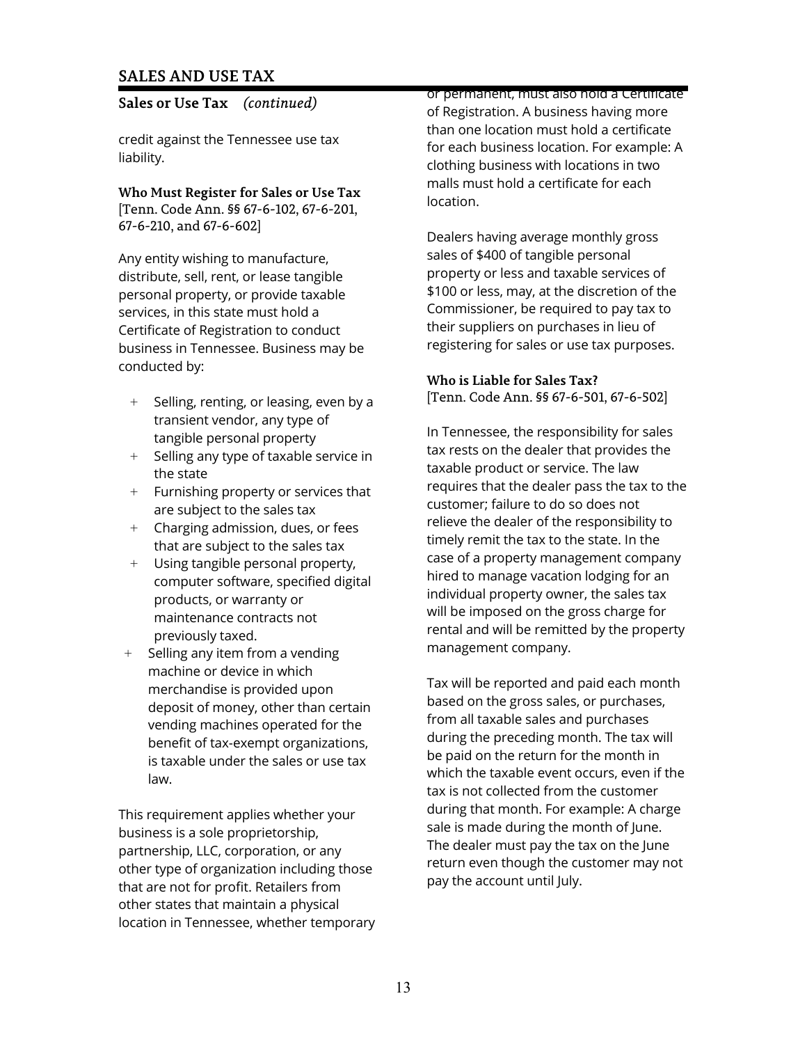## SALES AND USE TAX

### Sales or Use Tax *(continued)*

credit against the Tennessee use tax liability.

**Who Must Register for Sales or Use Tax**
[Tenn. Code Ann. §§ 67-6-102, 67-6-201, 67-6-210, and 67-6-602]

Any entity wishing to manufacture, distribute, sell, rent, or lease tangible personal property, or provide taxable services, in this state must hold a Certificate of Registration to conduct business in Tennessee. Business may be conducted by:

- Selling, renting, or leasing, even by a transient vendor, any type of tangible personal property
- Selling any type of taxable service in the state
- Furnishing property or services that are subject to the sales tax
- Charging admission, dues, or fees that are subject to the sales tax
- Using tangible personal property, computer software, specified digital products, or warranty or maintenance contracts not previously taxed.
- Selling any item from a vending machine or device in which merchandise is provided upon deposit of money, other than certain vending machines operated for the benefit of tax-exempt organizations, is taxable under the sales or use tax law.

This requirement applies whether your business is a sole proprietorship, partnership, LLC, corporation, or any other type of organization including those that are not for profit. Retailers from other states that maintain a physical location in Tennessee, whether temporary or permanent, must also hold a Certificate of Registration. A business having more than one location must hold a certificate for each business location. For example: A clothing business with locations in two malls must hold a certificate for each location.

Dealers having average monthly gross sales of $400 of tangible personal property or less and taxable services of $100 or less, may, at the discretion of the Commissioner, be required to pay tax to their suppliers on purchases in lieu of registering for sales or use tax purposes.

**Who is Liable for Sales Tax?**
[Tenn. Code Ann. §§ 67-6-501, 67-6-502]

In Tennessee, the responsibility for sales tax rests on the dealer that provides the taxable product or service. The law requires that the dealer pass the tax to the customer; failure to do so does not relieve the dealer of the responsibility to timely remit the tax to the state. In the case of a property management company hired to manage vacation lodging for an individual property owner, the sales tax will be imposed on the gross charge for rental and will be remitted by the property management company.

Tax will be reported and paid each month based on the gross sales, or purchases, from all taxable sales and purchases during the preceding month. The tax will be paid on the return for the month in which the taxable event occurs, even if the tax is not collected from the customer during that month. For example: A charge sale is made during the month of June. The dealer must pay the tax on the June return even though the customer may not pay the account until July.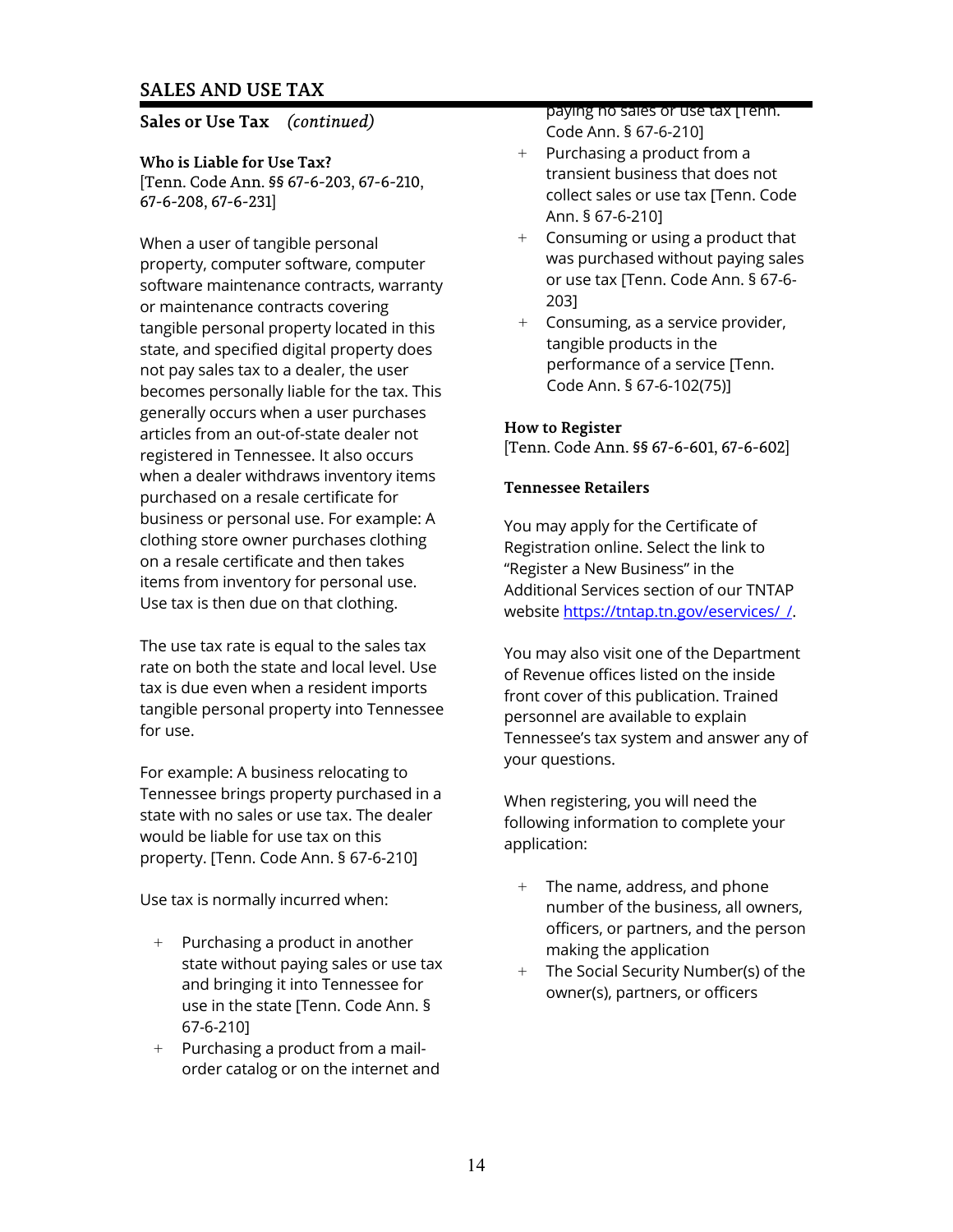## SALES AND USE TAX

### Sales or Use Tax *(continued)*

**Who is Liable for Use Tax?**
[Tenn. Code Ann. §§ 67-6-203, 67-6-210, 67-6-208, 67-6-231]

When a user of tangible personal property, computer software, computer software maintenance contracts, warranty or maintenance contracts covering tangible personal property located in this state, and specified digital property does not pay sales tax to a dealer, the user becomes personally liable for the tax. This generally occurs when a user purchases articles from an out-of-state dealer not registered in Tennessee. It also occurs when a dealer withdraws inventory items purchased on a resale certificate for business or personal use. For example: A clothing store owner purchases clothing on a resale certificate and then takes items from inventory for personal use. Use tax is then due on that clothing.

The use tax rate is equal to the sales tax rate on both the state and local level. Use tax is due even when a resident imports tangible personal property into Tennessee for use.

For example: A business relocating to Tennessee brings property purchased in a state with no sales or use tax. The dealer would be liable for use tax on this property. [Tenn. Code Ann. § 67-6-210]

Use tax is normally incurred when:

- Purchasing a product in another state without paying sales or use tax and bringing it into Tennessee for use in the state [Tenn. Code Ann. § 67-6-210]
- Purchasing a product from a mail-order catalog or on the internet and paying no sales or use tax [Tenn. Code Ann. § 67-6-210]
- Purchasing a product from a transient business that does not collect sales or use tax [Tenn. Code Ann. § 67-6-210]
- Consuming or using a product that was purchased without paying sales or use tax [Tenn. Code Ann. § 67-6-203]
- Consuming, as a service provider, tangible products in the performance of a service [Tenn. Code Ann. § 67-6-102(75)]

**How to Register**
[Tenn. Code Ann. §§ 67-6-601, 67-6-602]

**Tennessee Retailers**

You may apply for the Certificate of Registration online. Select the link to "Register a New Business" in the Additional Services section of our TNTAP website https://tntap.tn.gov/eservices/_/.

You may also visit one of the Department of Revenue offices listed on the inside front cover of this publication. Trained personnel are available to explain Tennessee's tax system and answer any of your questions.

When registering, you will need the following information to complete your application:

- The name, address, and phone number of the business, all owners, officers, or partners, and the person making the application
- The Social Security Number(s) of the owner(s), partners, or officers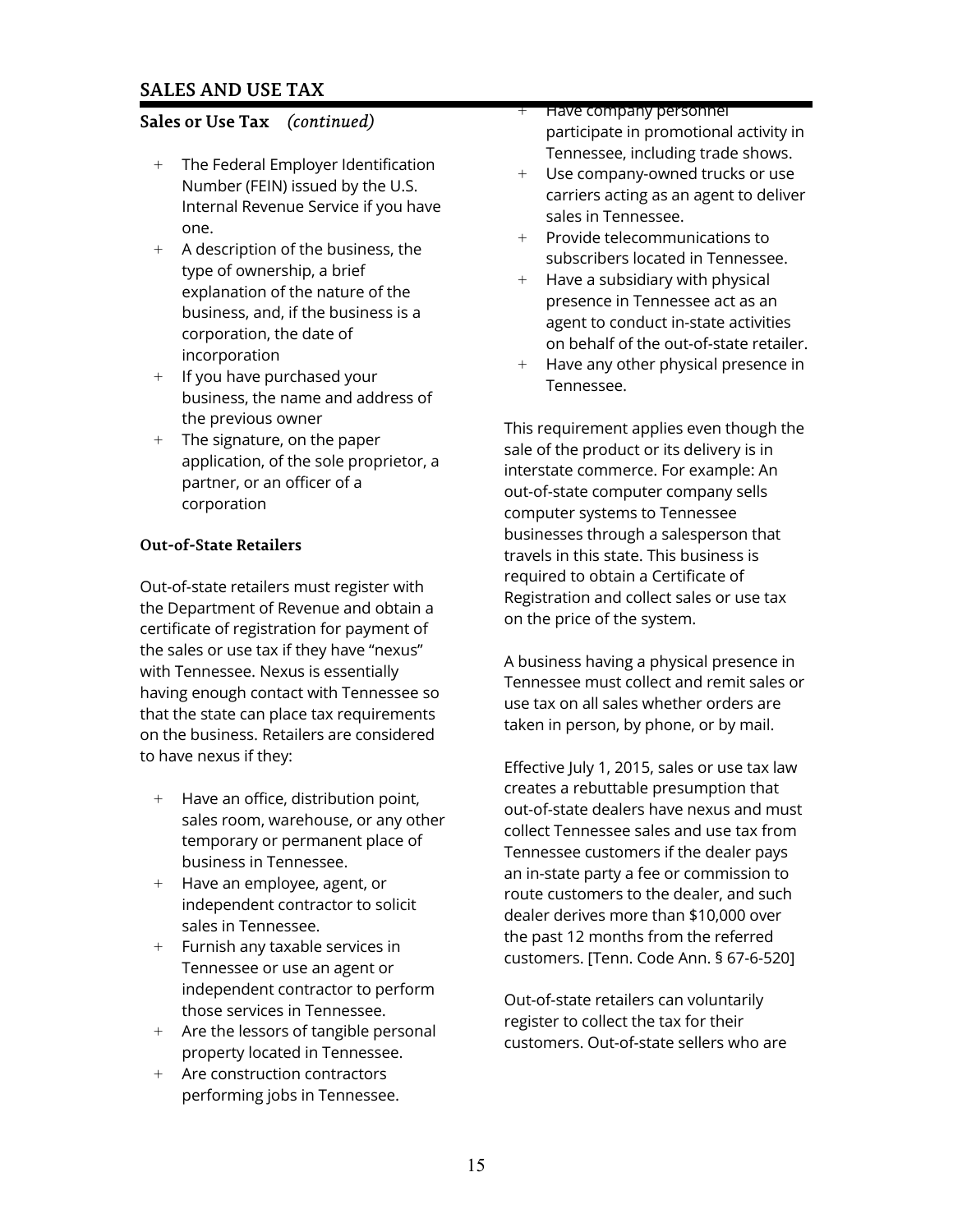## Sales or Use Tax *(continued)*

- The Federal Employer Identification Number (FEIN) issued by the U.S. Internal Revenue Service if you have one.
- A description of the business, the type of ownership, a brief explanation of the nature of the business, and, if the business is a corporation, the date of incorporation
- If you have purchased your business, the name and address of the previous owner
- The signature, on the paper application, of the sole proprietor, a partner, or an officer of a corporation

### Out-of-State Retailers

Out-of-state retailers must register with the Department of Revenue and obtain a certificate of registration for payment of the sales or use tax if they have "nexus" with Tennessee. Nexus is essentially having enough contact with Tennessee so that the state can place tax requirements on the business. Retailers are considered to have nexus if they:

- Have an office, distribution point, sales room, warehouse, or any other temporary or permanent place of business in Tennessee.
- Have an employee, agent, or independent contractor to solicit sales in Tennessee.
- Furnish any taxable services in Tennessee or use an agent or independent contractor to perform those services in Tennessee.
- Are the lessors of tangible personal property located in Tennessee.
- Are construction contractors performing jobs in Tennessee.
- Have company personnel participate in promotional activity in Tennessee, including trade shows.
- Use company-owned trucks or use carriers acting as an agent to deliver sales in Tennessee.
- Provide telecommunications to subscribers located in Tennessee.
- Have a subsidiary with physical presence in Tennessee act as an agent to conduct in-state activities on behalf of the out-of-state retailer.
- Have any other physical presence in Tennessee.

This requirement applies even though the sale of the product or its delivery is in interstate commerce. For example: An out-of-state computer company sells computer systems to Tennessee businesses through a salesperson that travels in this state. This business is required to obtain a Certificate of Registration and collect sales or use tax on the price of the system.

A business having a physical presence in Tennessee must collect and remit sales or use tax on all sales whether orders are taken in person, by phone, or by mail.

Effective July 1, 2015, sales or use tax law creates a rebuttable presumption that out-of-state dealers have nexus and must collect Tennessee sales and use tax from Tennessee customers if the dealer pays an in-state party a fee or commission to route customers to the dealer, and such dealer derives more than $10,000 over the past 12 months from the referred customers. [Tenn. Code Ann. § 67-6-520]

Out-of-state retailers can voluntarily register to collect the tax for their customers. Out-of-state sellers who are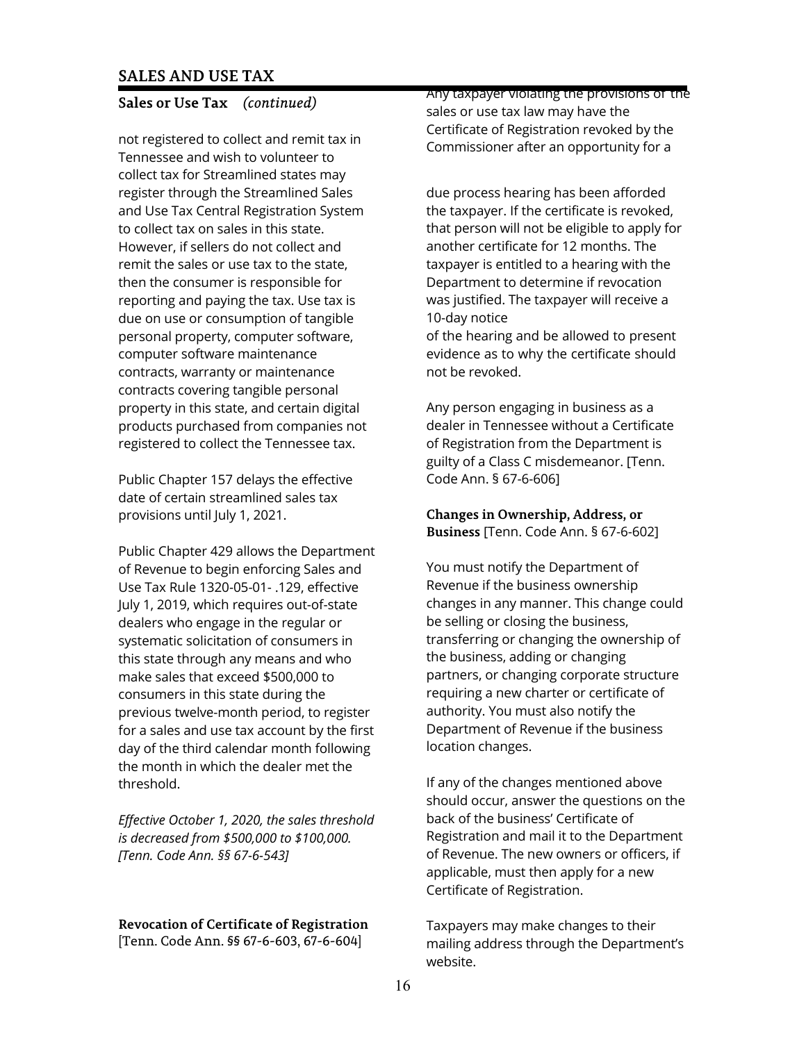## SALES AND USE TAX

### Sales or Use Tax *(continued)*

not registered to collect and remit tax in Tennessee and wish to volunteer to collect tax for Streamlined states may register through the Streamlined Sales and Use Tax Central Registration System to collect tax on sales in this state. However, if sellers do not collect and remit the sales or use tax to the state, then the consumer is responsible for reporting and paying the tax. Use tax is due on use or consumption of tangible personal property, computer software, computer software maintenance contracts, warranty or maintenance contracts covering tangible personal property in this state, and certain digital products purchased from companies not registered to collect the Tennessee tax.

Public Chapter 157 delays the effective date of certain streamlined sales tax provisions until July 1, 2021.

Public Chapter 429 allows the Department of Revenue to begin enforcing Sales and Use Tax Rule 1320-05-01- .129, effective July 1, 2019, which requires out-of-state dealers who engage in the regular or systematic solicitation of consumers in this state through any means and who make sales that exceed $500,000 to consumers in this state during the previous twelve-month period, to register for a sales and use tax account by the first day of the third calendar month following the month in which the dealer met the threshold.

*Effective October 1, 2020, the sales threshold is decreased from $500,000 to $100,000. [Tenn. Code Ann. §§ 67-6-543]*

**Revocation of Certificate of Registration** [Tenn. Code Ann. §§ 67-6-603, 67-6-604]

Any taxpayer violating the provisions of the sales or use tax law may have the Certificate of Registration revoked by the Commissioner after an opportunity for a due process hearing has been afforded the taxpayer. If the certificate is revoked, that person will not be eligible to apply for another certificate for 12 months. The taxpayer is entitled to a hearing with the Department to determine if revocation was justified. The taxpayer will receive a 10-day notice of the hearing and be allowed to present evidence as to why the certificate should not be revoked.

Any person engaging in business as a dealer in Tennessee without a Certificate of Registration from the Department is guilty of a Class C misdemeanor. [Tenn. Code Ann. § 67-6-606]

**Changes in Ownership, Address, or Business** [Tenn. Code Ann. § 67-6-602]

You must notify the Department of Revenue if the business ownership changes in any manner. This change could be selling or closing the business, transferring or changing the ownership of the business, adding or changing partners, or changing corporate structure requiring a new charter or certificate of authority. You must also notify the Department of Revenue if the business location changes.

If any of the changes mentioned above should occur, answer the questions on the back of the business' Certificate of Registration and mail it to the Department of Revenue. The new owners or officers, if applicable, must then apply for a new Certificate of Registration.

Taxpayers may make changes to their mailing address through the Department's website.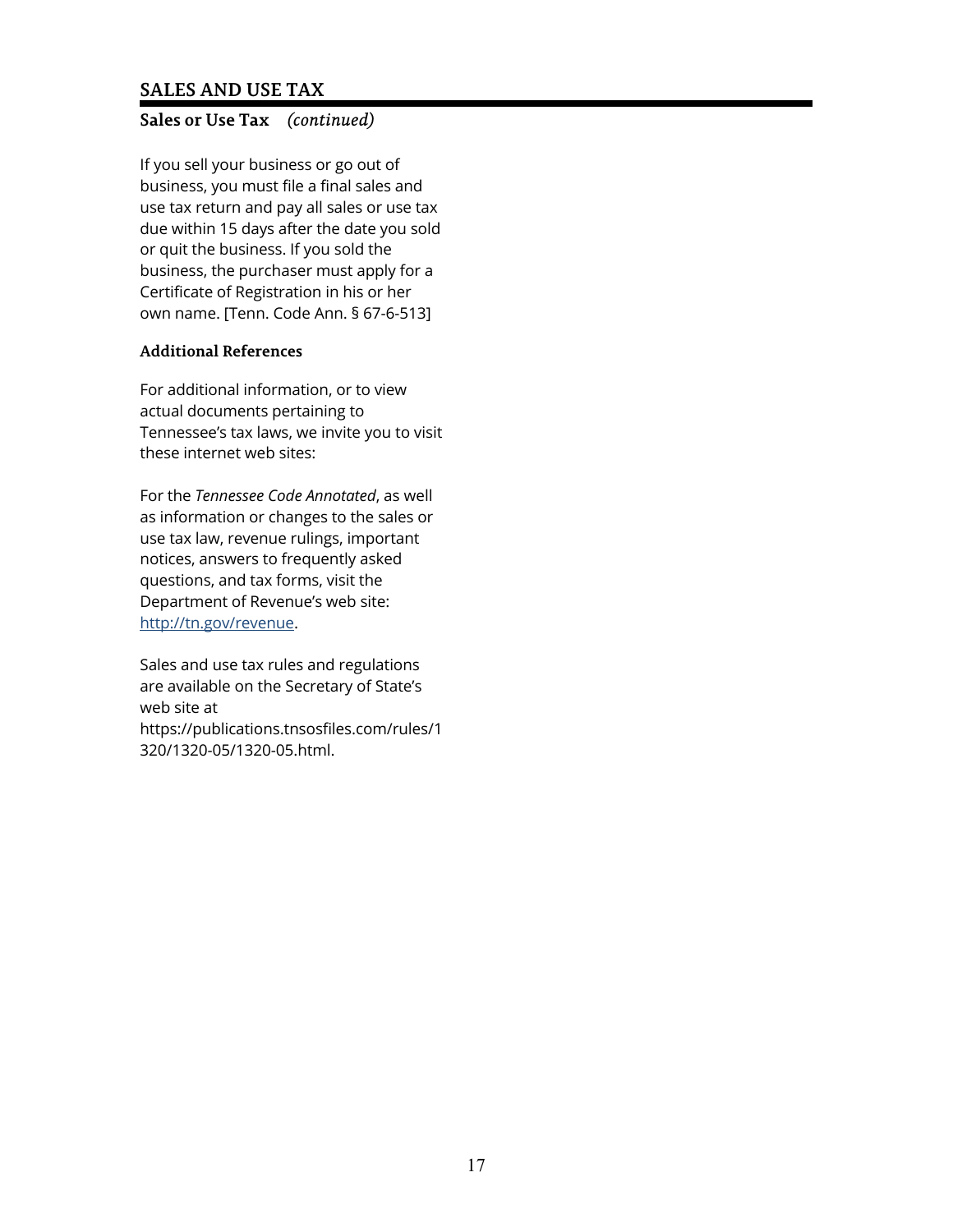## SALES AND USE TAX

### Sales or Use Tax *(continued)*

If you sell your business or go out of business, you must file a final sales and use tax return and pay all sales or use tax due within 15 days after the date you sold or quit the business. If you sold the business, the purchaser must apply for a Certificate of Registration in his or her own name. [Tenn. Code Ann. § 67-6-513]

#### Additional References

For additional information, or to view actual documents pertaining to Tennessee's tax laws, we invite you to visit these internet web sites:

For the *Tennessee Code Annotated*, as well as information or changes to the sales or use tax law, revenue rulings, important notices, answers to frequently asked questions, and tax forms, visit the Department of Revenue's web site: http://tn.gov/revenue.

Sales and use tax rules and regulations are available on the Secretary of State's web site at https://publications.tnsosfiles.com/rules/1320/1320-05/1320-05.html.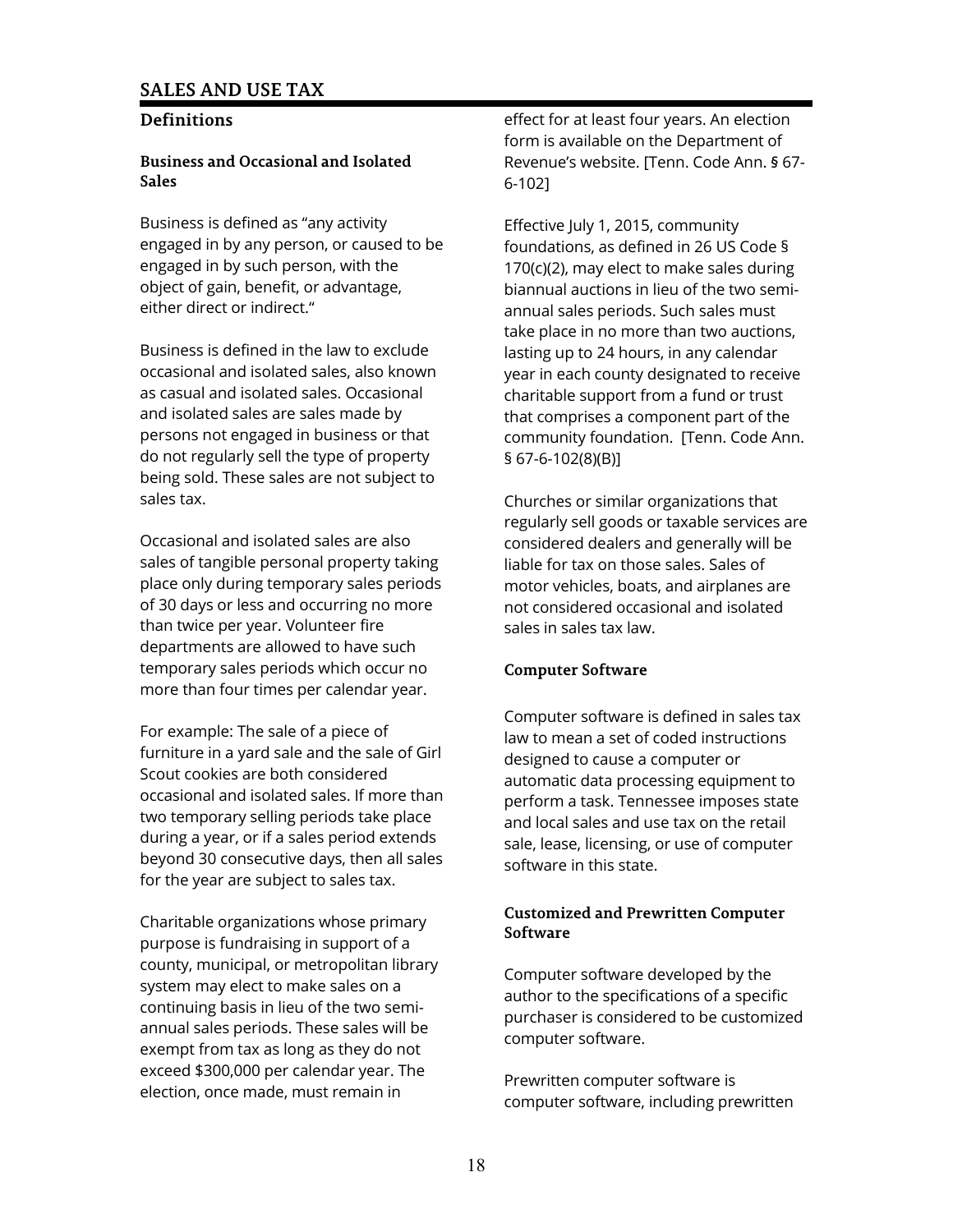# SALES AND USE TAX

## Definitions

### Business and Occasional and Isolated Sales

Business is defined as "any activity engaged in by any person, or caused to be engaged in by such person, with the object of gain, benefit, or advantage, either direct or indirect."

Business is defined in the law to exclude occasional and isolated sales, also known as casual and isolated sales. Occasional and isolated sales are sales made by persons not engaged in business or that do not regularly sell the type of property being sold. These sales are not subject to sales tax.

Occasional and isolated sales are also sales of tangible personal property taking place only during temporary sales periods of 30 days or less and occurring no more than twice per year. Volunteer fire departments are allowed to have such temporary sales periods which occur no more than four times per calendar year.

For example: The sale of a piece of furniture in a yard sale and the sale of Girl Scout cookies are both considered occasional and isolated sales. If more than two temporary selling periods take place during a year, or if a sales period extends beyond 30 consecutive days, then all sales for the year are subject to sales tax.

Charitable organizations whose primary purpose is fundraising in support of a county, municipal, or metropolitan library system may elect to make sales on a continuing basis in lieu of the two semi-annual sales periods. These sales will be exempt from tax as long as they do not exceed $300,000 per calendar year. The election, once made, must remain in effect for at least four years. An election form is available on the Department of Revenue's website. [Tenn. Code Ann. § 67-6-102]

Effective July 1, 2015, community foundations, as defined in 26 US Code § 170(c)(2), may elect to make sales during biannual auctions in lieu of the two semi-annual sales periods. Such sales must take place in no more than two auctions, lasting up to 24 hours, in any calendar year in each county designated to receive charitable support from a fund or trust that comprises a component part of the community foundation. [Tenn. Code Ann. § 67-6-102(8)(B)]

Churches or similar organizations that regularly sell goods or taxable services are considered dealers and generally will be liable for tax on those sales. Sales of motor vehicles, boats, and airplanes are not considered occasional and isolated sales in sales tax law.

### Computer Software

Computer software is defined in sales tax law to mean a set of coded instructions designed to cause a computer or automatic data processing equipment to perform a task. Tennessee imposes state and local sales and use tax on the retail sale, lease, licensing, or use of computer software in this state.

### Customized and Prewritten Computer Software

Computer software developed by the author to the specifications of a specific purchaser is considered to be customized computer software.

Prewritten computer software is computer software, including prewritten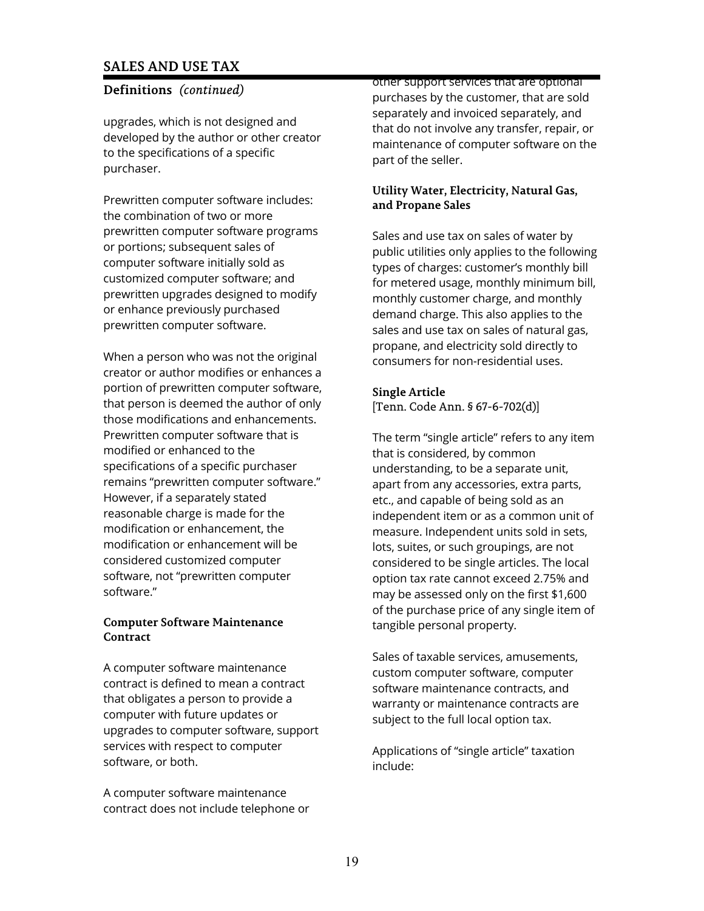upgrades, which is not designed and developed by the author or other creator to the specifications of a specific purchaser.

Prewritten computer software includes: the combination of two or more prewritten computer software programs or portions; subsequent sales of computer software initially sold as customized computer software; and prewritten upgrades designed to modify or enhance previously purchased prewritten computer software.

When a person who was not the original creator or author modifies or enhances a portion of prewritten computer software, that person is deemed the author of only those modifications and enhancements. Prewritten computer software that is modified or enhanced to the specifications of a specific purchaser remains "prewritten computer software." However, if a separately stated reasonable charge is made for the modification or enhancement, the modification or enhancement will be considered customized computer software, not "prewritten computer software."

### Computer Software Maintenance Contract

A computer software maintenance contract is defined to mean a contract that obligates a person to provide a computer with future updates or upgrades to computer software, support services with respect to computer software, or both.

A computer software maintenance contract does not include telephone or other support services that are optional purchases by the customer, that are sold separately and invoiced separately, and that do not involve any transfer, repair, or maintenance of computer software on the part of the seller.

### Utility Water, Electricity, Natural Gas, and Propane Sales

Sales and use tax on sales of water by public utilities only applies to the following types of charges: customer's monthly bill for metered usage, monthly minimum bill, monthly customer charge, and monthly demand charge. This also applies to the sales and use tax on sales of natural gas, propane, and electricity sold directly to consumers for non-residential uses.

### Single Article

[Tenn. Code Ann. § 67-6-702(d)]

The term "single article" refers to any item that is considered, by common understanding, to be a separate unit, apart from any accessories, extra parts, etc., and capable of being sold as an independent item or as a common unit of measure. Independent units sold in sets, lots, suites, or such groupings, are not considered to be single articles. The local option tax rate cannot exceed 2.75% and may be assessed only on the first $1,600 of the purchase price of any single item of tangible personal property.

Sales of taxable services, amusements, custom computer software, computer software maintenance contracts, and warranty or maintenance contracts are subject to the full local option tax.

Applications of "single article" taxation include: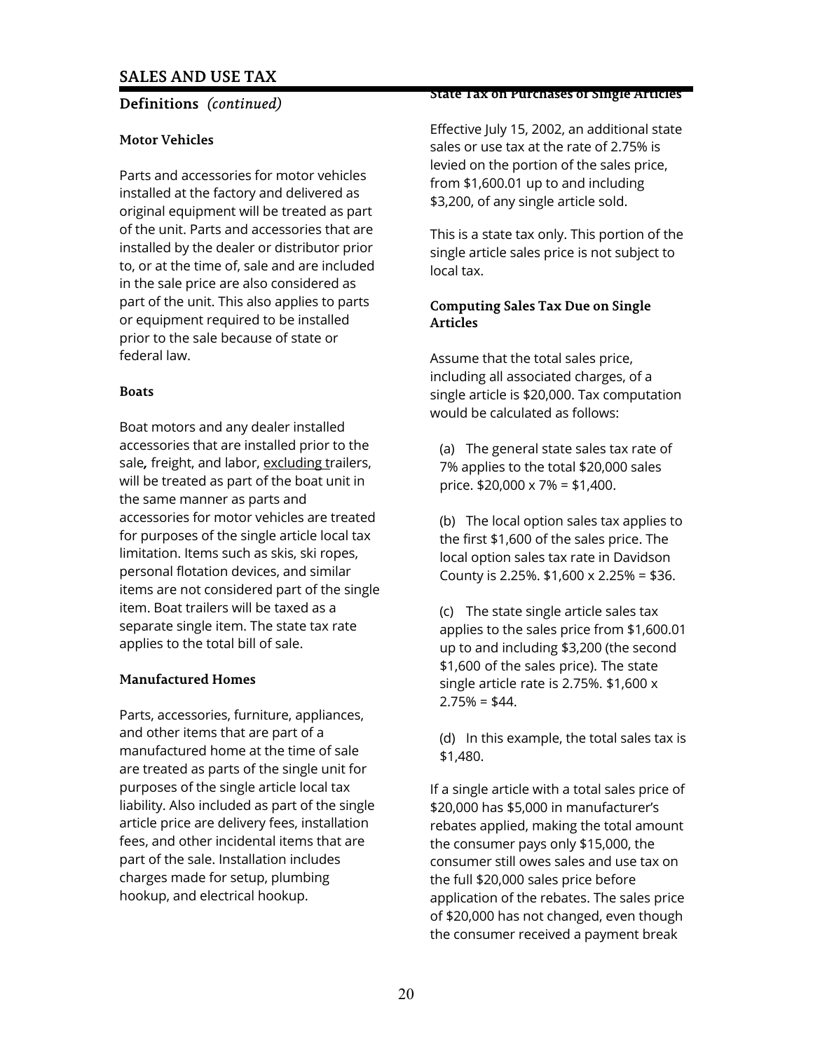# SALES AND USE TAX

## Definitions *(continued)*

### Motor Vehicles

Parts and accessories for motor vehicles installed at the factory and delivered as original equipment will be treated as part of the unit. Parts and accessories that are installed by the dealer or distributor prior to, or at the time of, sale and are included in the sale price are also considered as part of the unit. This also applies to parts or equipment required to be installed prior to the sale because of state or federal law.

### Boats

Boat motors and any dealer installed accessories that are installed prior to the sale***,*** freight, and labor, excluding trailers, will be treated as part of the boat unit in the same manner as parts and accessories for motor vehicles are treated for purposes of the single article local tax limitation. Items such as skis, ski ropes, personal flotation devices, and similar items are not considered part of the single item. Boat trailers will be taxed as a separate single item. The state tax rate applies to the total bill of sale.

### Manufactured Homes

Parts, accessories, furniture, appliances, and other items that are part of a manufactured home at the time of sale are treated as parts of the single unit for purposes of the single article local tax liability. Also included as part of the single article price are delivery fees, installation fees, and other incidental items that are part of the sale. Installation includes charges made for setup, plumbing hookup, and electrical hookup.

### State Tax on Purchases of Single Articles

Effective July 15, 2002, an additional state sales or use tax at the rate of 2.75% is levied on the portion of the sales price, from $1,600.01 up to and including $3,200, of any single article sold.

This is a state tax only. This portion of the single article sales price is not subject to local tax.

### Computing Sales Tax Due on Single Articles

Assume that the total sales price, including all associated charges, of a single article is $20,000. Tax computation would be calculated as follows:

(a) The general state sales tax rate of 7% applies to the total $20,000 sales price. $20,000 x 7% = $1,400.

(b) The local option sales tax applies to the first $1,600 of the sales price. The local option sales tax rate in Davidson County is 2.25%. $1,600 x 2.25% = $36.

(c) The state single article sales tax applies to the sales price from $1,600.01 up to and including $3,200 (the second $1,600 of the sales price). The state single article rate is 2.75%. $1,600 x 2.75% = $44.

(d) In this example, the total sales tax is $1,480.

If a single article with a total sales price of $20,000 has $5,000 in manufacturer's rebates applied, making the total amount the consumer pays only $15,000, the consumer still owes sales and use tax on the full $20,000 sales price before application of the rebates. The sales price of $20,000 has not changed, even though the consumer received a payment break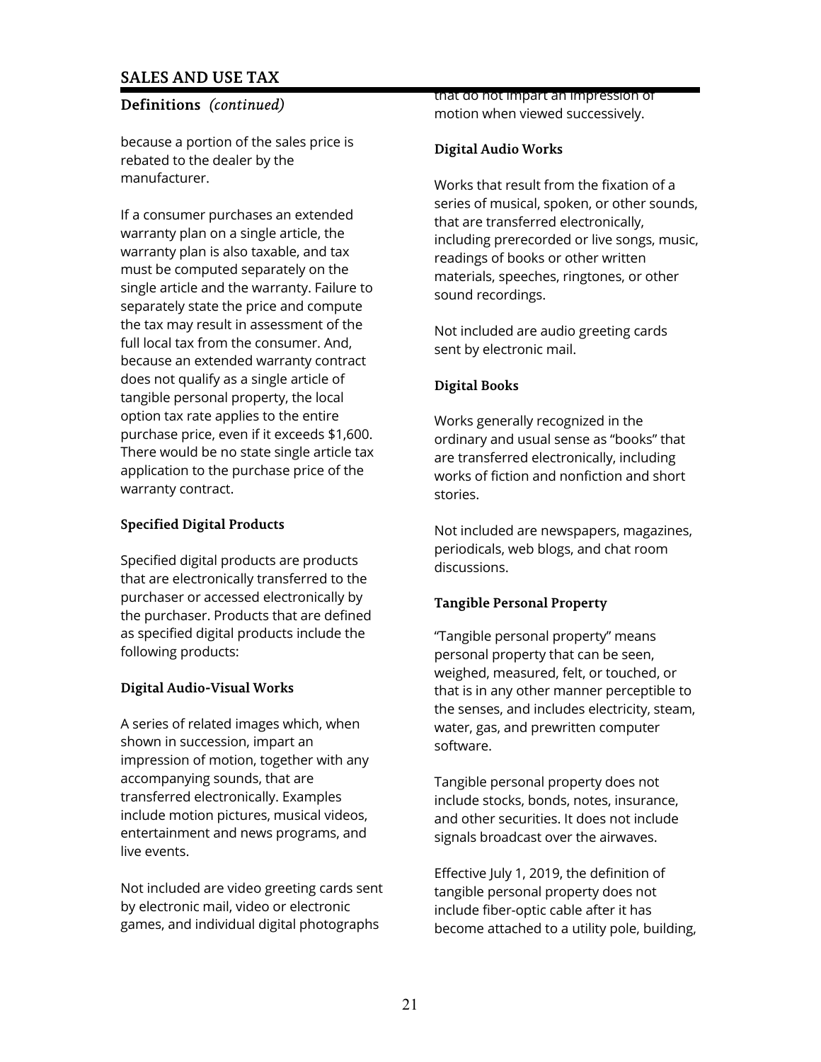## Definitions *(continued)*

because a portion of the sales price is rebated to the dealer by the manufacturer.

If a consumer purchases an extended warranty plan on a single article, the warranty plan is also taxable, and tax must be computed separately on the single article and the warranty. Failure to separately state the price and compute the tax may result in assessment of the full local tax from the consumer. And, because an extended warranty contract does not qualify as a single article of tangible personal property, the local option tax rate applies to the entire purchase price, even if it exceeds $1,600. There would be no state single article tax application to the purchase price of the warranty contract.

### Specified Digital Products

Specified digital products are products that are electronically transferred to the purchaser or accessed electronically by the purchaser. Products that are defined as specified digital products include the following products:

### Digital Audio-Visual Works

A series of related images which, when shown in succession, impart an impression of motion, together with any accompanying sounds, that are transferred electronically. Examples include motion pictures, musical videos, entertainment and news programs, and live events.

Not included are video greeting cards sent by electronic mail, video or electronic games, and individual digital photographs that do not impart an impression of motion when viewed successively.

### Digital Audio Works

Works that result from the fixation of a series of musical, spoken, or other sounds, that are transferred electronically, including prerecorded or live songs, music, readings of books or other written materials, speeches, ringtones, or other sound recordings.

Not included are audio greeting cards sent by electronic mail.

### Digital Books

Works generally recognized in the ordinary and usual sense as "books" that are transferred electronically, including works of fiction and nonfiction and short stories.

Not included are newspapers, magazines, periodicals, web blogs, and chat room discussions.

### Tangible Personal Property

"Tangible personal property" means personal property that can be seen, weighed, measured, felt, or touched, or that is in any other manner perceptible to the senses, and includes electricity, steam, water, gas, and prewritten computer software.

Tangible personal property does not include stocks, bonds, notes, insurance, and other securities. It does not include signals broadcast over the airwaves.

Effective July 1, 2019, the definition of tangible personal property does not include fiber-optic cable after it has become attached to a utility pole, building,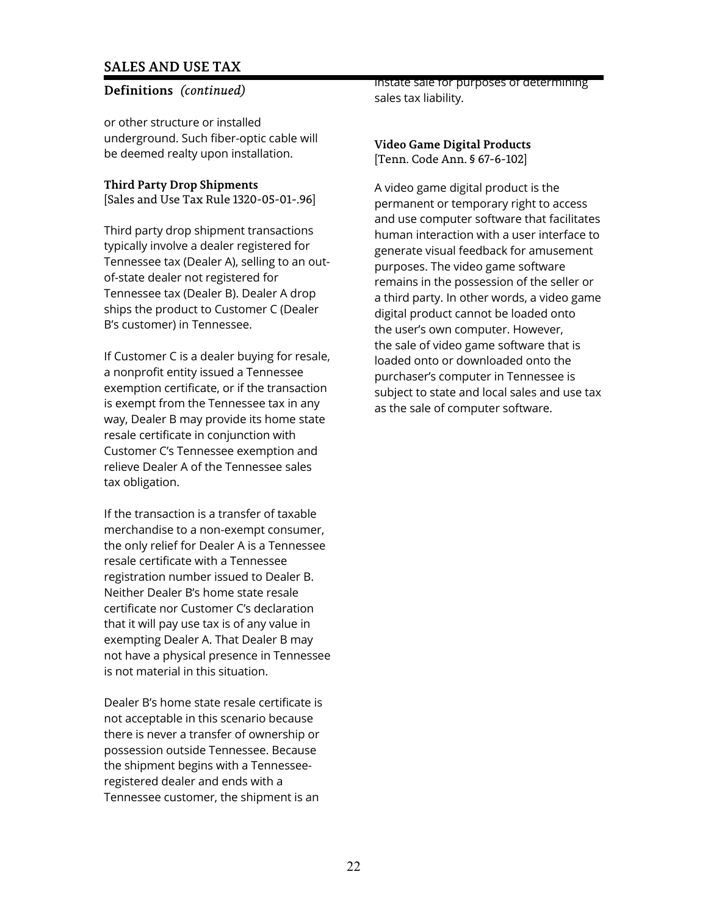or other structure or installed underground. Such fiber-optic cable will be deemed realty upon installation.

**Third Party Drop Shipments**
[Sales and Use Tax Rule 1320-05-01-.96]

Third party drop shipment transactions typically involve a dealer registered for Tennessee tax (Dealer A), selling to an out-of-state dealer not registered for Tennessee tax (Dealer B). Dealer A drop ships the product to Customer C (Dealer B's customer) in Tennessee.

If Customer C is a dealer buying for resale, a nonprofit entity issued a Tennessee exemption certificate, or if the transaction is exempt from the Tennessee tax in any way, Dealer B may provide its home state resale certificate in conjunction with Customer C's Tennessee exemption and relieve Dealer A of the Tennessee sales tax obligation.

If the transaction is a transfer of taxable merchandise to a non-exempt consumer, the only relief for Dealer A is a Tennessee resale certificate with a Tennessee registration number issued to Dealer B. Neither Dealer B's home state resale certificate nor Customer C's declaration that it will pay use tax is of any value in exempting Dealer A. That Dealer B may not have a physical presence in Tennessee is not material in this situation.

Dealer B's home state resale certificate is not acceptable in this scenario because there is never a transfer of ownership or possession outside Tennessee. Because the shipment begins with a Tennessee-registered dealer and ends with a Tennessee customer, the shipment is an instate sale for purposes of determining sales tax liability.

**Video Game Digital Products**
[Tenn. Code Ann. § 67-6-102]

A video game digital product is the permanent or temporary right to access and use computer software that facilitates human interaction with a user interface to generate visual feedback for amusement purposes. The video game software remains in the possession of the seller or a third party. In other words, a video game digital product cannot be loaded onto the user's own computer. However, the sale of video game software that is loaded onto or downloaded onto the purchaser's computer in Tennessee is subject to state and local sales and use tax as the sale of computer software.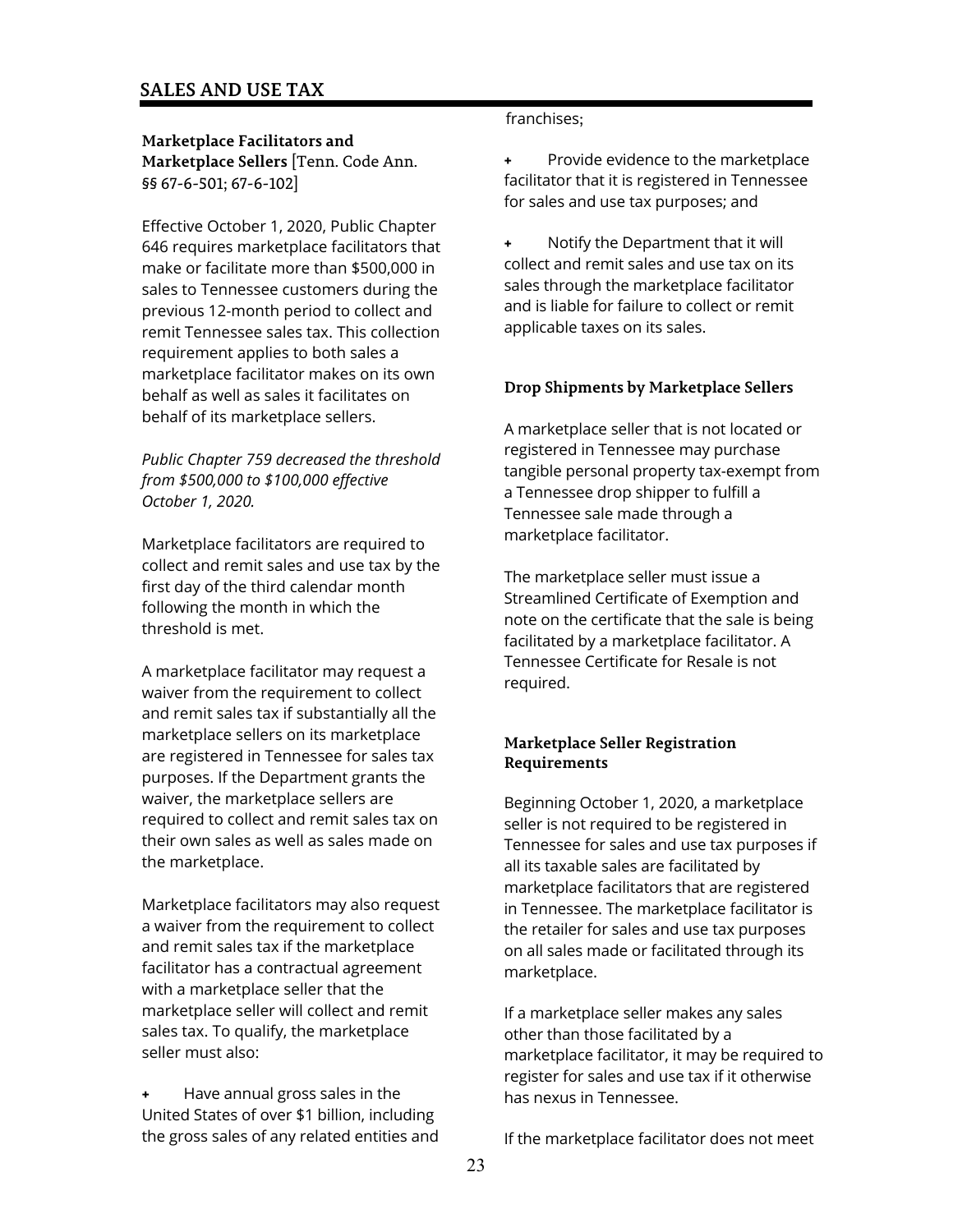### Marketplace Facilitators and Marketplace Sellers [Tenn. Code Ann. §§ 67-6-501; 67-6-102]

Effective October 1, 2020, Public Chapter 646 requires marketplace facilitators that make or facilitate more than $500,000 in sales to Tennessee customers during the previous 12-month period to collect and remit Tennessee sales tax. This collection requirement applies to both sales a marketplace facilitator makes on its own behalf as well as sales it facilitates on behalf of its marketplace sellers.

*Public Chapter 759 decreased the threshold from $500,000 to $100,000 effective October 1, 2020.*

Marketplace facilitators are required to collect and remit sales and use tax by the first day of the third calendar month following the month in which the threshold is met.

A marketplace facilitator may request a waiver from the requirement to collect and remit sales tax if substantially all the marketplace sellers on its marketplace are registered in Tennessee for sales tax purposes. If the Department grants the waiver, the marketplace sellers are required to collect and remit sales tax on their own sales as well as sales made on the marketplace.

Marketplace facilitators may also request a waiver from the requirement to collect and remit sales tax if the marketplace facilitator has a contractual agreement with a marketplace seller that the marketplace seller will collect and remit sales tax. To qualify, the marketplace seller must also:

- Have annual gross sales in the United States of over $1 billion, including the gross sales of any related entities and franchises;
- Provide evidence to the marketplace facilitator that it is registered in Tennessee for sales and use tax purposes; and
- Notify the Department that it will collect and remit sales and use tax on its sales through the marketplace facilitator and is liable for failure to collect or remit applicable taxes on its sales.

### Drop Shipments by Marketplace Sellers

A marketplace seller that is not located or registered in Tennessee may purchase tangible personal property tax-exempt from a Tennessee drop shipper to fulfill a Tennessee sale made through a marketplace facilitator.

The marketplace seller must issue a Streamlined Certificate of Exemption and note on the certificate that the sale is being facilitated by a marketplace facilitator. A Tennessee Certificate for Resale is not required.

### Marketplace Seller Registration Requirements

Beginning October 1, 2020, a marketplace seller is not required to be registered in Tennessee for sales and use tax purposes if all its taxable sales are facilitated by marketplace facilitators that are registered in Tennessee. The marketplace facilitator is the retailer for sales and use tax purposes on all sales made or facilitated through its marketplace.

If a marketplace seller makes any sales other than those facilitated by a marketplace facilitator, it may be required to register for sales and use tax if it otherwise has nexus in Tennessee.

If the marketplace facilitator does not meet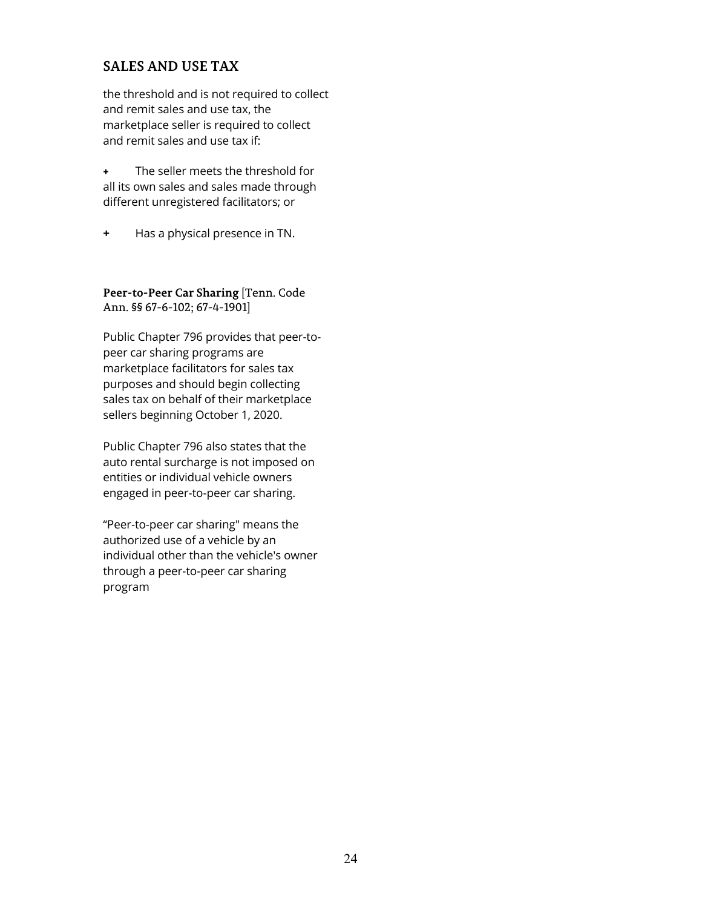## SALES AND USE TAX

the threshold and is not required to collect and remit sales and use tax, the marketplace seller is required to collect and remit sales and use tax if:

- The seller meets the threshold for all its own sales and sales made through different unregistered facilitators; or
- Has a physical presence in TN.

**Peer-to-Peer Car Sharing** [Tenn. Code Ann. §§ 67-6-102; 67-4-1901]

Public Chapter 796 provides that peer-to-peer car sharing programs are marketplace facilitators for sales tax purposes and should begin collecting sales tax on behalf of their marketplace sellers beginning October 1, 2020.

Public Chapter 796 also states that the auto rental surcharge is not imposed on entities or individual vehicle owners engaged in peer-to-peer car sharing.

“Peer-to-peer car sharing" means the authorized use of a vehicle by an individual other than the vehicle's owner through a peer-to-peer car sharing program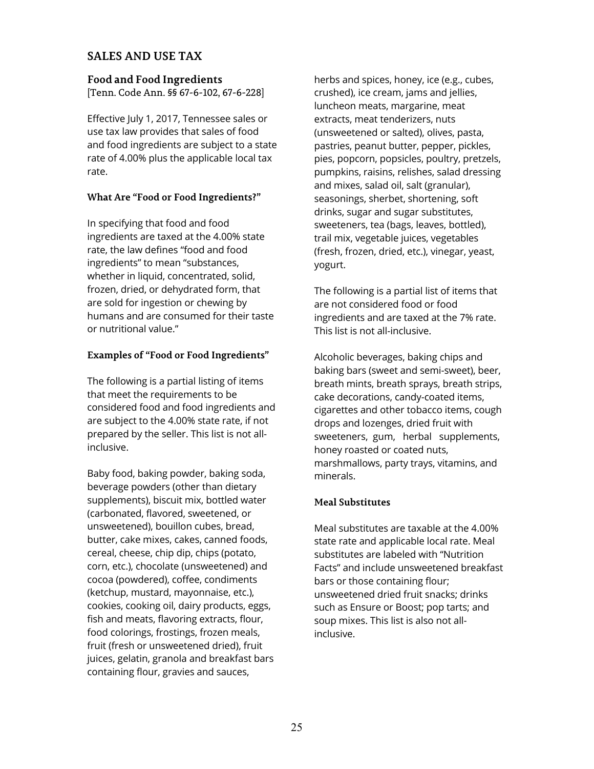## SALES AND USE TAX

### Food and Food Ingredients

[Tenn. Code Ann. §§ 67-6-102, 67-6-228]

Effective July 1, 2017, Tennessee sales or use tax law provides that sales of food and food ingredients are subject to a state rate of 4.00% plus the applicable local tax rate.

#### What Are "Food or Food Ingredients?"

In specifying that food and food ingredients are taxed at the 4.00% state rate, the law defines "food and food ingredients" to mean "substances, whether in liquid, concentrated, solid, frozen, dried, or dehydrated form, that are sold for ingestion or chewing by humans and are consumed for their taste or nutritional value."

#### Examples of "Food or Food Ingredients"

The following is a partial listing of items that meet the requirements to be considered food and food ingredients and are subject to the 4.00% state rate, if not prepared by the seller. This list is not all-inclusive.

Baby food, baking powder, baking soda, beverage powders (other than dietary supplements), biscuit mix, bottled water (carbonated, flavored, sweetened, or unsweetened), bouillon cubes, bread, butter, cake mixes, cakes, canned foods, cereal, cheese, chip dip, chips (potato, corn, etc.), chocolate (unsweetened) and cocoa (powdered), coffee, condiments (ketchup, mustard, mayonnaise, etc.), cookies, cooking oil, dairy products, eggs, fish and meats, flavoring extracts, flour, food colorings, frostings, frozen meals, fruit (fresh or unsweetened dried), fruit juices, gelatin, granola and breakfast bars containing flour, gravies and sauces, herbs and spices, honey, ice (e.g., cubes, crushed), ice cream, jams and jellies, luncheon meats, margarine, meat extracts, meat tenderizers, nuts (unsweetened or salted), olives, pasta, pastries, peanut butter, pepper, pickles, pies, popcorn, popsicles, poultry, pretzels, pumpkins, raisins, relishes, salad dressing and mixes, salad oil, salt (granular), seasonings, sherbet, shortening, soft drinks, sugar and sugar substitutes, sweeteners, tea (bags, leaves, bottled), trail mix, vegetable juices, vegetables (fresh, frozen, dried, etc.), vinegar, yeast, yogurt.

The following is a partial list of items that are not considered food or food ingredients and are taxed at the 7% rate. This list is not all-inclusive.

Alcoholic beverages, baking chips and baking bars (sweet and semi-sweet), beer, breath mints, breath sprays, breath strips, cake decorations, candy-coated items, cigarettes and other tobacco items, cough drops and lozenges, dried fruit with sweeteners, gum, herbal supplements, honey roasted or coated nuts, marshmallows, party trays, vitamins, and minerals.

#### Meal Substitutes

Meal substitutes are taxable at the 4.00% state rate and applicable local rate. Meal substitutes are labeled with "Nutrition Facts" and include unsweetened breakfast bars or those containing flour; unsweetened dried fruit snacks; drinks such as Ensure or Boost; pop tarts; and soup mixes. This list is also not all-inclusive.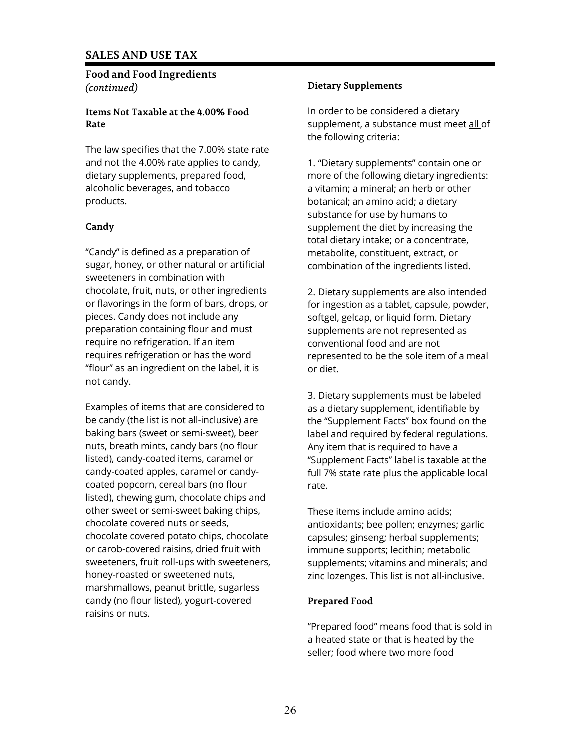## SALES AND USE TAX

### Food and Food Ingredients
*(continued)*

#### Items Not Taxable at the 4.00% Food Rate

The law specifies that the 7.00% state rate and not the 4.00% rate applies to candy, dietary supplements, prepared food, alcoholic beverages, and tobacco products.

#### Candy

"Candy" is defined as a preparation of sugar, honey, or other natural or artificial sweeteners in combination with chocolate, fruit, nuts, or other ingredients or flavorings in the form of bars, drops, or pieces. Candy does not include any preparation containing flour and must require no refrigeration. If an item requires refrigeration or has the word "flour" as an ingredient on the label, it is not candy.

Examples of items that are considered to be candy (the list is not all-inclusive) are baking bars (sweet or semi-sweet), beer nuts, breath mints, candy bars (no flour listed), candy-coated items, caramel or candy-coated apples, caramel or candy-coated popcorn, cereal bars (no flour listed), chewing gum, chocolate chips and other sweet or semi-sweet baking chips, chocolate covered nuts or seeds, chocolate covered potato chips, chocolate or carob-covered raisins, dried fruit with sweeteners, fruit roll-ups with sweeteners, honey-roasted or sweetened nuts, marshmallows, peanut brittle, sugarless candy (no flour listed), yogurt-covered raisins or nuts.

#### Dietary Supplements

In order to be considered a dietary supplement, a substance must meet all of the following criteria:

1. "Dietary supplements" contain one or more of the following dietary ingredients: a vitamin; a mineral; an herb or other botanical; an amino acid; a dietary substance for use by humans to supplement the diet by increasing the total dietary intake; or a concentrate, metabolite, constituent, extract, or combination of the ingredients listed.

2. Dietary supplements are also intended for ingestion as a tablet, capsule, powder, softgel, gelcap, or liquid form. Dietary supplements are not represented as conventional food and are not represented to be the sole item of a meal or diet.

3. Dietary supplements must be labeled as a dietary supplement, identifiable by the "Supplement Facts" box found on the label and required by federal regulations. Any item that is required to have a "Supplement Facts" label is taxable at the full 7% state rate plus the applicable local rate.

These items include amino acids; antioxidants; bee pollen; enzymes; garlic capsules; ginseng; herbal supplements; immune supports; lecithin; metabolic supplements; vitamins and minerals; and zinc lozenges. This list is not all-inclusive.

#### Prepared Food

"Prepared food" means food that is sold in a heated state or that is heated by the seller; food where two more food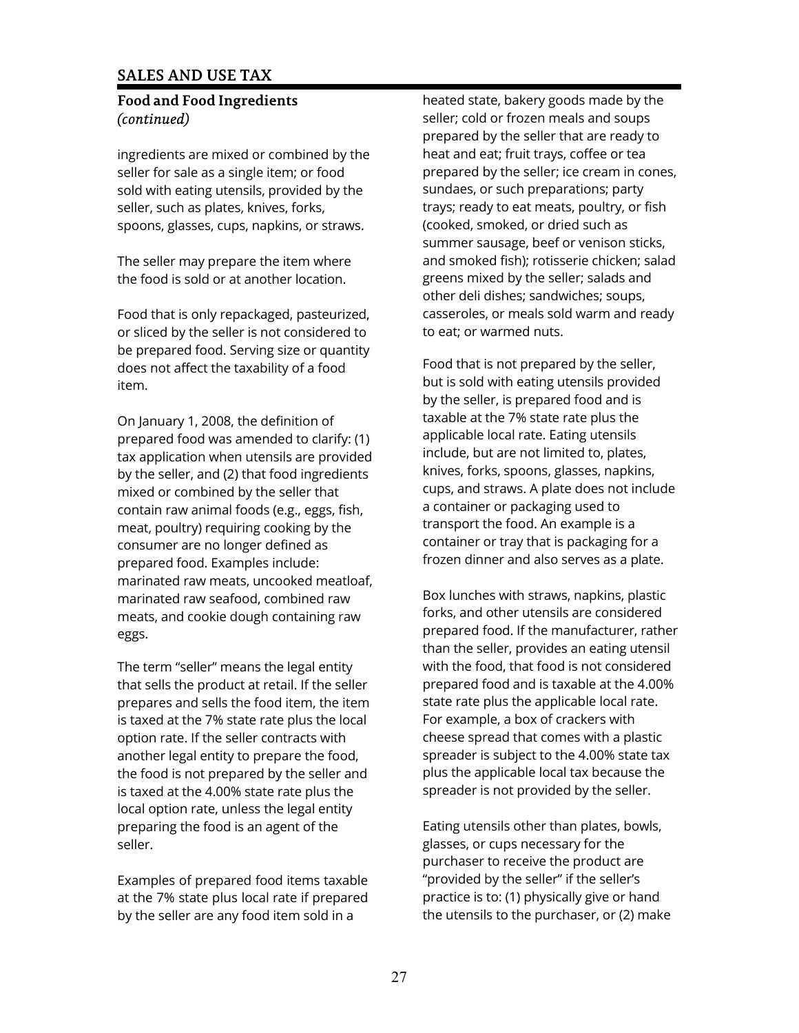## SALES AND USE TAX

### Food and Food Ingredients *(continued)*

ingredients are mixed or combined by the seller for sale as a single item; or food sold with eating utensils, provided by the seller, such as plates, knives, forks, spoons, glasses, cups, napkins, or straws.

The seller may prepare the item where the food is sold or at another location.

Food that is only repackaged, pasteurized, or sliced by the seller is not considered to be prepared food. Serving size or quantity does not affect the taxability of a food item.

On January 1, 2008, the definition of prepared food was amended to clarify: (1) tax application when utensils are provided by the seller, and (2) that food ingredients mixed or combined by the seller that contain raw animal foods (e.g., eggs, fish, meat, poultry) requiring cooking by the consumer are no longer defined as prepared food. Examples include: marinated raw meats, uncooked meatloaf, marinated raw seafood, combined raw meats, and cookie dough containing raw eggs.

The term "seller" means the legal entity that sells the product at retail. If the seller prepares and sells the food item, the item is taxed at the 7% state rate plus the local option rate. If the seller contracts with another legal entity to prepare the food, the food is not prepared by the seller and is taxed at the 4.00% state rate plus the local option rate, unless the legal entity preparing the food is an agent of the seller.

Examples of prepared food items taxable at the 7% state plus local rate if prepared by the seller are any food item sold in a heated state, bakery goods made by the seller; cold or frozen meals and soups prepared by the seller that are ready to heat and eat; fruit trays, coffee or tea prepared by the seller; ice cream in cones, sundaes, or such preparations; party trays; ready to eat meats, poultry, or fish (cooked, smoked, or dried such as summer sausage, beef or venison sticks, and smoked fish); rotisserie chicken; salad greens mixed by the seller; salads and other deli dishes; sandwiches; soups, casseroles, or meals sold warm and ready to eat; or warmed nuts.

Food that is not prepared by the seller, but is sold with eating utensils provided by the seller, is prepared food and is taxable at the 7% state rate plus the applicable local rate. Eating utensils include, but are not limited to, plates, knives, forks, spoons, glasses, napkins, cups, and straws. A plate does not include a container or packaging used to transport the food. An example is a container or tray that is packaging for a frozen dinner and also serves as a plate.

Box lunches with straws, napkins, plastic forks, and other utensils are considered prepared food. If the manufacturer, rather than the seller, provides an eating utensil with the food, that food is not considered prepared food and is taxable at the 4.00% state rate plus the applicable local rate. For example, a box of crackers with cheese spread that comes with a plastic spreader is subject to the 4.00% state tax plus the applicable local tax because the spreader is not provided by the seller.

Eating utensils other than plates, bowls, glasses, or cups necessary for the purchaser to receive the product are "provided by the seller" if the seller's practice is to: (1) physically give or hand the utensils to the purchaser, or (2) make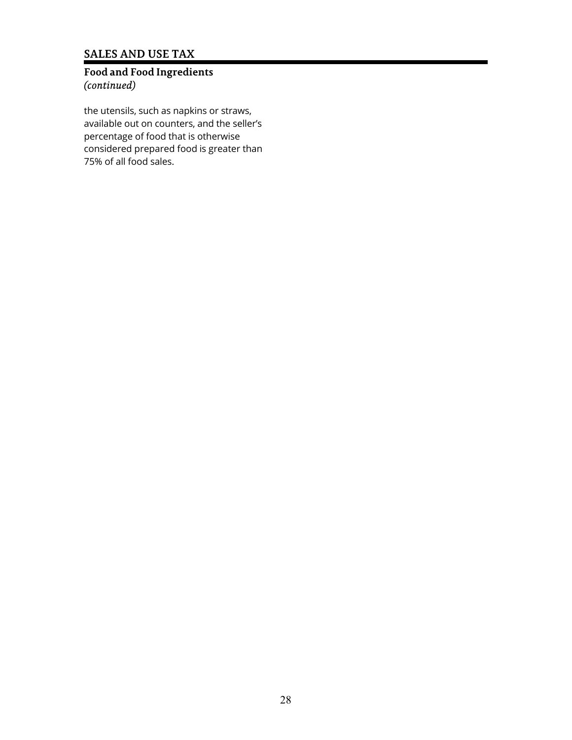## SALES AND USE TAX

### Food and Food Ingredients
*(continued)*

the utensils, such as napkins or straws, available out on counters, and the seller's percentage of food that is otherwise considered prepared food is greater than 75% of all food sales.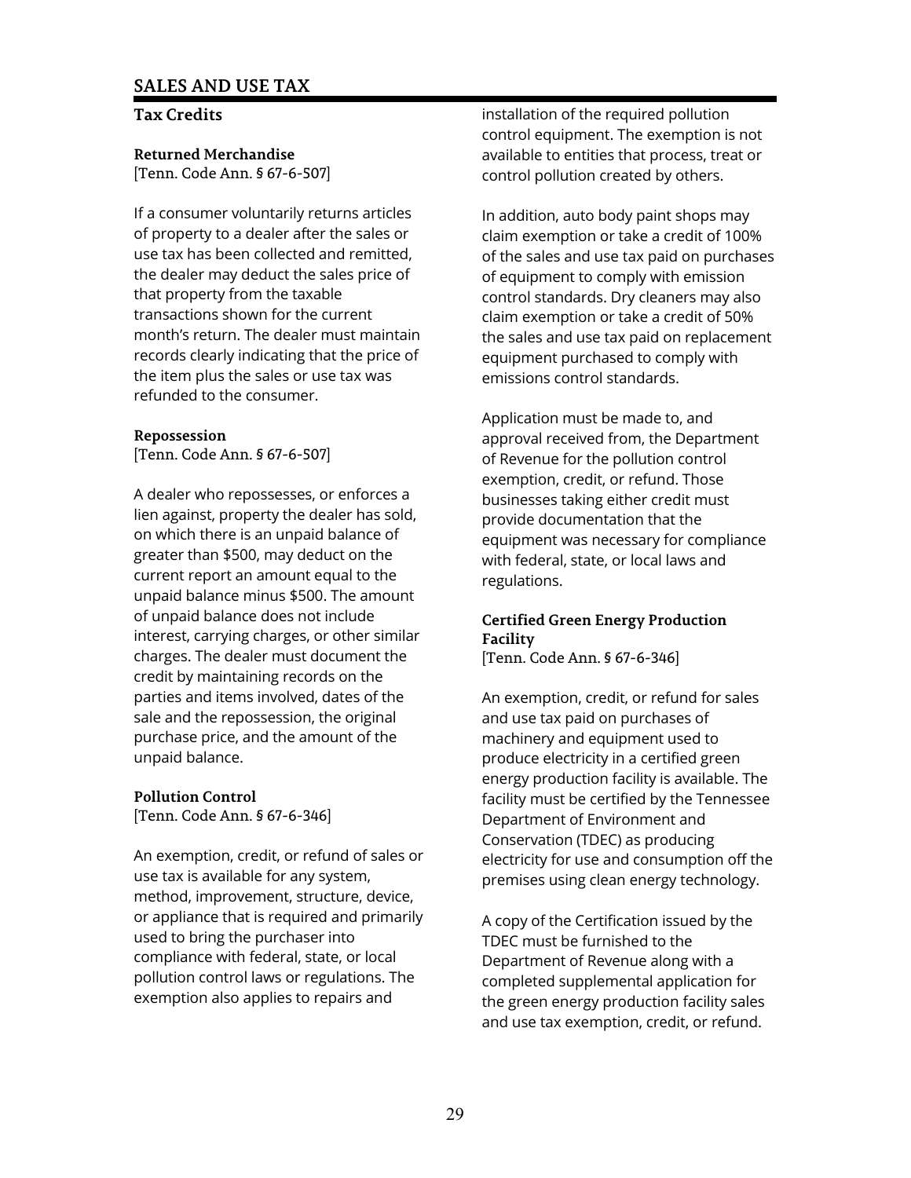## SALES AND USE TAX

### Tax Credits

**Returned Merchandise**
[Tenn. Code Ann. § 67-6-507]

If a consumer voluntarily returns articles of property to a dealer after the sales or use tax has been collected and remitted, the dealer may deduct the sales price of that property from the taxable transactions shown for the current month's return. The dealer must maintain records clearly indicating that the price of the item plus the sales or use tax was refunded to the consumer.

**Repossession**
[Tenn. Code Ann. § 67-6-507]

A dealer who repossesses, or enforces a lien against, property the dealer has sold, on which there is an unpaid balance of greater than $500, may deduct on the current report an amount equal to the unpaid balance minus $500. The amount of unpaid balance does not include interest, carrying charges, or other similar charges. The dealer must document the credit by maintaining records on the parties and items involved, dates of the sale and the repossession, the original purchase price, and the amount of the unpaid balance.

**Pollution Control**
[Tenn. Code Ann. § 67-6-346]

An exemption, credit, or refund of sales or use tax is available for any system, method, improvement, structure, device, or appliance that is required and primarily used to bring the purchaser into compliance with federal, state, or local pollution control laws or regulations. The exemption also applies to repairs and installation of the required pollution control equipment. The exemption is not available to entities that process, treat or control pollution created by others.

In addition, auto body paint shops may claim exemption or take a credit of 100% of the sales and use tax paid on purchases of equipment to comply with emission control standards. Dry cleaners may also claim exemption or take a credit of 50% the sales and use tax paid on replacement equipment purchased to comply with emissions control standards.

Application must be made to, and approval received from, the Department of Revenue for the pollution control exemption, credit, or refund. Those businesses taking either credit must provide documentation that the equipment was necessary for compliance with federal, state, or local laws and regulations.

**Certified Green Energy Production Facility**
[Tenn. Code Ann. § 67-6-346]

An exemption, credit, or refund for sales and use tax paid on purchases of machinery and equipment used to produce electricity in a certified green energy production facility is available. The facility must be certified by the Tennessee Department of Environment and Conservation (TDEC) as producing electricity for use and consumption off the premises using clean energy technology.

A copy of the Certification issued by the TDEC must be furnished to the Department of Revenue along with a completed supplemental application for the green energy production facility sales and use tax exemption, credit, or refund.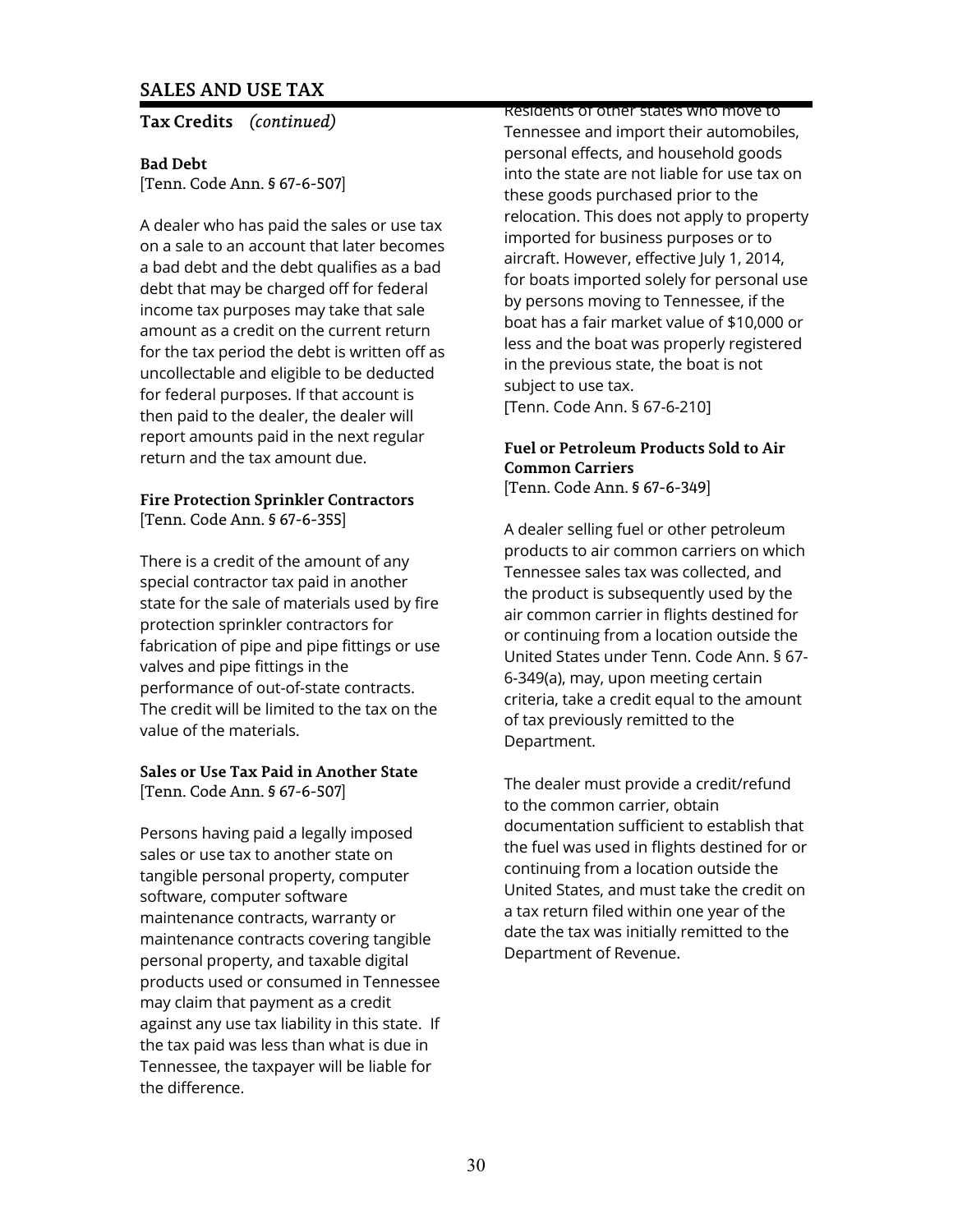## SALES AND USE TAX

### Tax Credits *(continued)*

**Bad Debt**
[Tenn. Code Ann. § 67-6-507]

A dealer who has paid the sales or use tax on a sale to an account that later becomes a bad debt and the debt qualifies as a bad debt that may be charged off for federal income tax purposes may take that sale amount as a credit on the current return for the tax period the debt is written off as uncollectable and eligible to be deducted for federal purposes. If that account is then paid to the dealer, the dealer will report amounts paid in the next regular return and the tax amount due.

**Fire Protection Sprinkler Contractors**
[Tenn. Code Ann. § 67-6-355]

There is a credit of the amount of any special contractor tax paid in another state for the sale of materials used by fire protection sprinkler contractors for fabrication of pipe and pipe fittings or use valves and pipe fittings in the performance of out-of-state contracts. The credit will be limited to the tax on the value of the materials.

**Sales or Use Tax Paid in Another State**
[Tenn. Code Ann. § 67-6-507]

Persons having paid a legally imposed sales or use tax to another state on tangible personal property, computer software, computer software maintenance contracts, warranty or maintenance contracts covering tangible personal property, and taxable digital products used or consumed in Tennessee may claim that payment as a credit against any use tax liability in this state. If the tax paid was less than what is due in Tennessee, the taxpayer will be liable for the difference.

Residents of other states who move to Tennessee and import their automobiles, personal effects, and household goods into the state are not liable for use tax on these goods purchased prior to the relocation. This does not apply to property imported for business purposes or to aircraft. However, effective July 1, 2014, for boats imported solely for personal use by persons moving to Tennessee, if the boat has a fair market value of $10,000 or less and the boat was properly registered in the previous state, the boat is not subject to use tax.
[Tenn. Code Ann. § 67-6-210]

**Fuel or Petroleum Products Sold to Air Common Carriers**
[Tenn. Code Ann. § 67-6-349]

A dealer selling fuel or other petroleum products to air common carriers on which Tennessee sales tax was collected, and the product is subsequently used by the air common carrier in flights destined for or continuing from a location outside the United States under Tenn. Code Ann. § 67-6-349(a), may, upon meeting certain criteria, take a credit equal to the amount of tax previously remitted to the Department.

The dealer must provide a credit/refund to the common carrier, obtain documentation sufficient to establish that the fuel was used in flights destined for or continuing from a location outside the United States, and must take the credit on a tax return filed within one year of the date the tax was initially remitted to the Department of Revenue.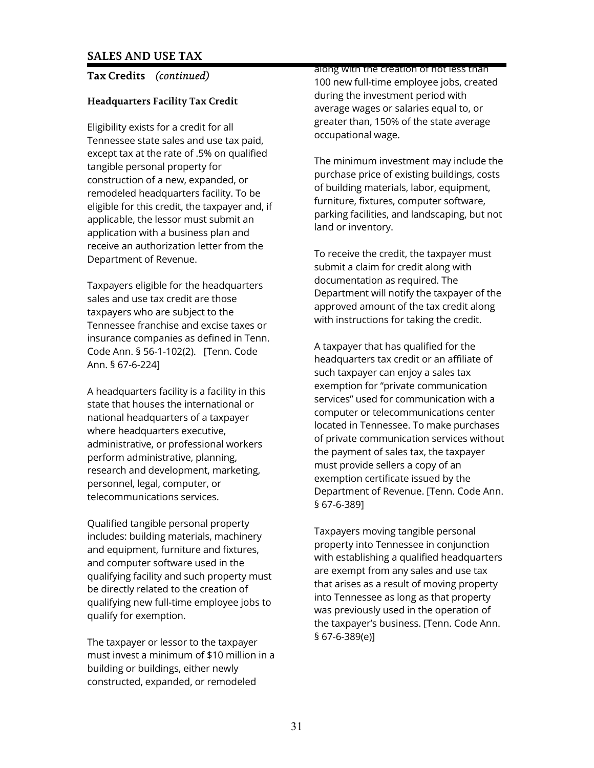## SALES AND USE TAX

### Tax Credits *(continued)*

#### Headquarters Facility Tax Credit

Eligibility exists for a credit for all Tennessee state sales and use tax paid, except tax at the rate of .5% on qualified tangible personal property for construction of a new, expanded, or remodeled headquarters facility. To be eligible for this credit, the taxpayer and, if applicable, the lessor must submit an application with a business plan and receive an authorization letter from the Department of Revenue.

Taxpayers eligible for the headquarters sales and use tax credit are those taxpayers who are subject to the Tennessee franchise and excise taxes or insurance companies as defined in Tenn. Code Ann. § 56-1-102(2). [Tenn. Code Ann. § 67-6-224]

A headquarters facility is a facility in this state that houses the international or national headquarters of a taxpayer where headquarters executive, administrative, or professional workers perform administrative, planning, research and development, marketing, personnel, legal, computer, or telecommunications services.

Qualified tangible personal property includes: building materials, machinery and equipment, furniture and fixtures, and computer software used in the qualifying facility and such property must be directly related to the creation of qualifying new full-time employee jobs to qualify for exemption.

The taxpayer or lessor to the taxpayer must invest a minimum of $10 million in a building or buildings, either newly constructed, expanded, or remodeled along with the creation of not less than 100 new full-time employee jobs, created during the investment period with average wages or salaries equal to, or greater than, 150% of the state average occupational wage.

The minimum investment may include the purchase price of existing buildings, costs of building materials, labor, equipment, furniture, fixtures, computer software, parking facilities, and landscaping, but not land or inventory.

To receive the credit, the taxpayer must submit a claim for credit along with documentation as required. The Department will notify the taxpayer of the approved amount of the tax credit along with instructions for taking the credit.

A taxpayer that has qualified for the headquarters tax credit or an affiliate of such taxpayer can enjoy a sales tax exemption for "private communication services" used for communication with a computer or telecommunications center located in Tennessee. To make purchases of private communication services without the payment of sales tax, the taxpayer must provide sellers a copy of an exemption certificate issued by the Department of Revenue. [Tenn. Code Ann. § 67-6-389]

Taxpayers moving tangible personal property into Tennessee in conjunction with establishing a qualified headquarters are exempt from any sales and use tax that arises as a result of moving property into Tennessee as long as that property was previously used in the operation of the taxpayer's business. [Tenn. Code Ann. § 67-6-389(e)]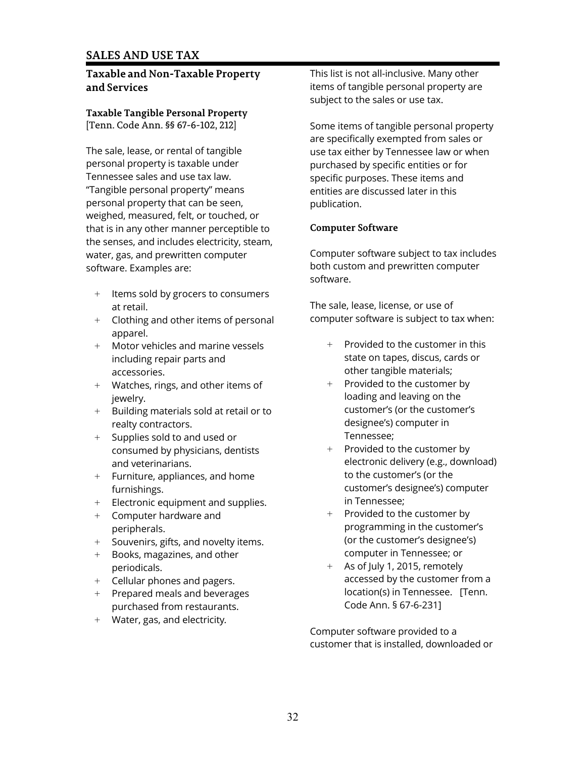## SALES AND USE TAX

### Taxable and Non-Taxable Property and Services

#### Taxable Tangible Personal Property

[Tenn. Code Ann. §§ 67-6-102, 212]

The sale, lease, or rental of tangible personal property is taxable under Tennessee sales and use tax law. "Tangible personal property" means personal property that can be seen, weighed, measured, felt, or touched, or that is in any other manner perceptible to the senses, and includes electricity, steam, water, gas, and prewritten computer software. Examples are:

- Items sold by grocers to consumers at retail.
- Clothing and other items of personal apparel.
- Motor vehicles and marine vessels including repair parts and accessories.
- Watches, rings, and other items of jewelry.
- Building materials sold at retail or to realty contractors.
- Supplies sold to and used or consumed by physicians, dentists and veterinarians.
- Furniture, appliances, and home furnishings.
- Electronic equipment and supplies.
- Computer hardware and peripherals.
- Souvenirs, gifts, and novelty items.
- Books, magazines, and other periodicals.
- Cellular phones and pagers.
- Prepared meals and beverages purchased from restaurants.
- Water, gas, and electricity.

This list is not all-inclusive. Many other items of tangible personal property are subject to the sales or use tax.

Some items of tangible personal property are specifically exempted from sales or use tax either by Tennessee law or when purchased by specific entities or for specific purposes. These items and entities are discussed later in this publication.

#### Computer Software

Computer software subject to tax includes both custom and prewritten computer software.

The sale, lease, license, or use of computer software is subject to tax when:

- Provided to the customer in this state on tapes, discus, cards or other tangible materials;
- Provided to the customer by loading and leaving on the customer's (or the customer's designee's) computer in Tennessee;
- Provided to the customer by electronic delivery (e.g., download) to the customer's (or the customer's designee's) computer in Tennessee;
- Provided to the customer by programming in the customer's (or the customer's designee's) computer in Tennessee; or
- As of July 1, 2015, remotely accessed by the customer from a location(s) in Tennessee. [Tenn. Code Ann. § 67-6-231]

Computer software provided to a customer that is installed, downloaded or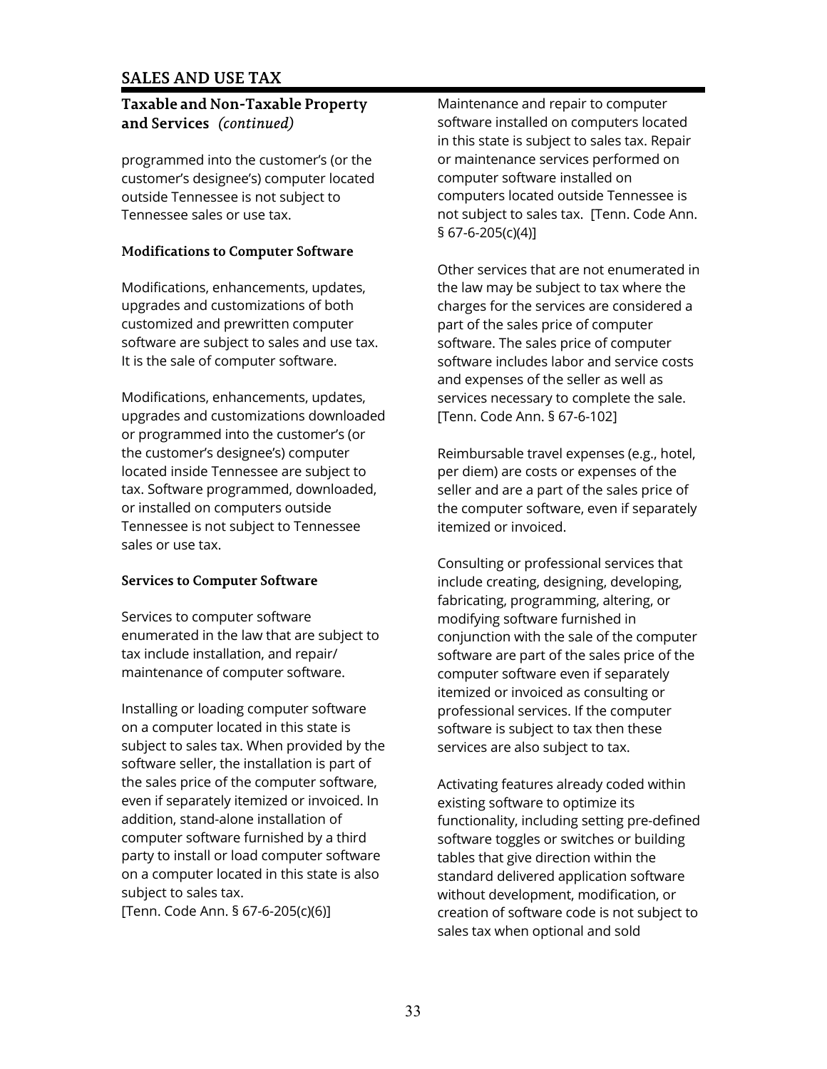# SALES AND USE TAX

## Taxable and Non-Taxable Property and Services *(continued)*

programmed into the customer's (or the customer's designee's) computer located outside Tennessee is not subject to Tennessee sales or use tax.

### Modifications to Computer Software

Modifications, enhancements, updates, upgrades and customizations of both customized and prewritten computer software are subject to sales and use tax. It is the sale of computer software.

Modifications, enhancements, updates, upgrades and customizations downloaded or programmed into the customer's (or the customer's designee's) computer located inside Tennessee are subject to tax. Software programmed, downloaded, or installed on computers outside Tennessee is not subject to Tennessee sales or use tax.

### Services to Computer Software

Services to computer software enumerated in the law that are subject to tax include installation, and repair/ maintenance of computer software.

Installing or loading computer software on a computer located in this state is subject to sales tax. When provided by the software seller, the installation is part of the sales price of the computer software, even if separately itemized or invoiced. In addition, stand-alone installation of computer software furnished by a third party to install or load computer software on a computer located in this state is also subject to sales tax.
[Tenn. Code Ann. § 67-6-205(c)(6)]

Maintenance and repair to computer software installed on computers located in this state is subject to sales tax. Repair or maintenance services performed on computer software installed on computers located outside Tennessee is not subject to sales tax. [Tenn. Code Ann. § 67-6-205(c)(4)]

Other services that are not enumerated in the law may be subject to tax where the charges for the services are considered a part of the sales price of computer software. The sales price of computer software includes labor and service costs and expenses of the seller as well as services necessary to complete the sale. [Tenn. Code Ann. § 67-6-102]

Reimbursable travel expenses (e.g., hotel, per diem) are costs or expenses of the seller and are a part of the sales price of the computer software, even if separately itemized or invoiced.

Consulting or professional services that include creating, designing, developing, fabricating, programming, altering, or modifying software furnished in conjunction with the sale of the computer software are part of the sales price of the computer software even if separately itemized or invoiced as consulting or professional services. If the computer software is subject to tax then these services are also subject to tax.

Activating features already coded within existing software to optimize its functionality, including setting pre-defined software toggles or switches or building tables that give direction within the standard delivered application software without development, modification, or creation of software code is not subject to sales tax when optional and sold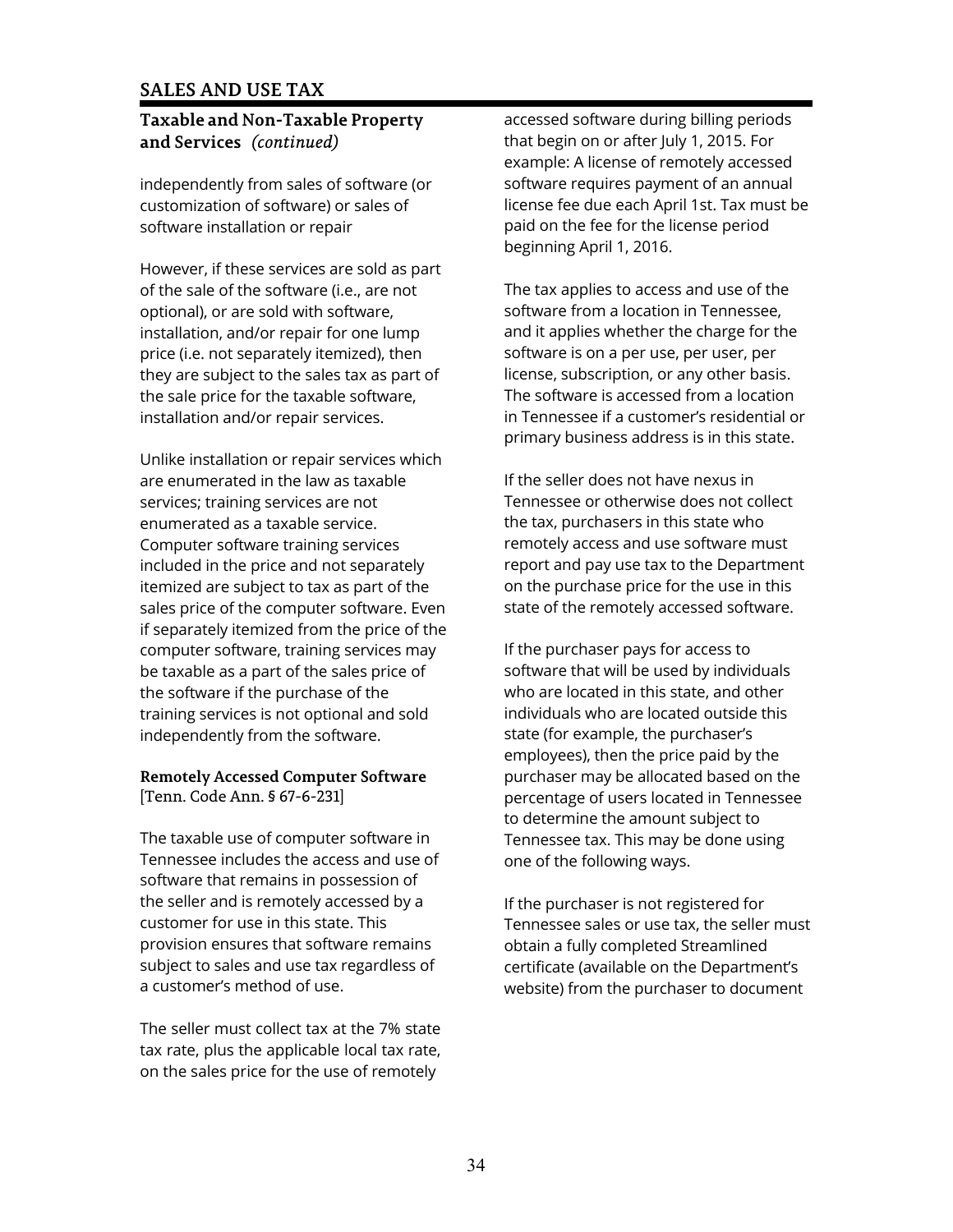## Taxable and Non-Taxable Property and Services *(continued)*

independently from sales of software (or customization of software) or sales of software installation or repair

However, if these services are sold as part of the sale of the software (i.e., are not optional), or are sold with software, installation, and/or repair for one lump price (i.e. not separately itemized), then they are subject to the sales tax as part of the sale price for the taxable software, installation and/or repair services.

Unlike installation or repair services which are enumerated in the law as taxable services; training services are not enumerated as a taxable service. Computer software training services included in the price and not separately itemized are subject to tax as part of the sales price of the computer software. Even if separately itemized from the price of the computer software, training services may be taxable as a part of the sales price of the software if the purchase of the training services is not optional and sold independently from the software.

### Remotely Accessed Computer Software

[Tenn. Code Ann. § 67-6-231]

The taxable use of computer software in Tennessee includes the access and use of software that remains in possession of the seller and is remotely accessed by a customer for use in this state. This provision ensures that software remains subject to sales and use tax regardless of a customer's method of use.

The seller must collect tax at the 7% state tax rate, plus the applicable local tax rate, on the sales price for the use of remotely accessed software during billing periods that begin on or after July 1, 2015. For example: A license of remotely accessed software requires payment of an annual license fee due each April 1st. Tax must be paid on the fee for the license period beginning April 1, 2016.

The tax applies to access and use of the software from a location in Tennessee, and it applies whether the charge for the software is on a per use, per user, per license, subscription, or any other basis. The software is accessed from a location in Tennessee if a customer's residential or primary business address is in this state.

If the seller does not have nexus in Tennessee or otherwise does not collect the tax, purchasers in this state who remotely access and use software must report and pay use tax to the Department on the purchase price for the use in this state of the remotely accessed software.

If the purchaser pays for access to software that will be used by individuals who are located in this state, and other individuals who are located outside this state (for example, the purchaser's employees), then the price paid by the purchaser may be allocated based on the percentage of users located in Tennessee to determine the amount subject to Tennessee tax. This may be done using one of the following ways.

If the purchaser is not registered for Tennessee sales or use tax, the seller must obtain a fully completed Streamlined certificate (available on the Department's website) from the purchaser to document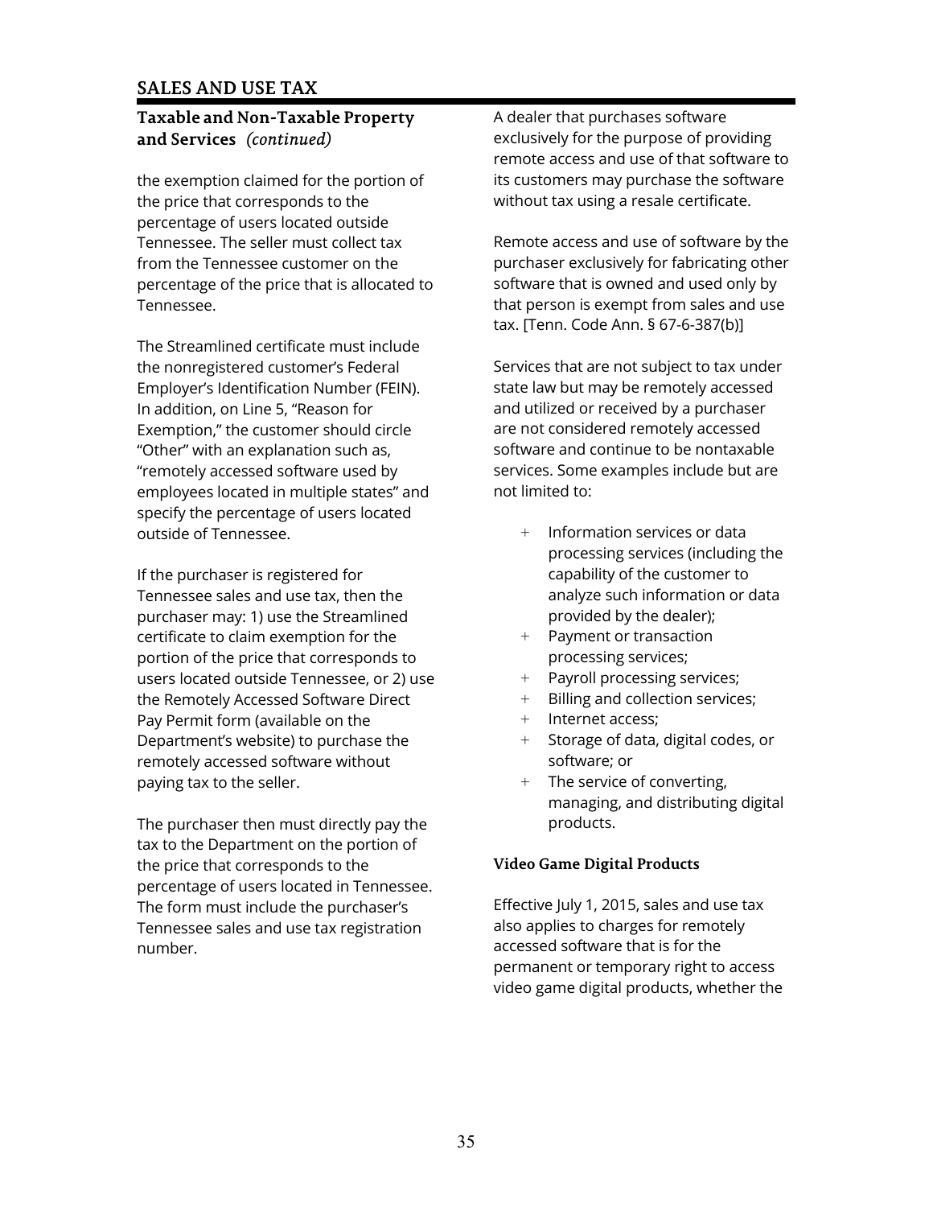## SALES AND USE TAX

### Taxable and Non-Taxable Property and Services *(continued)*

the exemption claimed for the portion of the price that corresponds to the percentage of users located outside Tennessee. The seller must collect tax from the Tennessee customer on the percentage of the price that is allocated to Tennessee.

The Streamlined certificate must include the nonregistered customer's Federal Employer's Identification Number (FEIN). In addition, on Line 5, "Reason for Exemption," the customer should circle "Other" with an explanation such as, "remotely accessed software used by employees located in multiple states" and specify the percentage of users located outside of Tennessee.

If the purchaser is registered for Tennessee sales and use tax, then the purchaser may: 1) use the Streamlined certificate to claim exemption for the portion of the price that corresponds to users located outside Tennessee, or 2) use the Remotely Accessed Software Direct Pay Permit form (available on the Department's website) to purchase the remotely accessed software without paying tax to the seller.

The purchaser then must directly pay the tax to the Department on the portion of the price that corresponds to the percentage of users located in Tennessee. The form must include the purchaser's Tennessee sales and use tax registration number.

A dealer that purchases software exclusively for the purpose of providing remote access and use of that software to its customers may purchase the software without tax using a resale certificate.

Remote access and use of software by the purchaser exclusively for fabricating other software that is owned and used only by that person is exempt from sales and use tax. [Tenn. Code Ann. § 67-6-387(b)]

Services that are not subject to tax under state law but may be remotely accessed and utilized or received by a purchaser are not considered remotely accessed software and continue to be nontaxable services. Some examples include but are not limited to:

- Information services or data processing services (including the capability of the customer to analyze such information or data provided by the dealer);
- Payment or transaction processing services;
- Payroll processing services;
- Billing and collection services;
- Internet access;
- Storage of data, digital codes, or software; or
- The service of converting, managing, and distributing digital products.

#### Video Game Digital Products

Effective July 1, 2015, sales and use tax also applies to charges for remotely accessed software that is for the permanent or temporary right to access video game digital products, whether the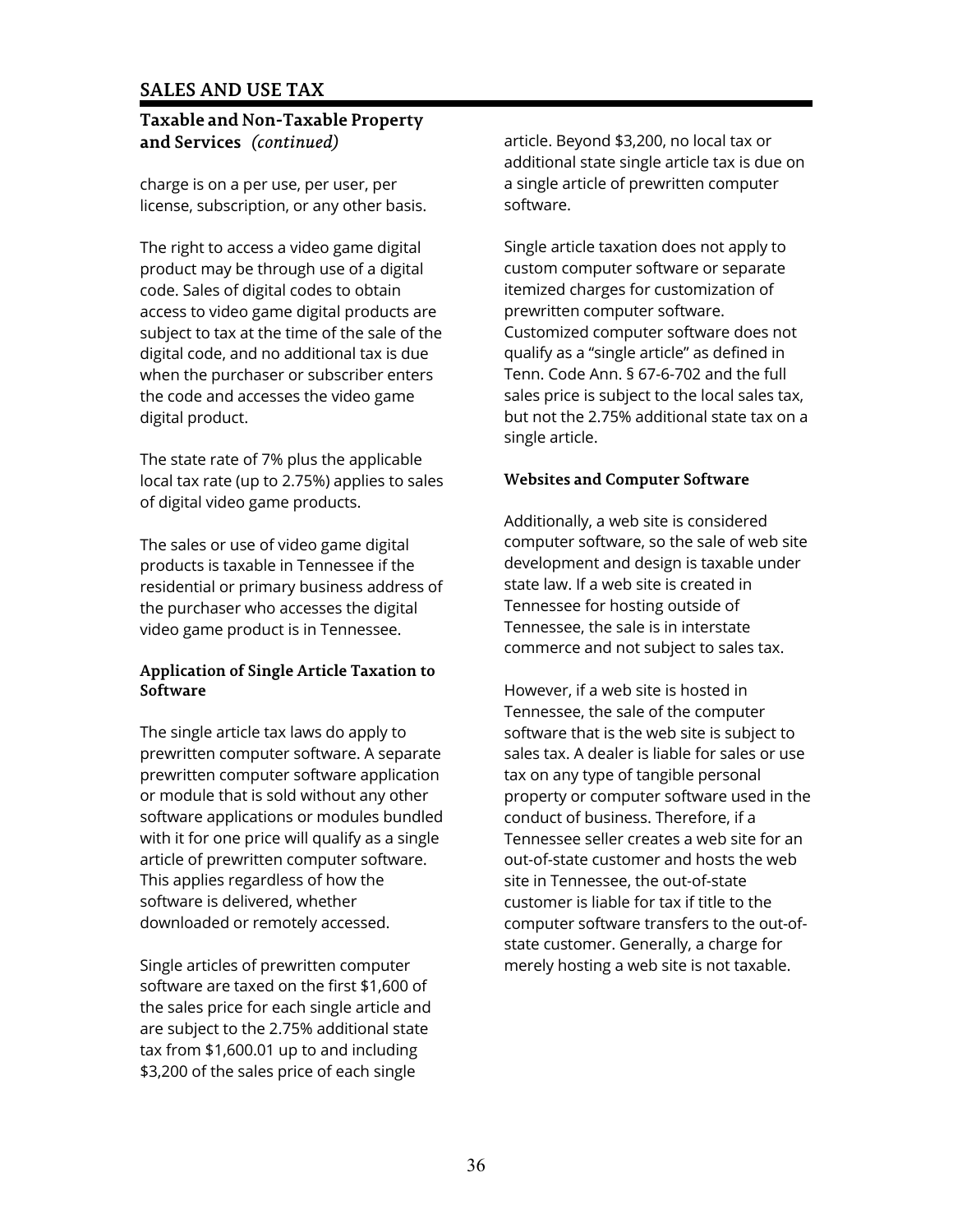# SALES AND USE TAX

## Taxable and Non-Taxable Property and Services *(continued)*

charge is on a per use, per user, per license, subscription, or any other basis.

The right to access a video game digital product may be through use of a digital code. Sales of digital codes to obtain access to video game digital products are subject to tax at the time of the sale of the digital code, and no additional tax is due when the purchaser or subscriber enters the code and accesses the video game digital product.

The state rate of 7% plus the applicable local tax rate (up to 2.75%) applies to sales of digital video game products.

The sales or use of video game digital products is taxable in Tennessee if the residential or primary business address of the purchaser who accesses the digital video game product is in Tennessee.

### Application of Single Article Taxation to Software

The single article tax laws do apply to prewritten computer software. A separate prewritten computer software application or module that is sold without any other software applications or modules bundled with it for one price will qualify as a single article of prewritten computer software. This applies regardless of how the software is delivered, whether downloaded or remotely accessed.

Single articles of prewritten computer software are taxed on the first $1,600 of the sales price for each single article and are subject to the 2.75% additional state tax from $1,600.01 up to and including $3,200 of the sales price of each single article. Beyond $3,200, no local tax or additional state single article tax is due on a single article of prewritten computer software.

Single article taxation does not apply to custom computer software or separate itemized charges for customization of prewritten computer software. Customized computer software does not qualify as a "single article" as defined in Tenn. Code Ann. § 67-6-702 and the full sales price is subject to the local sales tax, but not the 2.75% additional state tax on a single article.

### Websites and Computer Software

Additionally, a web site is considered computer software, so the sale of web site development and design is taxable under state law. If a web site is created in Tennessee for hosting outside of Tennessee, the sale is in interstate commerce and not subject to sales tax.

However, if a web site is hosted in Tennessee, the sale of the computer software that is the web site is subject to sales tax. A dealer is liable for sales or use tax on any type of tangible personal property or computer software used in the conduct of business. Therefore, if a Tennessee seller creates a web site for an out-of-state customer and hosts the web site in Tennessee, the out-of-state customer is liable for tax if title to the computer software transfers to the out-of-state customer. Generally, a charge for merely hosting a web site is not taxable.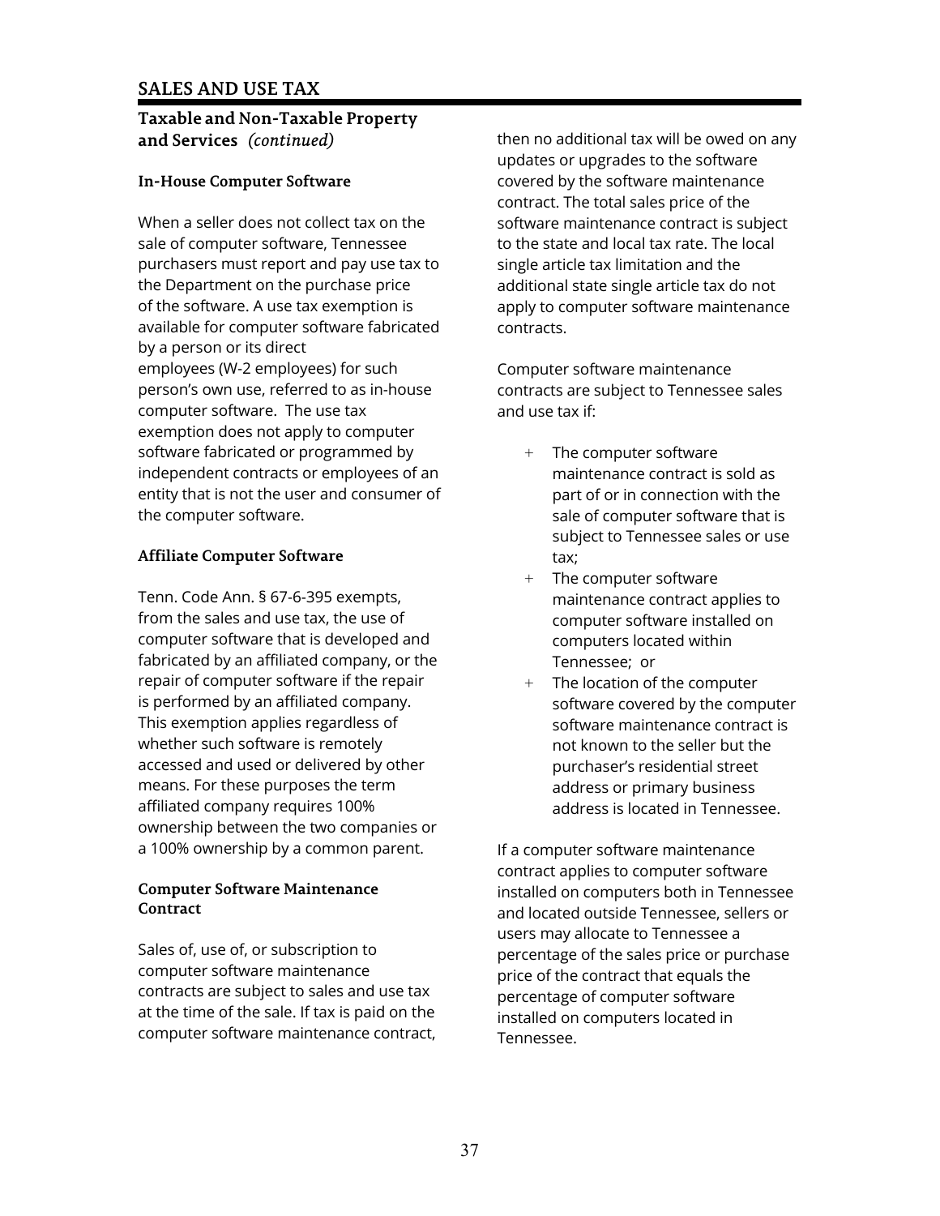# SALES AND USE TAX

## Taxable and Non-Taxable Property and Services *(continued)*

### In-House Computer Software

When a seller does not collect tax on the sale of computer software, Tennessee purchasers must report and pay use tax to the Department on the purchase price of the software. A use tax exemption is available for computer software fabricated by a person or its direct employees (W-2 employees) for such person's own use, referred to as in-house computer software. The use tax exemption does not apply to computer software fabricated or programmed by independent contracts or employees of an entity that is not the user and consumer of the computer software.

### Affiliate Computer Software

Tenn. Code Ann. § 67-6-395 exempts, from the sales and use tax, the use of computer software that is developed and fabricated by an affiliated company, or the repair of computer software if the repair is performed by an affiliated company. This exemption applies regardless of whether such software is remotely accessed and used or delivered by other means. For these purposes the term affiliated company requires 100% ownership between the two companies or a 100% ownership by a common parent.

### Computer Software Maintenance Contract

Sales of, use of, or subscription to computer software maintenance contracts are subject to sales and use tax at the time of the sale. If tax is paid on the computer software maintenance contract, then no additional tax will be owed on any updates or upgrades to the software covered by the software maintenance contract. The total sales price of the software maintenance contract is subject to the state and local tax rate. The local single article tax limitation and the additional state single article tax do not apply to computer software maintenance contracts.

Computer software maintenance contracts are subject to Tennessee sales and use tax if:

- The computer software maintenance contract is sold as part of or in connection with the sale of computer software that is subject to Tennessee sales or use tax;
- The computer software maintenance contract applies to computer software installed on computers located within Tennessee; or
- The location of the computer software covered by the computer software maintenance contract is not known to the seller but the purchaser's residential street address or primary business address is located in Tennessee.

If a computer software maintenance contract applies to computer software installed on computers both in Tennessee and located outside Tennessee, sellers or users may allocate to Tennessee a percentage of the sales price or purchase price of the contract that equals the percentage of computer software installed on computers located in Tennessee.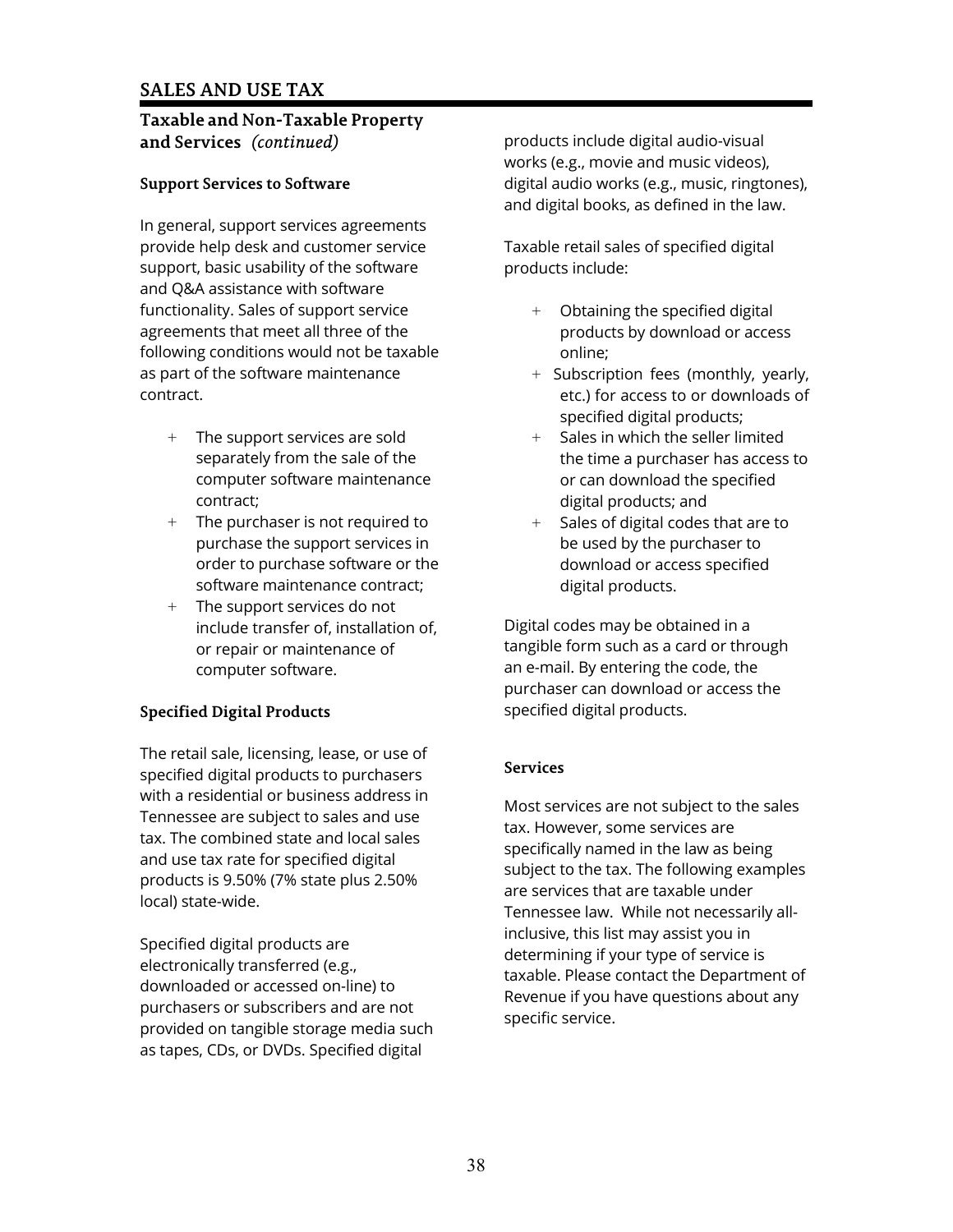# SALES AND USE TAX

## Taxable and Non-Taxable Property and Services *(continued)*

### Support Services to Software

In general, support services agreements provide help desk and customer service support, basic usability of the software and Q&A assistance with software functionality. Sales of support service agreements that meet all three of the following conditions would not be taxable as part of the software maintenance contract.

- The support services are sold separately from the sale of the computer software maintenance contract;
- The purchaser is not required to purchase the support services in order to purchase software or the software maintenance contract;
- The support services do not include transfer of, installation of, or repair or maintenance of computer software.

### Specified Digital Products

The retail sale, licensing, lease, or use of specified digital products to purchasers with a residential or business address in Tennessee are subject to sales and use tax. The combined state and local sales and use tax rate for specified digital products is 9.50% (7% state plus 2.50% local) state-wide.

Specified digital products are electronically transferred (e.g., downloaded or accessed on-line) to purchasers or subscribers and are not provided on tangible storage media such as tapes, CDs, or DVDs. Specified digital products include digital audio-visual works (e.g., movie and music videos), digital audio works (e.g., music, ringtones), and digital books, as defined in the law.

Taxable retail sales of specified digital products include:

- Obtaining the specified digital products by download or access online;
- Subscription fees (monthly, yearly, etc.) for access to or downloads of specified digital products;
- Sales in which the seller limited the time a purchaser has access to or can download the specified digital products; and
- Sales of digital codes that are to be used by the purchaser to download or access specified digital products.

Digital codes may be obtained in a tangible form such as a card or through an e-mail. By entering the code, the purchaser can download or access the specified digital products.

### Services

Most services are not subject to the sales tax. However, some services are specifically named in the law as being subject to the tax. The following examples are services that are taxable under Tennessee law. While not necessarily all-inclusive, this list may assist you in determining if your type of service is taxable. Please contact the Department of Revenue if you have questions about any specific service.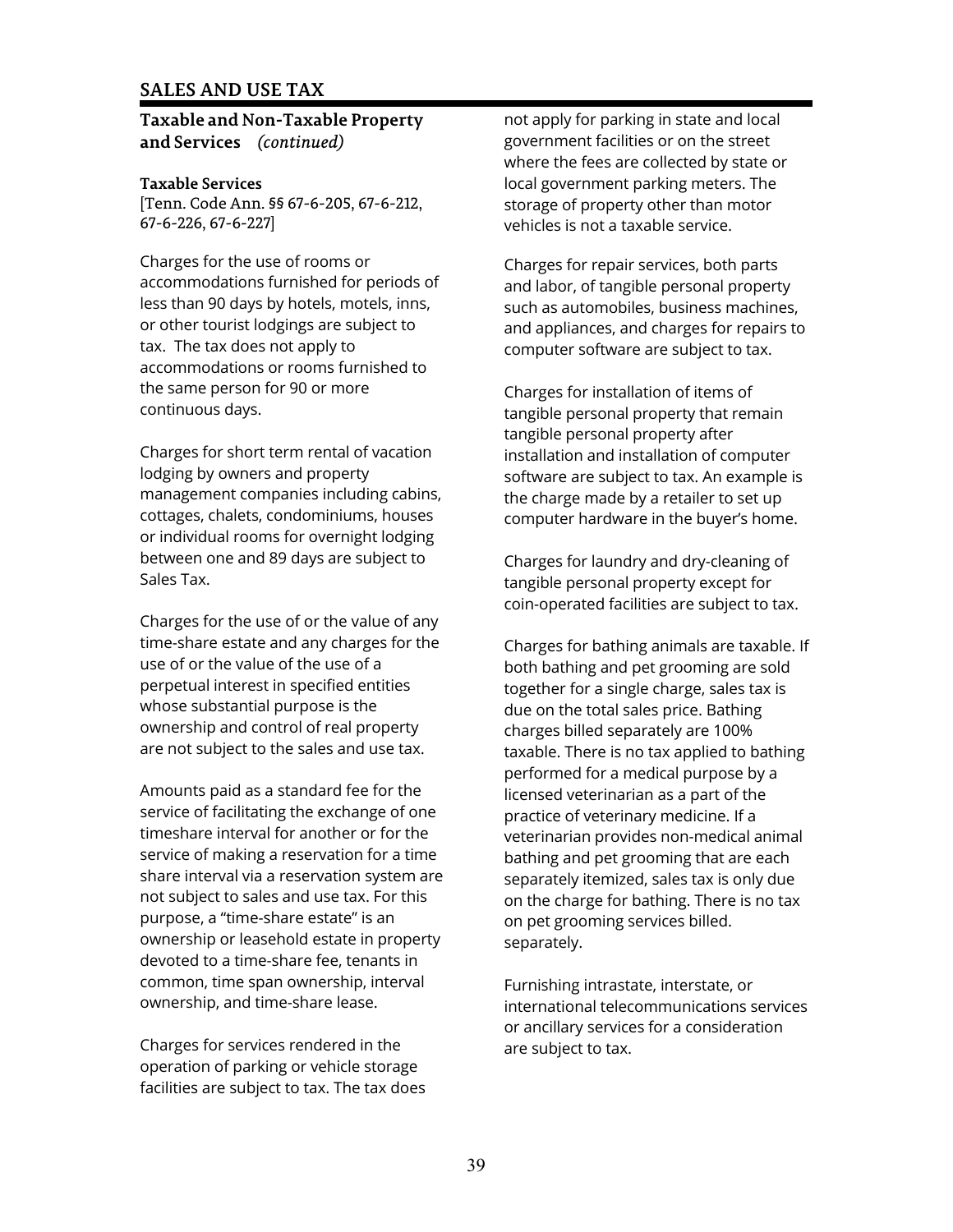# SALES AND USE TAX

## Taxable and Non-Taxable Property and Services *(continued)*

### Taxable Services

[Tenn. Code Ann. §§ 67-6-205, 67-6-212, 67-6-226, 67-6-227]

Charges for the use of rooms or accommodations furnished for periods of less than 90 days by hotels, motels, inns, or other tourist lodgings are subject to tax. The tax does not apply to accommodations or rooms furnished to the same person for 90 or more continuous days.

Charges for short term rental of vacation lodging by owners and property management companies including cabins, cottages, chalets, condominiums, houses or individual rooms for overnight lodging between one and 89 days are subject to Sales Tax.

Charges for the use of or the value of any time-share estate and any charges for the use of or the value of the use of a perpetual interest in specified entities whose substantial purpose is the ownership and control of real property are not subject to the sales and use tax.

Amounts paid as a standard fee for the service of facilitating the exchange of one timeshare interval for another or for the service of making a reservation for a time share interval via a reservation system are not subject to sales and use tax. For this purpose, a "time-share estate" is an ownership or leasehold estate in property devoted to a time-share fee, tenants in common, time span ownership, interval ownership, and time-share lease.

Charges for services rendered in the operation of parking or vehicle storage facilities are subject to tax. The tax does not apply for parking in state and local government facilities or on the street where the fees are collected by state or local government parking meters. The storage of property other than motor vehicles is not a taxable service.

Charges for repair services, both parts and labor, of tangible personal property such as automobiles, business machines, and appliances, and charges for repairs to computer software are subject to tax.

Charges for installation of items of tangible personal property that remain tangible personal property after installation and installation of computer software are subject to tax. An example is the charge made by a retailer to set up computer hardware in the buyer's home.

Charges for laundry and dry-cleaning of tangible personal property except for coin-operated facilities are subject to tax.

Charges for bathing animals are taxable. If both bathing and pet grooming are sold together for a single charge, sales tax is due on the total sales price. Bathing charges billed separately are 100% taxable. There is no tax applied to bathing performed for a medical purpose by a licensed veterinarian as a part of the practice of veterinary medicine. If a veterinarian provides non-medical animal bathing and pet grooming that are each separately itemized, sales tax is only due on the charge for bathing. There is no tax on pet grooming services billed. separately.

Furnishing intrastate, interstate, or international telecommunications services or ancillary services for a consideration are subject to tax.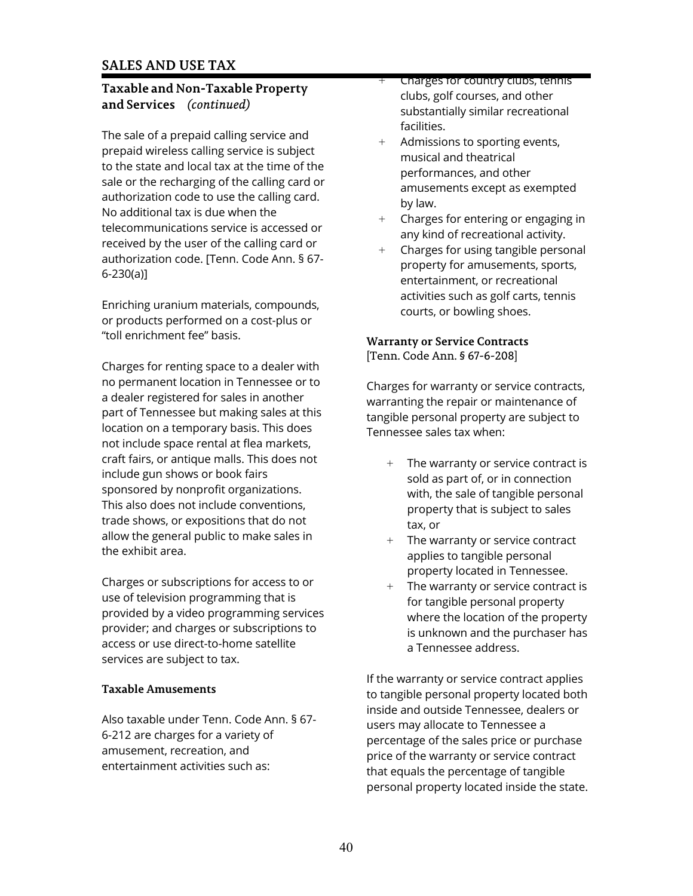## SALES AND USE TAX

### Taxable and Non-Taxable Property and Services *(continued)*

The sale of a prepaid calling service and prepaid wireless calling service is subject to the state and local tax at the time of the sale or the recharging of the calling card or authorization code to use the calling card. No additional tax is due when the telecommunications service is accessed or received by the user of the calling card or authorization code. [Tenn. Code Ann. § 67-6-230(a)]

Enriching uranium materials, compounds, or products performed on a cost-plus or "toll enrichment fee" basis.

Charges for renting space to a dealer with no permanent location in Tennessee or to a dealer registered for sales in another part of Tennessee but making sales at this location on a temporary basis. This does not include space rental at flea markets, craft fairs, or antique malls. This does not include gun shows or book fairs sponsored by nonprofit organizations. This also does not include conventions, trade shows, or expositions that do not allow the general public to make sales in the exhibit area.

Charges or subscriptions for access to or use of television programming that is provided by a video programming services provider; and charges or subscriptions to access or use direct-to-home satellite services are subject to tax.

#### Taxable Amusements

Also taxable under Tenn. Code Ann. § 67-6-212 are charges for a variety of amusement, recreation, and entertainment activities such as:

- Charges for country clubs, tennis clubs, golf courses, and other substantially similar recreational facilities.
- Admissions to sporting events, musical and theatrical performances, and other amusements except as exempted by law.
- Charges for entering or engaging in any kind of recreational activity.
- Charges for using tangible personal property for amusements, sports, entertainment, or recreational activities such as golf carts, tennis courts, or bowling shoes.

#### Warranty or Service Contracts

[Tenn. Code Ann. § 67-6-208]

Charges for warranty or service contracts, warranting the repair or maintenance of tangible personal property are subject to Tennessee sales tax when:

- The warranty or service contract is sold as part of, or in connection with, the sale of tangible personal property that is subject to sales tax, or
- The warranty or service contract applies to tangible personal property located in Tennessee.
- The warranty or service contract is for tangible personal property where the location of the property is unknown and the purchaser has a Tennessee address.

If the warranty or service contract applies to tangible personal property located both inside and outside Tennessee, dealers or users may allocate to Tennessee a percentage of the sales price or purchase price of the warranty or service contract that equals the percentage of tangible personal property located inside the state.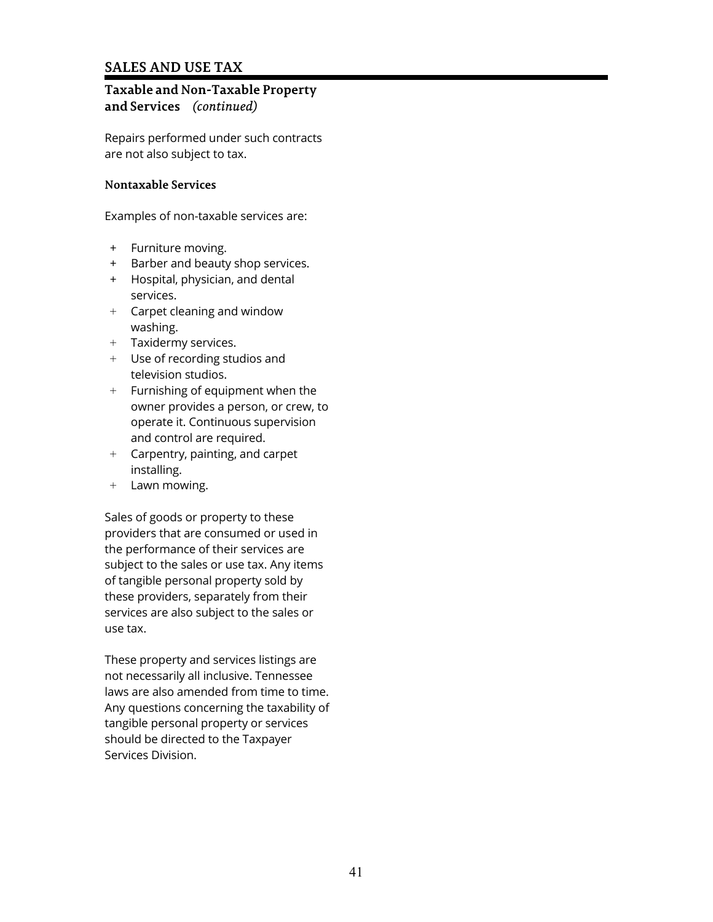## SALES AND USE TAX

### Taxable and Non-Taxable Property and Services *(continued)*

Repairs performed under such contracts are not also subject to tax.

#### Nontaxable Services

Examples of non-taxable services are:

- Furniture moving.
- Barber and beauty shop services.
- Hospital, physician, and dental services.
- Carpet cleaning and window washing.
- Taxidermy services.
- Use of recording studios and television studios.
- Furnishing of equipment when the owner provides a person, or crew, to operate it. Continuous supervision and control are required.
- Carpentry, painting, and carpet installing.
- Lawn mowing.

Sales of goods or property to these providers that are consumed or used in the performance of their services are subject to the sales or use tax. Any items of tangible personal property sold by these providers, separately from their services are also subject to the sales or use tax.

These property and services listings are not necessarily all inclusive. Tennessee laws are also amended from time to time. Any questions concerning the taxability of tangible personal property or services should be directed to the Taxpayer Services Division.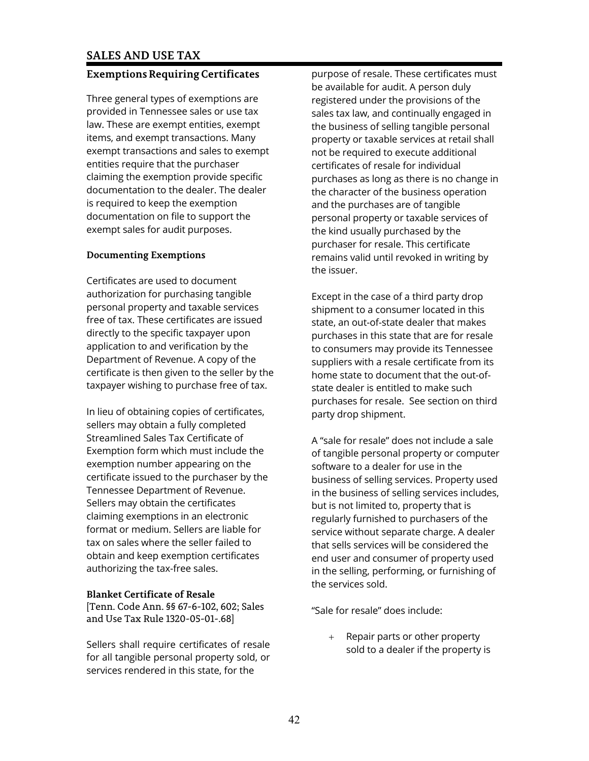# SALES AND USE TAX

## Exemptions Requiring Certificates

Three general types of exemptions are provided in Tennessee sales or use tax law. These are exempt entities, exempt items, and exempt transactions. Many exempt transactions and sales to exempt entities require that the purchaser claiming the exemption provide specific documentation to the dealer. The dealer is required to keep the exemption documentation on file to support the exempt sales for audit purposes.

### Documenting Exemptions

Certificates are used to document authorization for purchasing tangible personal property and taxable services free of tax. These certificates are issued directly to the specific taxpayer upon application to and verification by the Department of Revenue. A copy of the certificate is then given to the seller by the taxpayer wishing to purchase free of tax.

In lieu of obtaining copies of certificates, sellers may obtain a fully completed Streamlined Sales Tax Certificate of Exemption form which must include the exemption number appearing on the certificate issued to the purchaser by the Tennessee Department of Revenue. Sellers may obtain the certificates claiming exemptions in an electronic format or medium. Sellers are liable for tax on sales where the seller failed to obtain and keep exemption certificates authorizing the tax-free sales.

### Blanket Certificate of Resale

[Tenn. Code Ann. §§ 67-6-102, 602; Sales and Use Tax Rule 1320-05-01-.68]

Sellers shall require certificates of resale for all tangible personal property sold, or services rendered in this state, for the purpose of resale. These certificates must be available for audit. A person duly registered under the provisions of the sales tax law, and continually engaged in the business of selling tangible personal property or taxable services at retail shall not be required to execute additional certificates of resale for individual purchases as long as there is no change in the character of the business operation and the purchases are of tangible personal property or taxable services of the kind usually purchased by the purchaser for resale. This certificate remains valid until revoked in writing by the issuer.

Except in the case of a third party drop shipment to a consumer located in this state, an out-of-state dealer that makes purchases in this state that are for resale to consumers may provide its Tennessee suppliers with a resale certificate from its home state to document that the out-of-state dealer is entitled to make such purchases for resale. See section on third party drop shipment.

A "sale for resale" does not include a sale of tangible personal property or computer software to a dealer for use in the business of selling services. Property used in the business of selling services includes, but is not limited to, property that is regularly furnished to purchasers of the service without separate charge. A dealer that sells services will be considered the end user and consumer of property used in the selling, performing, or furnishing of the services sold.

"Sale for resale" does include:

- Repair parts or other property sold to a dealer if the property is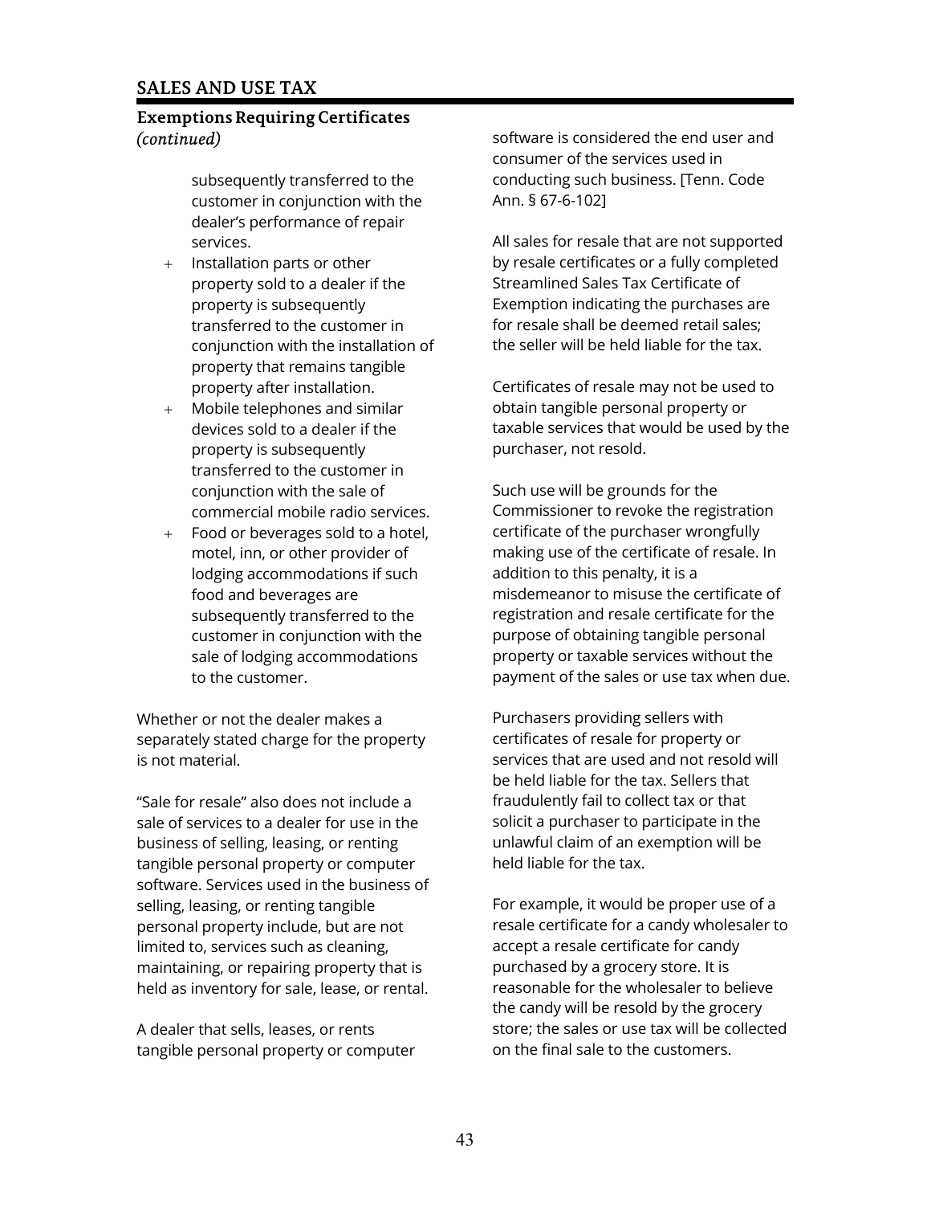## SALES AND USE TAX

### Exemptions Requiring Certificates *(continued)*

subsequently transferred to the customer in conjunction with the dealer's performance of repair services.

- Installation parts or other property sold to a dealer if the property is subsequently transferred to the customer in conjunction with the installation of property that remains tangible property after installation.
- Mobile telephones and similar devices sold to a dealer if the property is subsequently transferred to the customer in conjunction with the sale of commercial mobile radio services.
- Food or beverages sold to a hotel, motel, inn, or other provider of lodging accommodations if such food and beverages are subsequently transferred to the customer in conjunction with the sale of lodging accommodations to the customer.

Whether or not the dealer makes a separately stated charge for the property is not material.

"Sale for resale" also does not include a sale of services to a dealer for use in the business of selling, leasing, or renting tangible personal property or computer software. Services used in the business of selling, leasing, or renting tangible personal property include, but are not limited to, services such as cleaning, maintaining, or repairing property that is held as inventory for sale, lease, or rental.

A dealer that sells, leases, or rents tangible personal property or computer software is considered the end user and consumer of the services used in conducting such business. [Tenn. Code Ann. § 67-6-102]

All sales for resale that are not supported by resale certificates or a fully completed Streamlined Sales Tax Certificate of Exemption indicating the purchases are for resale shall be deemed retail sales; the seller will be held liable for the tax.

Certificates of resale may not be used to obtain tangible personal property or taxable services that would be used by the purchaser, not resold.

Such use will be grounds for the Commissioner to revoke the registration certificate of the purchaser wrongfully making use of the certificate of resale. In addition to this penalty, it is a misdemeanor to misuse the certificate of registration and resale certificate for the purpose of obtaining tangible personal property or taxable services without the payment of the sales or use tax when due.

Purchasers providing sellers with certificates of resale for property or services that are used and not resold will be held liable for the tax. Sellers that fraudulently fail to collect tax or that solicit a purchaser to participate in the unlawful claim of an exemption will be held liable for the tax.

For example, it would be proper use of a resale certificate for a candy wholesaler to accept a resale certificate for candy purchased by a grocery store. It is reasonable for the wholesaler to believe the candy will be resold by the grocery store; the sales or use tax will be collected on the final sale to the customers.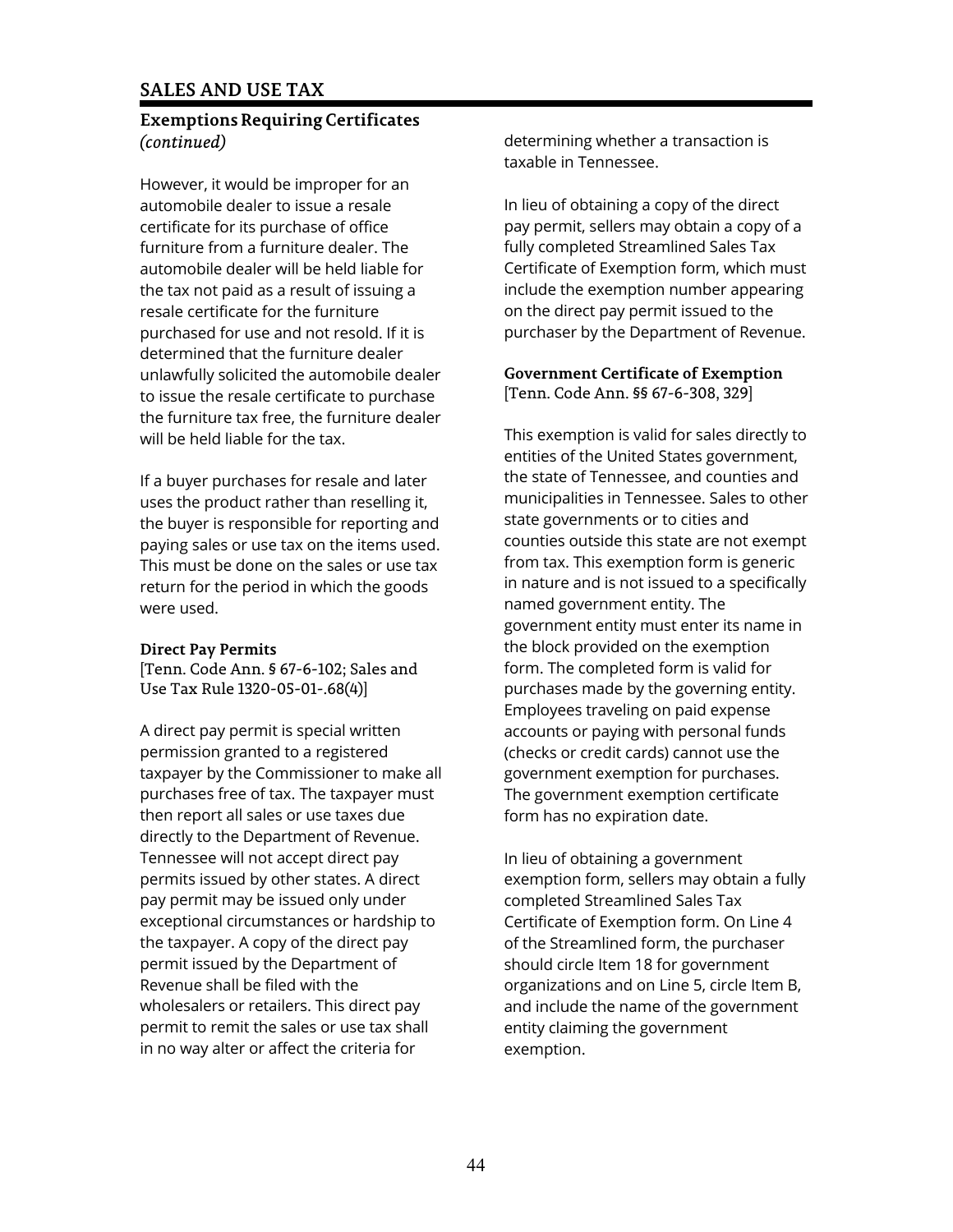## SALES AND USE TAX

### Exemptions Requiring Certificates *(continued)*

However, it would be improper for an automobile dealer to issue a resale certificate for its purchase of office furniture from a furniture dealer. The automobile dealer will be held liable for the tax not paid as a result of issuing a resale certificate for the furniture purchased for use and not resold. If it is determined that the furniture dealer unlawfully solicited the automobile dealer to issue the resale certificate to purchase the furniture tax free, the furniture dealer will be held liable for the tax.

If a buyer purchases for resale and later uses the product rather than reselling it, the buyer is responsible for reporting and paying sales or use tax on the items used. This must be done on the sales or use tax return for the period in which the goods were used.

**Direct Pay Permits**
[Tenn. Code Ann. § 67-6-102; Sales and Use Tax Rule 1320-05-01-.68(4)]

A direct pay permit is special written permission granted to a registered taxpayer by the Commissioner to make all purchases free of tax. The taxpayer must then report all sales or use taxes due directly to the Department of Revenue. Tennessee will not accept direct pay permits issued by other states. A direct pay permit may be issued only under exceptional circumstances or hardship to the taxpayer. A copy of the direct pay permit issued by the Department of Revenue shall be filed with the wholesalers or retailers. This direct pay permit to remit the sales or use tax shall in no way alter or affect the criteria for determining whether a transaction is taxable in Tennessee.

In lieu of obtaining a copy of the direct pay permit, sellers may obtain a copy of a fully completed Streamlined Sales Tax Certificate of Exemption form, which must include the exemption number appearing on the direct pay permit issued to the purchaser by the Department of Revenue.

**Government Certificate of Exemption**
[Tenn. Code Ann. §§ 67-6-308, 329]

This exemption is valid for sales directly to entities of the United States government, the state of Tennessee, and counties and municipalities in Tennessee. Sales to other state governments or to cities and counties outside this state are not exempt from tax. This exemption form is generic in nature and is not issued to a specifically named government entity. The government entity must enter its name in the block provided on the exemption form. The completed form is valid for purchases made by the governing entity. Employees traveling on paid expense accounts or paying with personal funds (checks or credit cards) cannot use the government exemption for purchases. The government exemption certificate form has no expiration date.

In lieu of obtaining a government exemption form, sellers may obtain a fully completed Streamlined Sales Tax Certificate of Exemption form. On Line 4 of the Streamlined form, the purchaser should circle Item 18 for government organizations and on Line 5, circle Item B, and include the name of the government entity claiming the government exemption.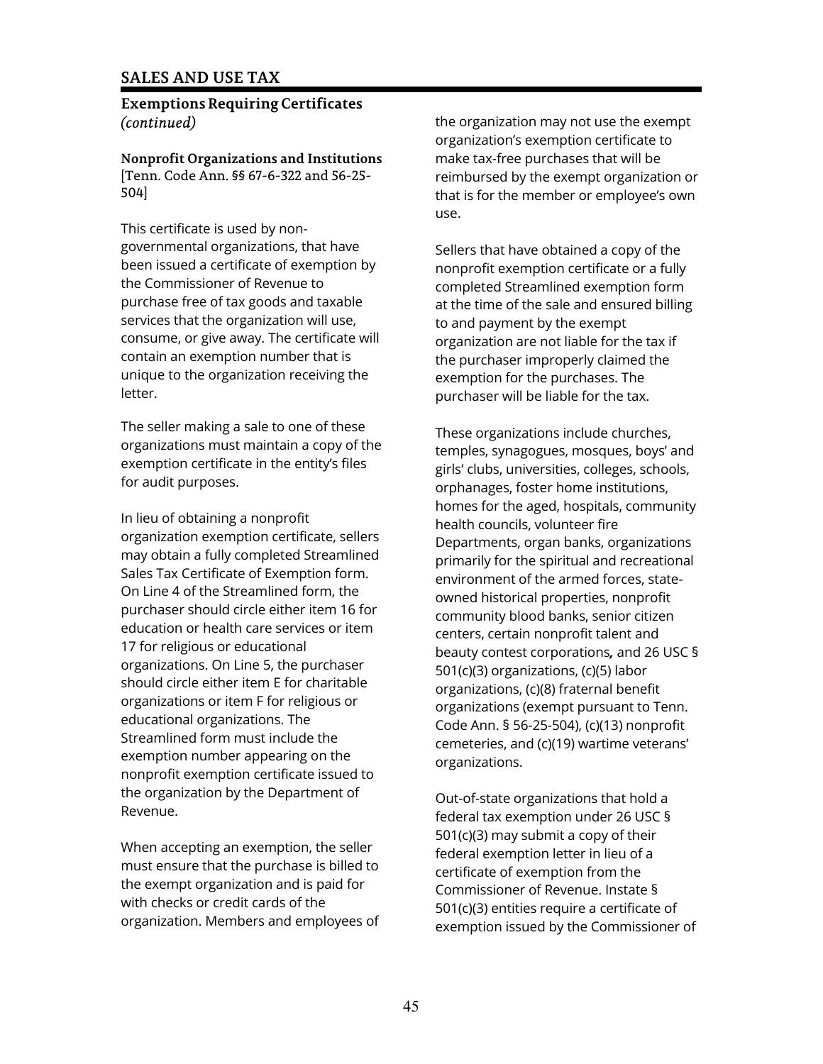# SALES AND USE TAX

## Exemptions Requiring Certificates *(continued)*

### Nonprofit Organizations and Institutions

[Tenn. Code Ann. §§ 67-6-322 and 56-25-504]

This certificate is used by non-governmental organizations, that have been issued a certificate of exemption by the Commissioner of Revenue to purchase free of tax goods and taxable services that the organization will use, consume, or give away. The certificate will contain an exemption number that is unique to the organization receiving the letter.

The seller making a sale to one of these organizations must maintain a copy of the exemption certificate in the entity's files for audit purposes.

In lieu of obtaining a nonprofit organization exemption certificate, sellers may obtain a fully completed Streamlined Sales Tax Certificate of Exemption form. On Line 4 of the Streamlined form, the purchaser should circle either item 16 for education or health care services or item 17 for religious or educational organizations. On Line 5, the purchaser should circle either item E for charitable organizations or item F for religious or educational organizations. The Streamlined form must include the exemption number appearing on the nonprofit exemption certificate issued to the organization by the Department of Revenue.

When accepting an exemption, the seller must ensure that the purchase is billed to the exempt organization and is paid for with checks or credit cards of the organization. Members and employees of the organization may not use the exempt organization's exemption certificate to make tax-free purchases that will be reimbursed by the exempt organization or that is for the member or employee's own use.

Sellers that have obtained a copy of the nonprofit exemption certificate or a fully completed Streamlined exemption form at the time of the sale and ensured billing to and payment by the exempt organization are not liable for the tax if the purchaser improperly claimed the exemption for the purchases. The purchaser will be liable for the tax.

These organizations include churches, temples, synagogues, mosques, boys' and girls' clubs, universities, colleges, schools, orphanages, foster home institutions, homes for the aged, hospitals, community health councils, volunteer fire Departments, organ banks, organizations primarily for the spiritual and recreational environment of the armed forces, state-owned historical properties, nonprofit community blood banks, senior citizen centers, certain nonprofit talent and beauty contest corporations**,** and 26 USC § 501(c)(3) organizations, (c)(5) labor organizations, (c)(8) fraternal benefit organizations (exempt pursuant to Tenn. Code Ann. § 56-25-504), (c)(13) nonprofit cemeteries, and (c)(19) wartime veterans' organizations.

Out-of-state organizations that hold a federal tax exemption under 26 USC § 501(c)(3) may submit a copy of their federal exemption letter in lieu of a certificate of exemption from the Commissioner of Revenue. Instate § 501(c)(3) entities require a certificate of exemption issued by the Commissioner of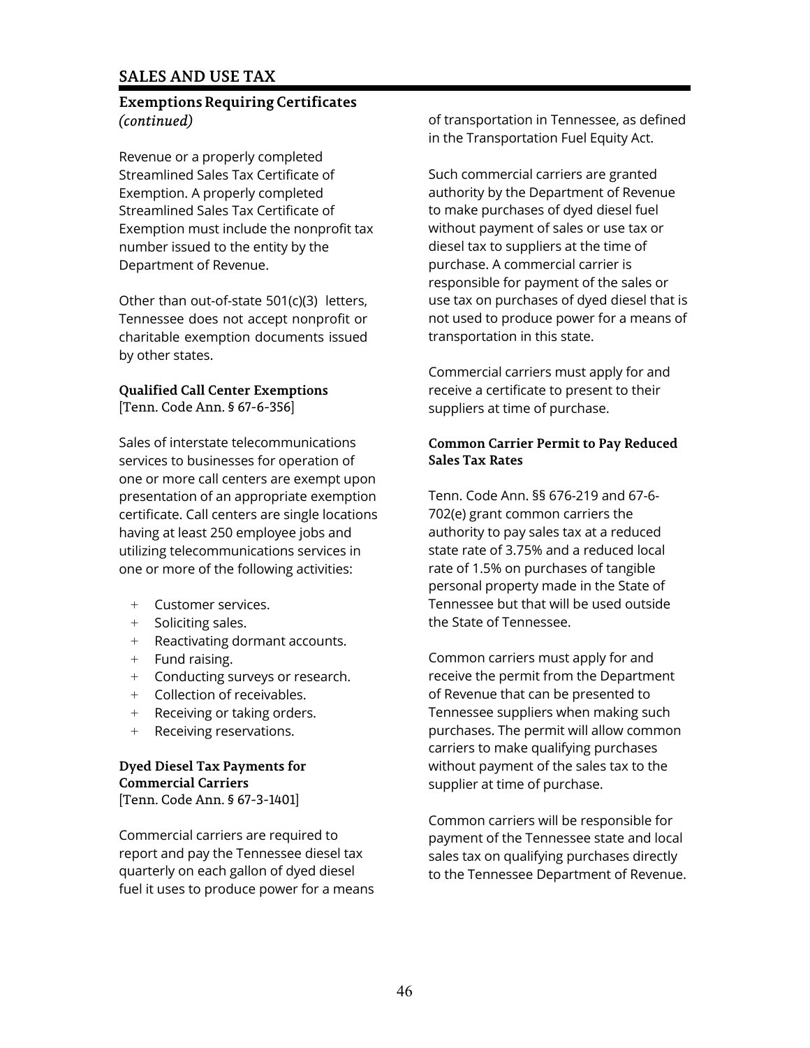## SALES AND USE TAX

### Exemptions Requiring Certificates *(continued)*

Revenue or a properly completed Streamlined Sales Tax Certificate of Exemption. A properly completed Streamlined Sales Tax Certificate of Exemption must include the nonprofit tax number issued to the entity by the Department of Revenue.

Other than out-of-state 501(c)(3) letters, Tennessee does not accept nonprofit or charitable exemption documents issued by other states.

**Qualified Call Center Exemptions**
[Tenn. Code Ann. § 67-6-356]

Sales of interstate telecommunications services to businesses for operation of one or more call centers are exempt upon presentation of an appropriate exemption certificate. Call centers are single locations having at least 250 employee jobs and utilizing telecommunications services in one or more of the following activities:

- Customer services.
- Soliciting sales.
- Reactivating dormant accounts.
- Fund raising.
- Conducting surveys or research.
- Collection of receivables.
- Receiving or taking orders.
- Receiving reservations.

**Dyed Diesel Tax Payments for Commercial Carriers**
[Tenn. Code Ann. § 67-3-1401]

Commercial carriers are required to report and pay the Tennessee diesel tax quarterly on each gallon of dyed diesel fuel it uses to produce power for a means of transportation in Tennessee, as defined in the Transportation Fuel Equity Act.

Such commercial carriers are granted authority by the Department of Revenue to make purchases of dyed diesel fuel without payment of sales or use tax or diesel tax to suppliers at the time of purchase. A commercial carrier is responsible for payment of the sales or use tax on purchases of dyed diesel that is not used to produce power for a means of transportation in this state.

Commercial carriers must apply for and receive a certificate to present to their suppliers at time of purchase.

**Common Carrier Permit to Pay Reduced Sales Tax Rates**

Tenn. Code Ann. §§ 676-219 and 67-6-702(e) grant common carriers the authority to pay sales tax at a reduced state rate of 3.75% and a reduced local rate of 1.5% on purchases of tangible personal property made in the State of Tennessee but that will be used outside the State of Tennessee.

Common carriers must apply for and receive the permit from the Department of Revenue that can be presented to Tennessee suppliers when making such purchases. The permit will allow common carriers to make qualifying purchases without payment of the sales tax to the supplier at time of purchase.

Common carriers will be responsible for payment of the Tennessee state and local sales tax on qualifying purchases directly to the Tennessee Department of Revenue.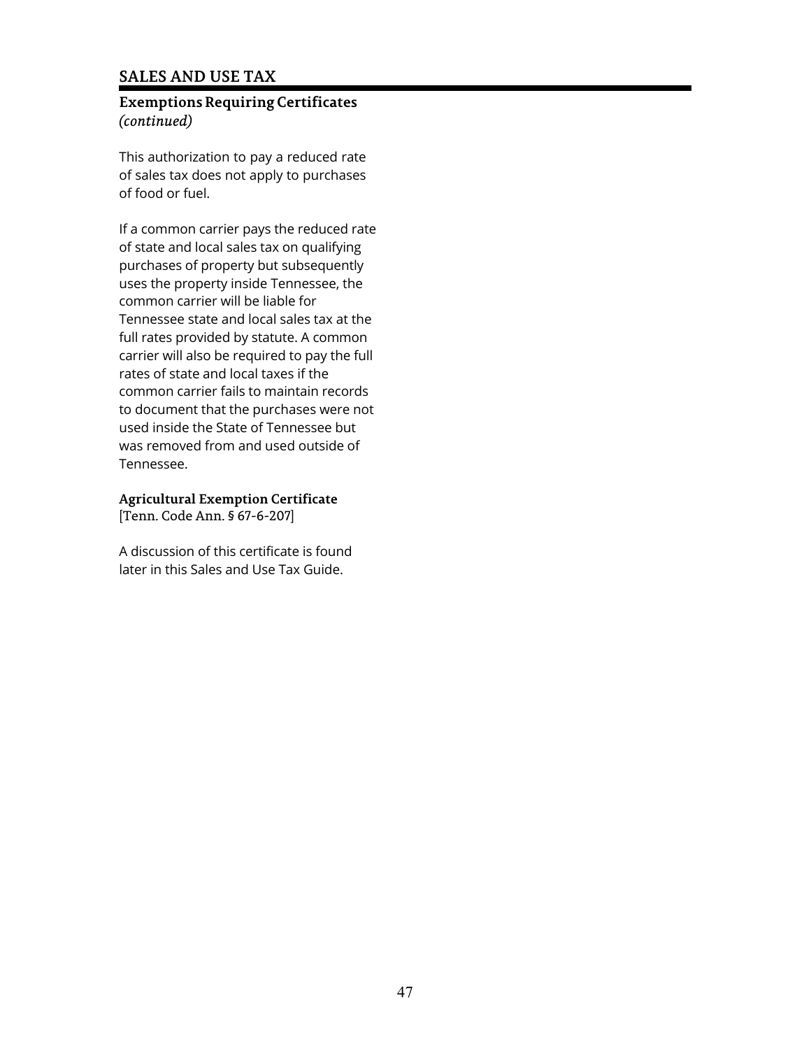# SALES AND USE TAX

## Exemptions Requiring Certificates *(continued)*

This authorization to pay a reduced rate of sales tax does not apply to purchases of food or fuel.

If a common carrier pays the reduced rate of state and local sales tax on qualifying purchases of property but subsequently uses the property inside Tennessee, the common carrier will be liable for Tennessee state and local sales tax at the full rates provided by statute. A common carrier will also be required to pay the full rates of state and local taxes if the common carrier fails to maintain records to document that the purchases were not used inside the State of Tennessee but was removed from and used outside of Tennessee.

### Agricultural Exemption Certificate

[Tenn. Code Ann. § 67-6-207]

A discussion of this certificate is found later in this Sales and Use Tax Guide.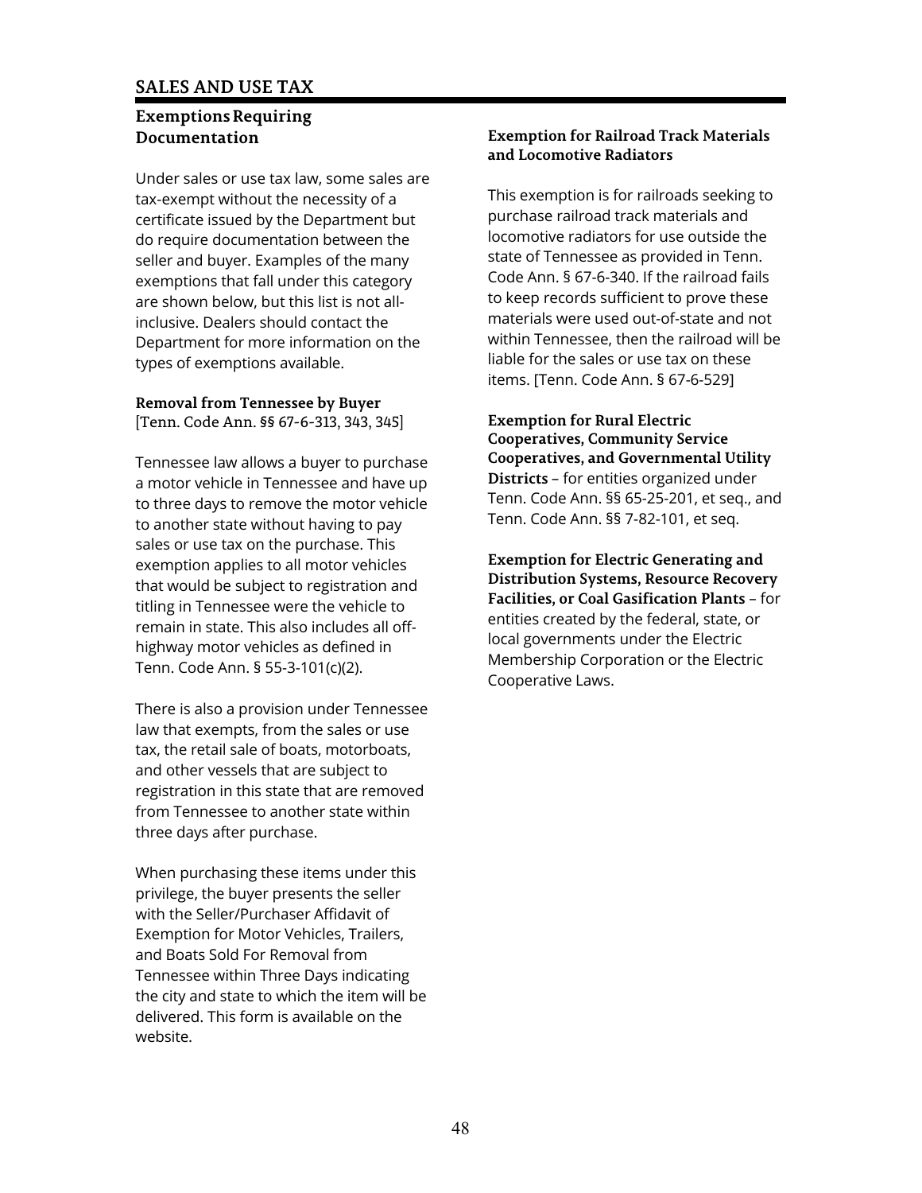# SALES AND USE TAX

## Exemptions Requiring Documentation

Under sales or use tax law, some sales are tax-exempt without the necessity of a certificate issued by the Department but do require documentation between the seller and buyer. Examples of the many exemptions that fall under this category are shown below, but this list is not all-inclusive. Dealers should contact the Department for more information on the types of exemptions available.

**Removal from Tennessee by Buyer**
[Tenn. Code Ann. §§ 67-6-313, 343, 345]

Tennessee law allows a buyer to purchase a motor vehicle in Tennessee and have up to three days to remove the motor vehicle to another state without having to pay sales or use tax on the purchase. This exemption applies to all motor vehicles that would be subject to registration and titling in Tennessee were the vehicle to remain in state. This also includes all off-highway motor vehicles as defined in Tenn. Code Ann. § 55-3-101(c)(2).

There is also a provision under Tennessee law that exempts, from the sales or use tax, the retail sale of boats, motorboats, and other vessels that are subject to registration in this state that are removed from Tennessee to another state within three days after purchase.

When purchasing these items under this privilege, the buyer presents the seller with the Seller/Purchaser Affidavit of Exemption for Motor Vehicles, Trailers, and Boats Sold For Removal from Tennessee within Three Days indicating the city and state to which the item will be delivered. This form is available on the website.

**Exemption for Railroad Track Materials and Locomotive Radiators**

This exemption is for railroads seeking to purchase railroad track materials and locomotive radiators for use outside the state of Tennessee as provided in Tenn. Code Ann. § 67-6-340. If the railroad fails to keep records sufficient to prove these materials were used out-of-state and not within Tennessee, then the railroad will be liable for the sales or use tax on these items. [Tenn. Code Ann. § 67-6-529]

**Exemption for Rural Electric Cooperatives, Community Service Cooperatives, and Governmental Utility Districts** – for entities organized under Tenn. Code Ann. §§ 65-25-201, et seq., and Tenn. Code Ann. §§ 7-82-101, et seq.

**Exemption for Electric Generating and Distribution Systems, Resource Recovery Facilities, or Coal Gasification Plants** – for entities created by the federal, state, or local governments under the Electric Membership Corporation or the Electric Cooperative Laws.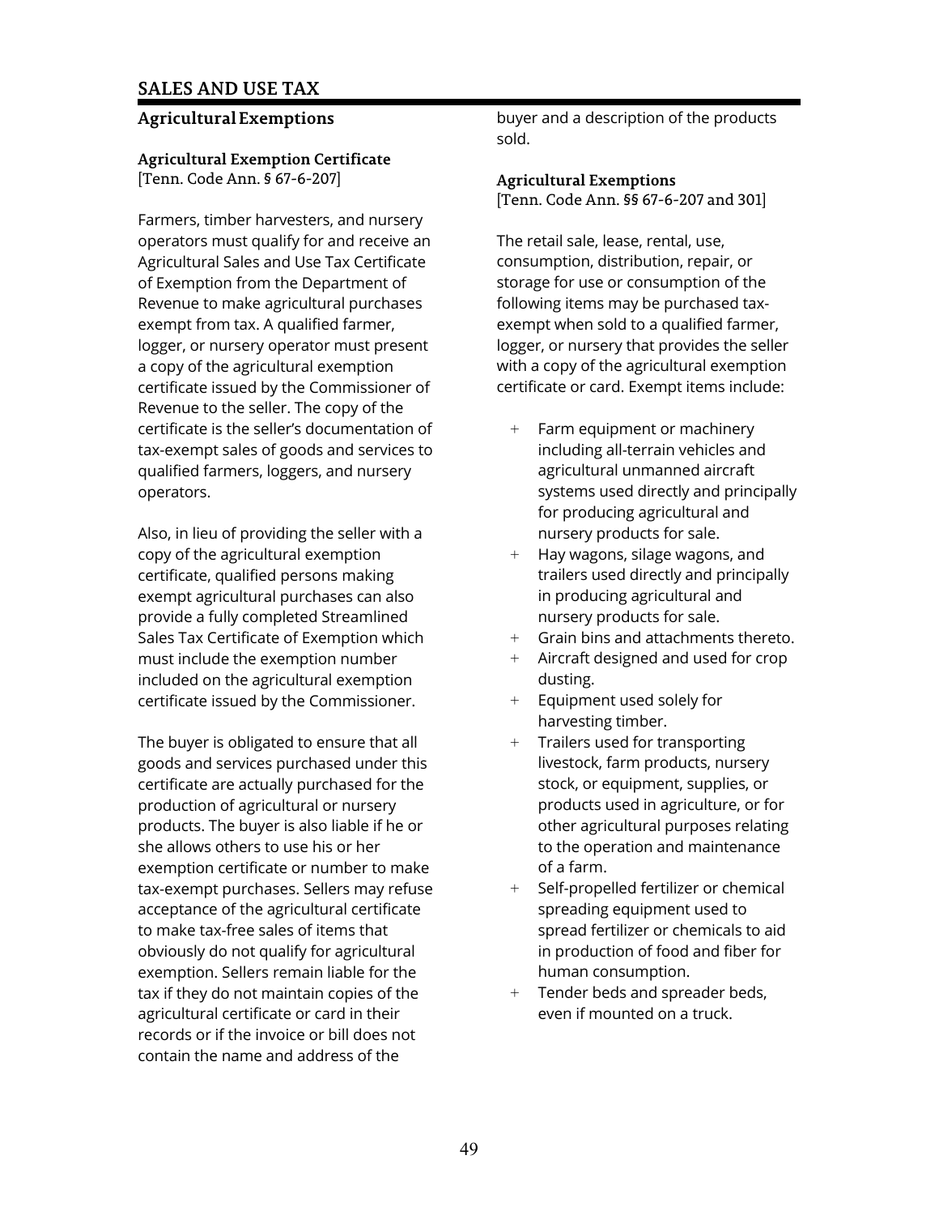## SALES AND USE TAX

### Agricultural Exemptions

**Agricultural Exemption Certificate**
[Tenn. Code Ann. § 67-6-207]

Farmers, timber harvesters, and nursery operators must qualify for and receive an Agricultural Sales and Use Tax Certificate of Exemption from the Department of Revenue to make agricultural purchases exempt from tax. A qualified farmer, logger, or nursery operator must present a copy of the agricultural exemption certificate issued by the Commissioner of Revenue to the seller. The copy of the certificate is the seller's documentation of tax-exempt sales of goods and services to qualified farmers, loggers, and nursery operators.

Also, in lieu of providing the seller with a copy of the agricultural exemption certificate, qualified persons making exempt agricultural purchases can also provide a fully completed Streamlined Sales Tax Certificate of Exemption which must include the exemption number included on the agricultural exemption certificate issued by the Commissioner.

The buyer is obligated to ensure that all goods and services purchased under this certificate are actually purchased for the production of agricultural or nursery products. The buyer is also liable if he or she allows others to use his or her exemption certificate or number to make tax-exempt purchases. Sellers may refuse acceptance of the agricultural certificate to make tax-free sales of items that obviously do not qualify for agricultural exemption. Sellers remain liable for the tax if they do not maintain copies of the agricultural certificate or card in their records or if the invoice or bill does not contain the name and address of the buyer and a description of the products sold.

**Agricultural Exemptions**
[Tenn. Code Ann. §§ 67-6-207 and 301]

The retail sale, lease, rental, use, consumption, distribution, repair, or storage for use or consumption of the following items may be purchased tax-exempt when sold to a qualified farmer, logger, or nursery that provides the seller with a copy of the agricultural exemption certificate or card. Exempt items include:

+ Farm equipment or machinery including all-terrain vehicles and agricultural unmanned aircraft systems used directly and principally for producing agricultural and nursery products for sale.
+ Hay wagons, silage wagons, and trailers used directly and principally in producing agricultural and nursery products for sale.
+ Grain bins and attachments thereto.
+ Aircraft designed and used for crop dusting.
+ Equipment used solely for harvesting timber.
+ Trailers used for transporting livestock, farm products, nursery stock, or equipment, supplies, or products used in agriculture, or for other agricultural purposes relating to the operation and maintenance of a farm.
+ Self-propelled fertilizer or chemical spreading equipment used to spread fertilizer or chemicals to aid in production of food and fiber for human consumption.
+ Tender beds and spreader beds, even if mounted on a truck.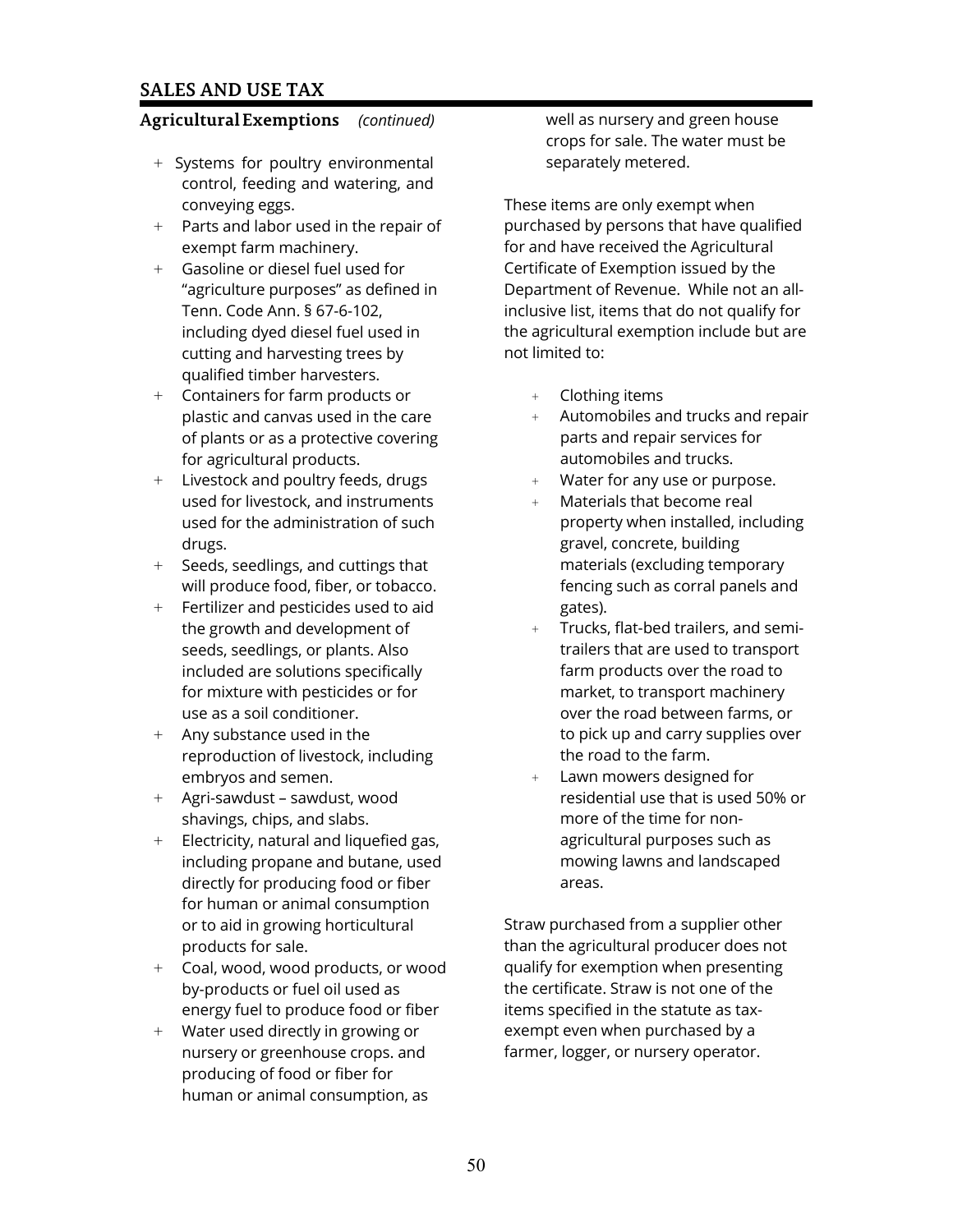## SALES AND USE TAX

### Agricultural Exemptions *(continued)*

- Systems for poultry environmental control, feeding and watering, and conveying eggs.
- Parts and labor used in the repair of exempt farm machinery.
- Gasoline or diesel fuel used for "agriculture purposes" as defined in Tenn. Code Ann. § 67-6-102, including dyed diesel fuel used in cutting and harvesting trees by qualified timber harvesters.
- Containers for farm products or plastic and canvas used in the care of plants or as a protective covering for agricultural products.
- Livestock and poultry feeds, drugs used for livestock, and instruments used for the administration of such drugs.
- Seeds, seedlings, and cuttings that will produce food, fiber, or tobacco.
- Fertilizer and pesticides used to aid the growth and development of seeds, seedlings, or plants. Also included are solutions specifically for mixture with pesticides or for use as a soil conditioner.
- Any substance used in the reproduction of livestock, including embryos and semen.
- Agri-sawdust – sawdust, wood shavings, chips, and slabs.
- Electricity, natural and liquefied gas, including propane and butane, used directly for producing food or fiber for human or animal consumption or to aid in growing horticultural products for sale.
- Coal, wood, wood products, or wood by-products or fuel oil used as energy fuel to produce food or fiber
- Water used directly in growing or nursery or greenhouse crops. and producing of food or fiber for human or animal consumption, as well as nursery and green house crops for sale. The water must be separately metered.

These items are only exempt when purchased by persons that have qualified for and have received the Agricultural Certificate of Exemption issued by the Department of Revenue. While not an all-inclusive list, items that do not qualify for the agricultural exemption include but are not limited to:

- Clothing items
- Automobiles and trucks and repair parts and repair services for automobiles and trucks.
- Water for any use or purpose.
- Materials that become real property when installed, including gravel, concrete, building materials (excluding temporary fencing such as corral panels and gates).
- Trucks, flat-bed trailers, and semi-trailers that are used to transport farm products over the road to market, to transport machinery over the road between farms, or to pick up and carry supplies over the road to the farm.
- Lawn mowers designed for residential use that is used 50% or more of the time for non-agricultural purposes such as mowing lawns and landscaped areas.

Straw purchased from a supplier other than the agricultural producer does not qualify for exemption when presenting the certificate. Straw is not one of the items specified in the statute as tax-exempt even when purchased by a farmer, logger, or nursery operator.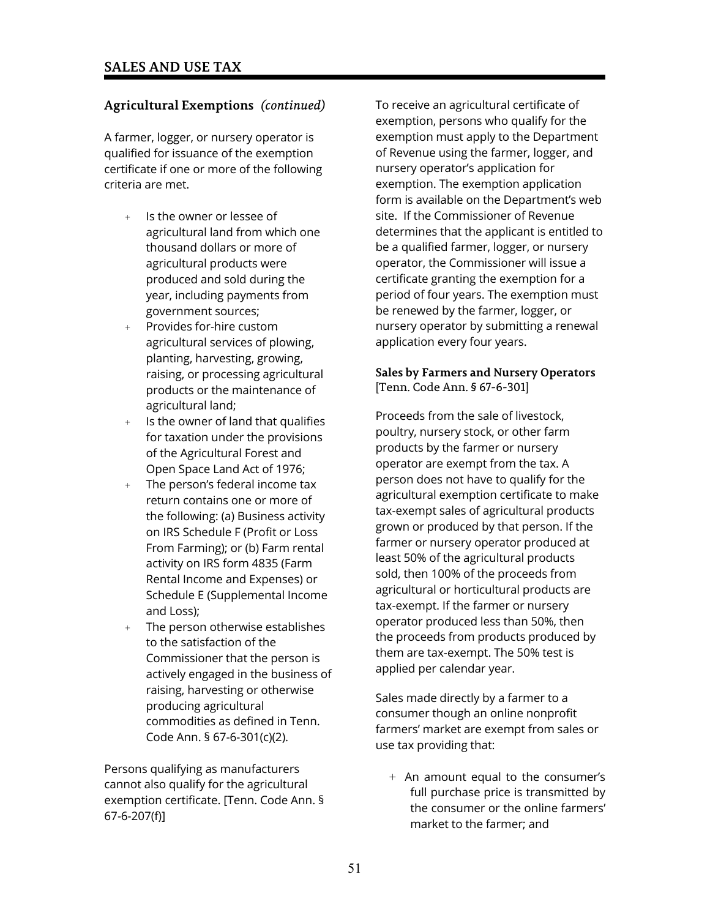### Agricultural Exemptions *(continued)*

A farmer, logger, or nursery operator is qualified for issuance of the exemption certificate if one or more of the following criteria are met.

- Is the owner or lessee of agricultural land from which one thousand dollars or more of agricultural products were produced and sold during the year, including payments from government sources;
- Provides for-hire custom agricultural services of plowing, planting, harvesting, growing, raising, or processing agricultural products or the maintenance of agricultural land;
- Is the owner of land that qualifies for taxation under the provisions of the Agricultural Forest and Open Space Land Act of 1976;
- The person's federal income tax return contains one or more of the following: (a) Business activity on IRS Schedule F (Profit or Loss From Farming); or (b) Farm rental activity on IRS form 4835 (Farm Rental Income and Expenses) or Schedule E (Supplemental Income and Loss);
- The person otherwise establishes to the satisfaction of the Commissioner that the person is actively engaged in the business of raising, harvesting or otherwise producing agricultural commodities as defined in Tenn. Code Ann. § 67-6-301(c)(2).

Persons qualifying as manufacturers cannot also qualify for the agricultural exemption certificate. [Tenn. Code Ann. § 67-6-207(f)]

To receive an agricultural certificate of exemption, persons who qualify for the exemption must apply to the Department of Revenue using the farmer, logger, and nursery operator's application for exemption. The exemption application form is available on the Department's web site. If the Commissioner of Revenue determines that the applicant is entitled to be a qualified farmer, logger, or nursery operator, the Commissioner will issue a certificate granting the exemption for a period of four years. The exemption must be renewed by the farmer, logger, or nursery operator by submitting a renewal application every four years.

**Sales by Farmers and Nursery Operators**
[Tenn. Code Ann. § 67-6-301]

Proceeds from the sale of livestock, poultry, nursery stock, or other farm products by the farmer or nursery operator are exempt from the tax. A person does not have to qualify for the agricultural exemption certificate to make tax-exempt sales of agricultural products grown or produced by that person. If the farmer or nursery operator produced at least 50% of the agricultural products sold, then 100% of the proceeds from agricultural or horticultural products are tax-exempt. If the farmer or nursery operator produced less than 50%, then the proceeds from products produced by them are tax-exempt. The 50% test is applied per calendar year.

Sales made directly by a farmer to a consumer though an online nonprofit farmers' market are exempt from sales or use tax providing that:

- An amount equal to the consumer's full purchase price is transmitted by the consumer or the online farmers' market to the farmer; and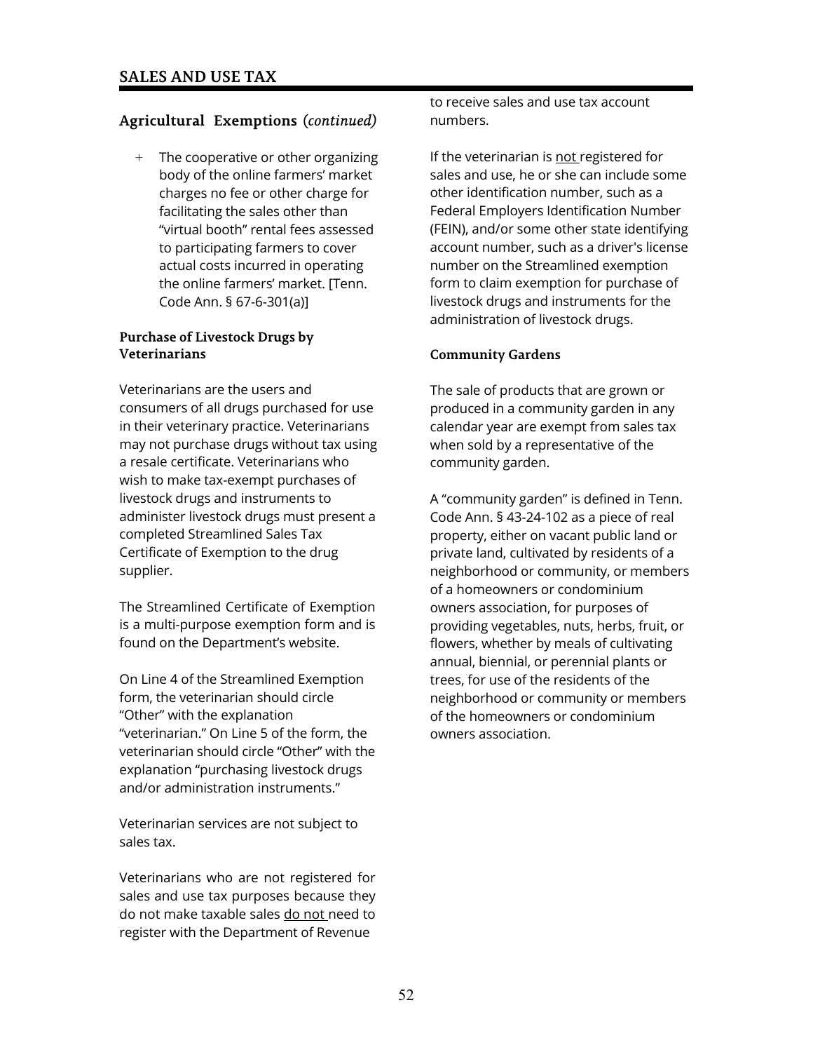## Agricultural Exemptions (*continued*)

- The cooperative or other organizing body of the online farmers' market charges no fee or other charge for facilitating the sales other than "virtual booth" rental fees assessed to participating farmers to cover actual costs incurred in operating the online farmers' market. [Tenn. Code Ann. § 67-6-301(a)]

### Purchase of Livestock Drugs by Veterinarians

Veterinarians are the users and consumers of all drugs purchased for use in their veterinary practice. Veterinarians may not purchase drugs without tax using a resale certificate. Veterinarians who wish to make tax-exempt purchases of livestock drugs and instruments to administer livestock drugs must present a completed Streamlined Sales Tax Certificate of Exemption to the drug supplier.

The Streamlined Certificate of Exemption is a multi-purpose exemption form and is found on the Department's website.

On Line 4 of the Streamlined Exemption form, the veterinarian should circle "Other" with the explanation "veterinarian." On Line 5 of the form, the veterinarian should circle "Other" with the explanation "purchasing livestock drugs and/or administration instruments."

Veterinarian services are not subject to sales tax.

Veterinarians who are not registered for sales and use tax purposes because they do not make taxable sales do not need to register with the Department of Revenue to receive sales and use tax account numbers.

If the veterinarian is not registered for sales and use, he or she can include some other identification number, such as a Federal Employers Identification Number (FEIN), and/or some other state identifying account number, such as a driver's license number on the Streamlined exemption form to claim exemption for purchase of livestock drugs and instruments for the administration of livestock drugs.

### Community Gardens

The sale of products that are grown or produced in a community garden in any calendar year are exempt from sales tax when sold by a representative of the community garden.

A "community garden" is defined in Tenn. Code Ann. § 43-24-102 as a piece of real property, either on vacant public land or private land, cultivated by residents of a neighborhood or community, or members of a homeowners or condominium owners association, for purposes of providing vegetables, nuts, herbs, fruit, or flowers, whether by meals of cultivating annual, biennial, or perennial plants or trees, for use of the residents of the neighborhood or community or members of the homeowners or condominium owners association.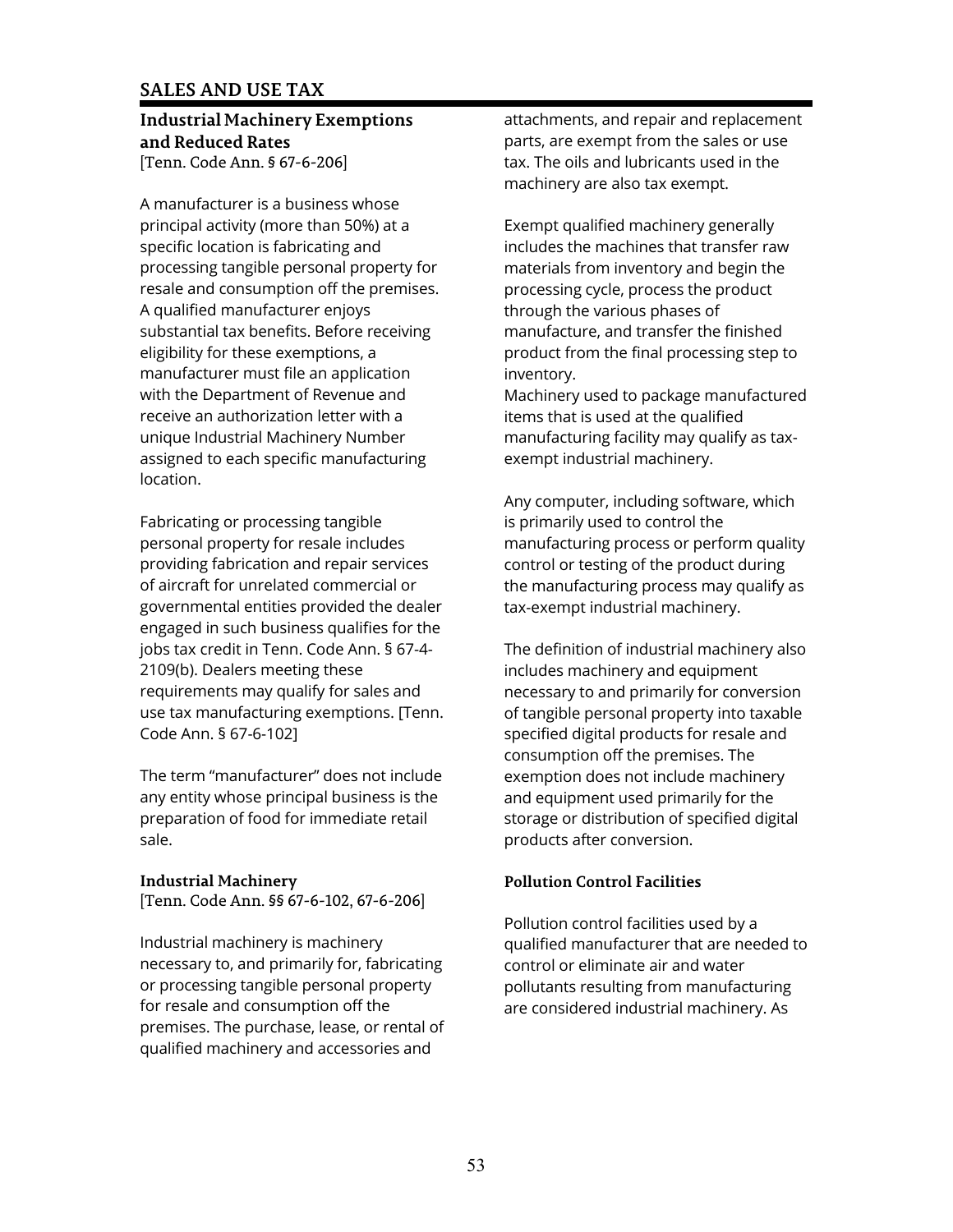# SALES AND USE TAX

## Industrial Machinery Exemptions and Reduced Rates

[Tenn. Code Ann. § 67-6-206]

A manufacturer is a business whose principal activity (more than 50%) at a specific location is fabricating and processing tangible personal property for resale and consumption off the premises. A qualified manufacturer enjoys substantial tax benefits. Before receiving eligibility for these exemptions, a manufacturer must file an application with the Department of Revenue and receive an authorization letter with a unique Industrial Machinery Number assigned to each specific manufacturing location.

Fabricating or processing tangible personal property for resale includes providing fabrication and repair services of aircraft for unrelated commercial or governmental entities provided the dealer engaged in such business qualifies for the jobs tax credit in Tenn. Code Ann. § 67-4-2109(b). Dealers meeting these requirements may qualify for sales and use tax manufacturing exemptions. [Tenn. Code Ann. § 67-6-102]

The term "manufacturer" does not include any entity whose principal business is the preparation of food for immediate retail sale.

### Industrial Machinery

[Tenn. Code Ann. §§ 67-6-102, 67-6-206]

Industrial machinery is machinery necessary to, and primarily for, fabricating or processing tangible personal property for resale and consumption off the premises. The purchase, lease, or rental of qualified machinery and accessories and attachments, and repair and replacement parts, are exempt from the sales or use tax. The oils and lubricants used in the machinery are also tax exempt.

Exempt qualified machinery generally includes the machines that transfer raw materials from inventory and begin the processing cycle, process the product through the various phases of manufacture, and transfer the finished product from the final processing step to inventory.

Machinery used to package manufactured items that is used at the qualified manufacturing facility may qualify as tax-exempt industrial machinery.

Any computer, including software, which is primarily used to control the manufacturing process or perform quality control or testing of the product during the manufacturing process may qualify as tax-exempt industrial machinery.

The definition of industrial machinery also includes machinery and equipment necessary to and primarily for conversion of tangible personal property into taxable specified digital products for resale and consumption off the premises. The exemption does not include machinery and equipment used primarily for the storage or distribution of specified digital products after conversion.

### Pollution Control Facilities

Pollution control facilities used by a qualified manufacturer that are needed to control or eliminate air and water pollutants resulting from manufacturing are considered industrial machinery. As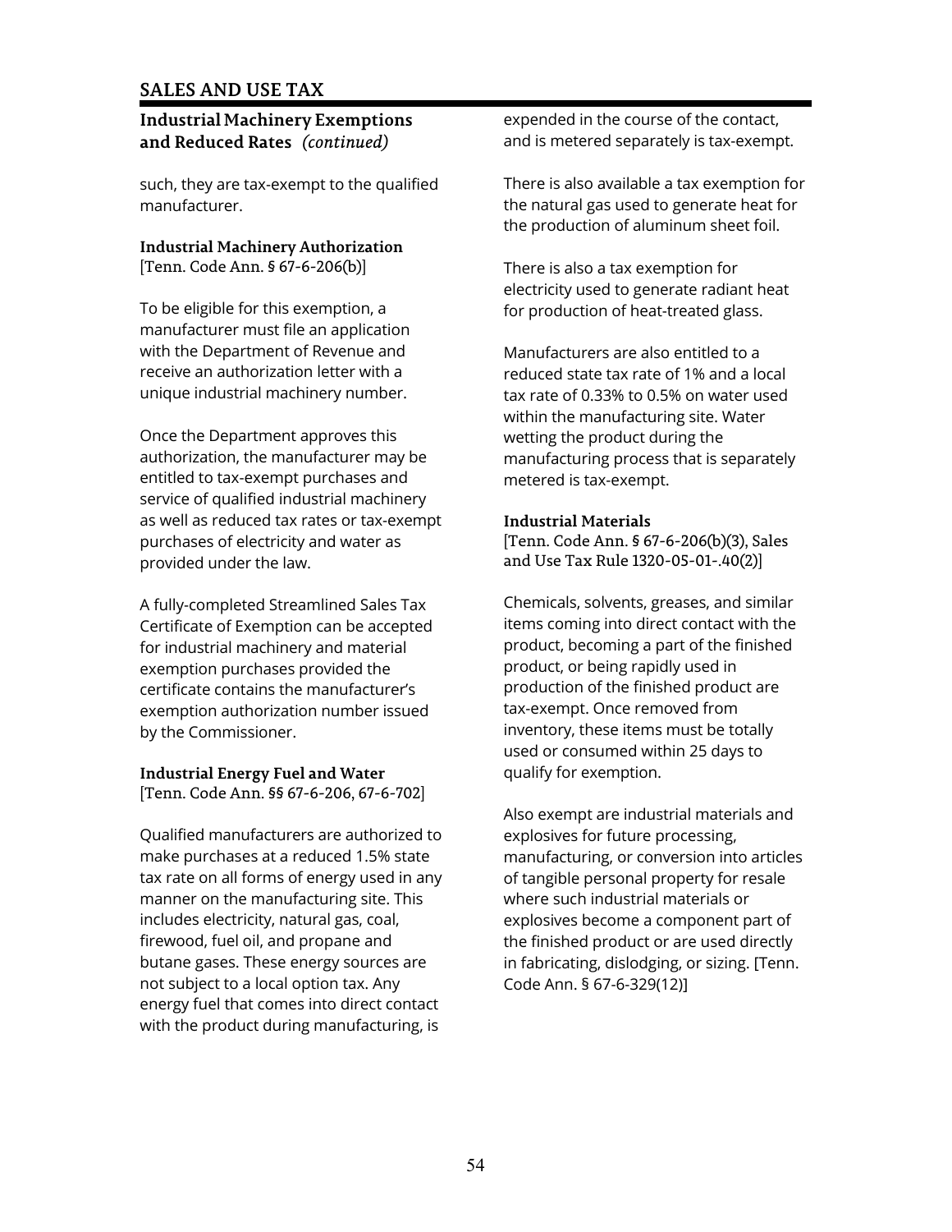## SALES AND USE TAX

### Industrial Machinery Exemptions and Reduced Rates *(continued)*

such, they are tax-exempt to the qualified manufacturer.

**Industrial Machinery Authorization**
[Tenn. Code Ann. § 67-6-206(b)]

To be eligible for this exemption, a manufacturer must file an application with the Department of Revenue and receive an authorization letter with a unique industrial machinery number.

Once the Department approves this authorization, the manufacturer may be entitled to tax-exempt purchases and service of qualified industrial machinery as well as reduced tax rates or tax-exempt purchases of electricity and water as provided under the law.

A fully-completed Streamlined Sales Tax Certificate of Exemption can be accepted for industrial machinery and material exemption purchases provided the certificate contains the manufacturer's exemption authorization number issued by the Commissioner.

**Industrial Energy Fuel and Water**
[Tenn. Code Ann. §§ 67-6-206, 67-6-702]

Qualified manufacturers are authorized to make purchases at a reduced 1.5% state tax rate on all forms of energy used in any manner on the manufacturing site. This includes electricity, natural gas, coal, firewood, fuel oil, and propane and butane gases. These energy sources are not subject to a local option tax. Any energy fuel that comes into direct contact with the product during manufacturing, is expended in the course of the contact, and is metered separately is tax-exempt.

There is also available a tax exemption for the natural gas used to generate heat for the production of aluminum sheet foil.

There is also a tax exemption for electricity used to generate radiant heat for production of heat-treated glass.

Manufacturers are also entitled to a reduced state tax rate of 1% and a local tax rate of 0.33% to 0.5% on water used within the manufacturing site. Water wetting the product during the manufacturing process that is separately metered is tax-exempt.

**Industrial Materials**
[Tenn. Code Ann. § 67-6-206(b)(3), Sales and Use Tax Rule 1320-05-01-.40(2)]

Chemicals, solvents, greases, and similar items coming into direct contact with the product, becoming a part of the finished product, or being rapidly used in production of the finished product are tax-exempt. Once removed from inventory, these items must be totally used or consumed within 25 days to qualify for exemption.

Also exempt are industrial materials and explosives for future processing, manufacturing, or conversion into articles of tangible personal property for resale where such industrial materials or explosives become a component part of the finished product or are used directly in fabricating, dislodging, or sizing. [Tenn. Code Ann. § 67-6-329(12)]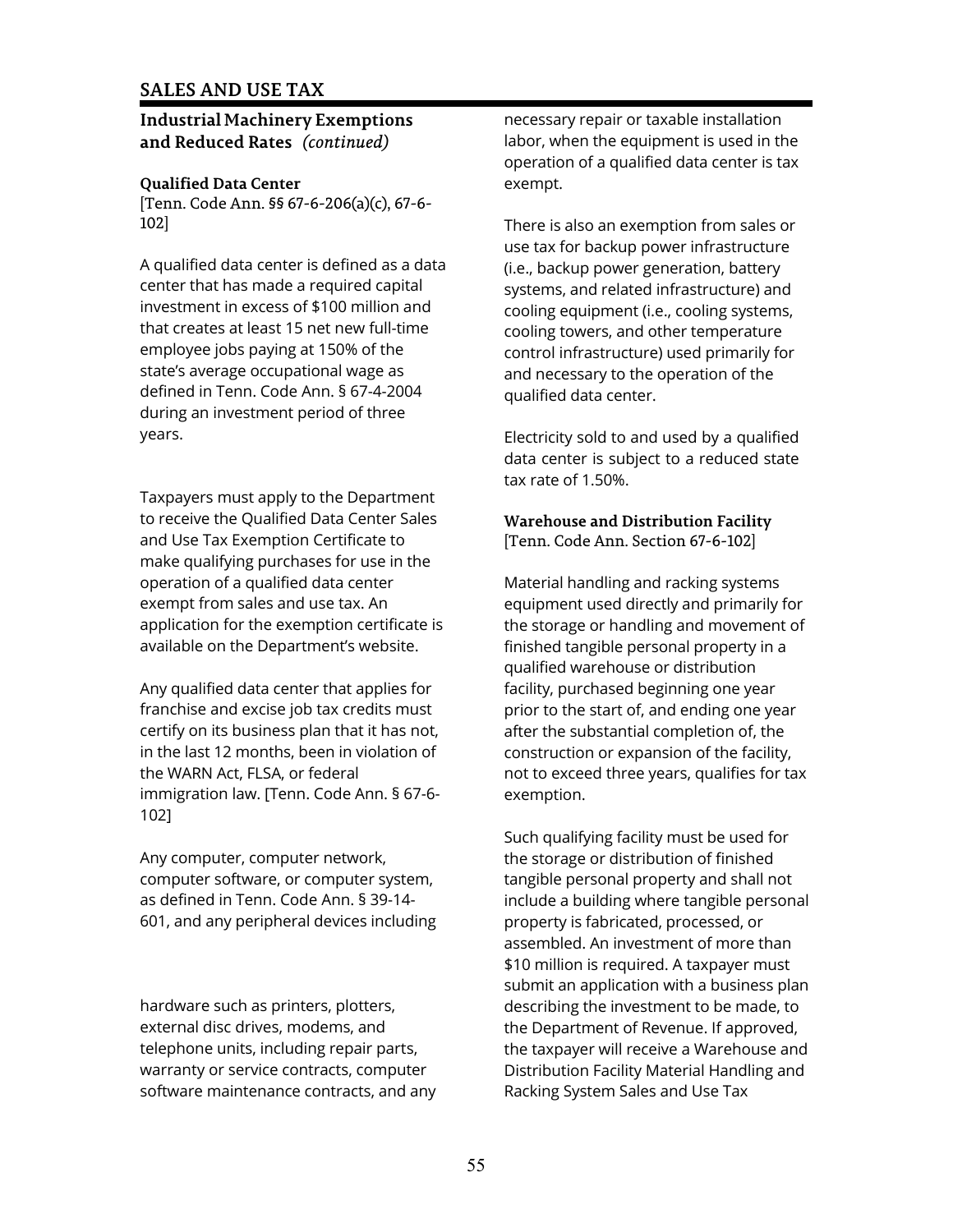## SALES AND USE TAX

### Industrial Machinery Exemptions and Reduced Rates *(continued)*

**Qualified Data Center**
[Tenn. Code Ann. §§ 67-6-206(a)(c), 67-6-102]

A qualified data center is defined as a data center that has made a required capital investment in excess of $100 million and that creates at least 15 net new full-time employee jobs paying at 150% of the state's average occupational wage as defined in Tenn. Code Ann. § 67-4-2004 during an investment period of three years.

Taxpayers must apply to the Department to receive the Qualified Data Center Sales and Use Tax Exemption Certificate to make qualifying purchases for use in the operation of a qualified data center exempt from sales and use tax. An application for the exemption certificate is available on the Department's website.

Any qualified data center that applies for franchise and excise job tax credits must certify on its business plan that it has not, in the last 12 months, been in violation of the WARN Act, FLSA, or federal immigration law. [Tenn. Code Ann. § 67-6-102]

Any computer, computer network, computer software, or computer system, as defined in Tenn. Code Ann. § 39-14-601, and any peripheral devices including hardware such as printers, plotters, external disc drives, modems, and telephone units, including repair parts, warranty or service contracts, computer software maintenance contracts, and any necessary repair or taxable installation labor, when the equipment is used in the operation of a qualified data center is tax exempt.

There is also an exemption from sales or use tax for backup power infrastructure (i.e., backup power generation, battery systems, and related infrastructure) and cooling equipment (i.e., cooling systems, cooling towers, and other temperature control infrastructure) used primarily for and necessary to the operation of the qualified data center.

Electricity sold to and used by a qualified data center is subject to a reduced state tax rate of 1.50%.

**Warehouse and Distribution Facility**
[Tenn. Code Ann. Section 67-6-102]

Material handling and racking systems equipment used directly and primarily for the storage or handling and movement of finished tangible personal property in a qualified warehouse or distribution facility, purchased beginning one year prior to the start of, and ending one year after the substantial completion of, the construction or expansion of the facility, not to exceed three years, qualifies for tax exemption.

Such qualifying facility must be used for the storage or distribution of finished tangible personal property and shall not include a building where tangible personal property is fabricated, processed, or assembled. An investment of more than $10 million is required. A taxpayer must submit an application with a business plan describing the investment to be made, to the Department of Revenue. If approved, the taxpayer will receive a Warehouse and Distribution Facility Material Handling and Racking System Sales and Use Tax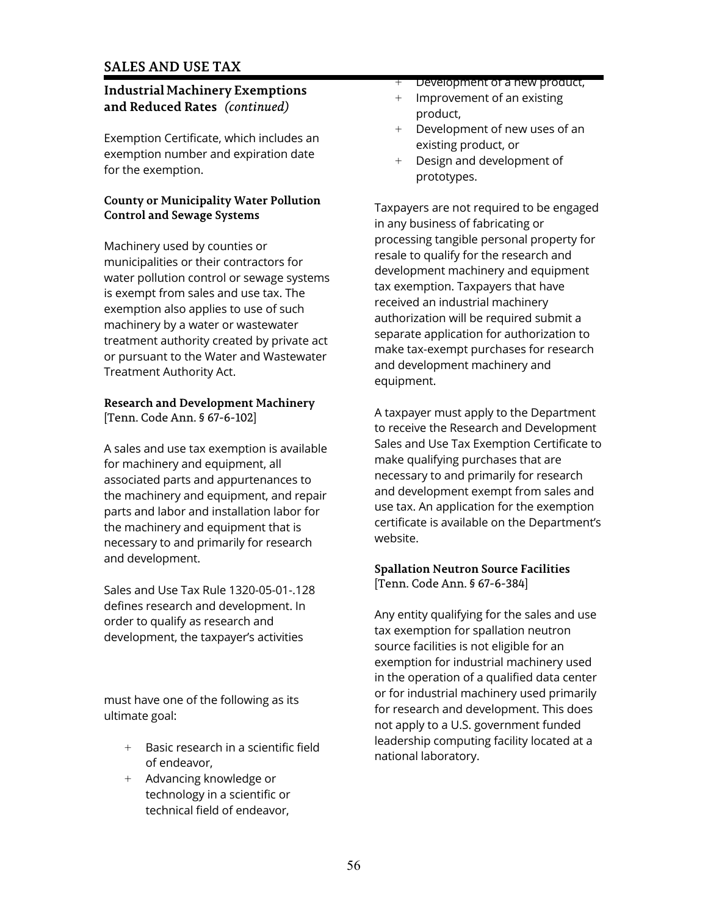## SALES AND USE TAX

### Industrial Machinery Exemptions and Reduced Rates *(continued)*

Exemption Certificate, which includes an exemption number and expiration date for the exemption.

#### County or Municipality Water Pollution Control and Sewage Systems

Machinery used by counties or municipalities or their contractors for water pollution control or sewage systems is exempt from sales and use tax. The exemption also applies to use of such machinery by a water or wastewater treatment authority created by private act or pursuant to the Water and Wastewater Treatment Authority Act.

#### Research and Development Machinery
[Tenn. Code Ann. § 67-6-102]

A sales and use tax exemption is available for machinery and equipment, all associated parts and appurtenances to the machinery and equipment, and repair parts and labor and installation labor for the machinery and equipment that is necessary to and primarily for research and development.

Sales and Use Tax Rule 1320-05-01-.128 defines research and development. In order to qualify as research and development, the taxpayer's activities must have one of the following as its ultimate goal:

- Basic research in a scientific field of endeavor,
- Advancing knowledge or technology in a scientific or technical field of endeavor,
- Development of a new product,
- Improvement of an existing product,
- Development of new uses of an existing product, or
- Design and development of prototypes.

Taxpayers are not required to be engaged in any business of fabricating or processing tangible personal property for resale to qualify for the research and development machinery and equipment tax exemption. Taxpayers that have received an industrial machinery authorization will be required submit a separate application for authorization to make tax-exempt purchases for research and development machinery and equipment.

A taxpayer must apply to the Department to receive the Research and Development Sales and Use Tax Exemption Certificate to make qualifying purchases that are necessary to and primarily for research and development exempt from sales and use tax. An application for the exemption certificate is available on the Department's website.

#### Spallation Neutron Source Facilities
[Tenn. Code Ann. § 67-6-384]

Any entity qualifying for the sales and use tax exemption for spallation neutron source facilities is not eligible for an exemption for industrial machinery used in the operation of a qualified data center or for industrial machinery used primarily for research and development. This does not apply to a U.S. government funded leadership computing facility located at a national laboratory.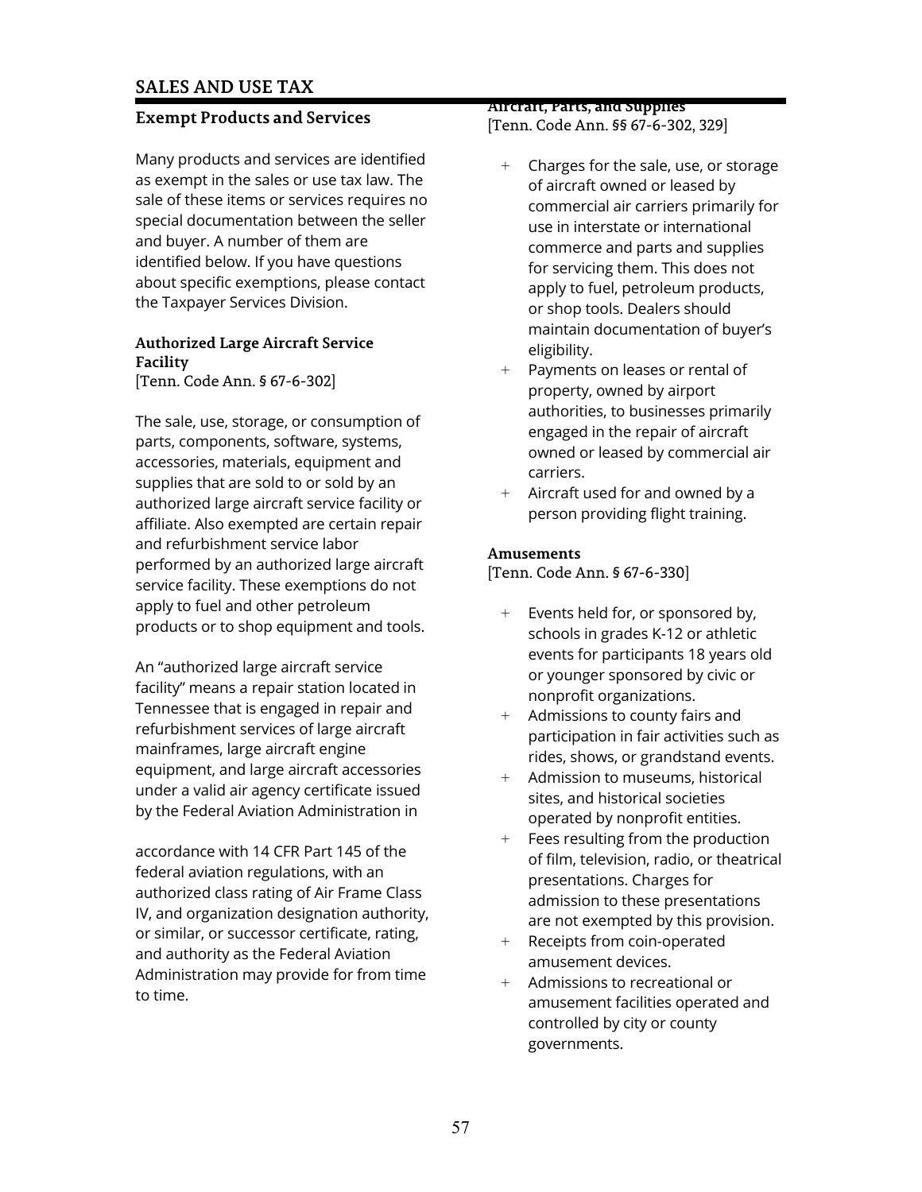# SALES AND USE TAX

## Exempt Products and Services

Many products and services are identified as exempt in the sales or use tax law. The sale of these items or services requires no special documentation between the seller and buyer. A number of them are identified below. If you have questions about specific exemptions, please contact the Taxpayer Services Division.

### Authorized Large Aircraft Service Facility

[Tenn. Code Ann. § 67-6-302]

The sale, use, storage, or consumption of parts, components, software, systems, accessories, materials, equipment and supplies that are sold to or sold by an authorized large aircraft service facility or affiliate. Also exempted are certain repair and refurbishment service labor performed by an authorized large aircraft service facility. These exemptions do not apply to fuel and other petroleum products or to shop equipment and tools.

An "authorized large aircraft service facility" means a repair station located in Tennessee that is engaged in repair and refurbishment services of large aircraft mainframes, large aircraft engine equipment, and large aircraft accessories under a valid air agency certificate issued by the Federal Aviation Administration in accordance with 14 CFR Part 145 of the federal aviation regulations, with an authorized class rating of Air Frame Class IV, and organization designation authority, or similar, or successor certificate, rating, and authority as the Federal Aviation Administration may provide for from time to time.

### Aircraft, Parts, and Supplies

[Tenn. Code Ann. §§ 67-6-302, 329]

- Charges for the sale, use, or storage of aircraft owned or leased by commercial air carriers primarily for use in interstate or international commerce and parts and supplies for servicing them. This does not apply to fuel, petroleum products, or shop tools. Dealers should maintain documentation of buyer's eligibility.
- Payments on leases or rental of property, owned by airport authorities, to businesses primarily engaged in the repair of aircraft owned or leased by commercial air carriers.
- Aircraft used for and owned by a person providing flight training.

### Amusements

[Tenn. Code Ann. § 67-6-330]

- Events held for, or sponsored by, schools in grades K-12 or athletic events for participants 18 years old or younger sponsored by civic or nonprofit organizations.
- Admissions to county fairs and participation in fair activities such as rides, shows, or grandstand events.
- Admission to museums, historical sites, and historical societies operated by nonprofit entities.
- Fees resulting from the production of film, television, radio, or theatrical presentations. Charges for admission to these presentations are not exempted by this provision.
- Receipts from coin-operated amusement devices.
- Admissions to recreational or amusement facilities operated and controlled by city or county governments.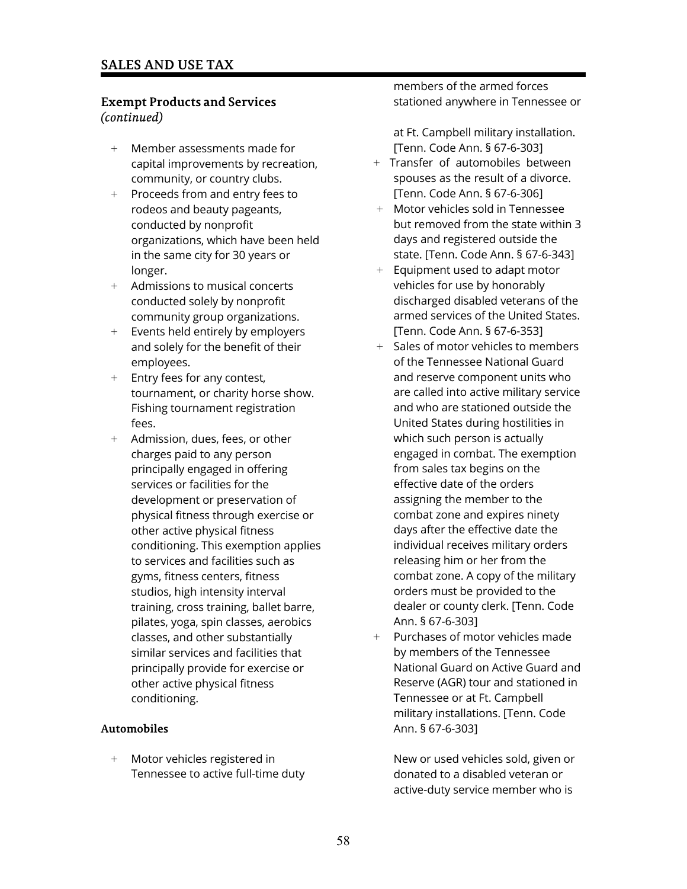## SALES AND USE TAX

### Exempt Products and Services *(continued)*

- Member assessments made for capital improvements by recreation, community, or country clubs.
- Proceeds from and entry fees to rodeos and beauty pageants, conducted by nonprofit organizations, which have been held in the same city for 30 years or longer.
- Admissions to musical concerts conducted solely by nonprofit community group organizations.
- Events held entirely by employers and solely for the benefit of their employees.
- Entry fees for any contest, tournament, or charity horse show. Fishing tournament registration fees.
- Admission, dues, fees, or other charges paid to any person principally engaged in offering services or facilities for the development or preservation of physical fitness through exercise or other active physical fitness conditioning. This exemption applies to services and facilities such as gyms, fitness centers, fitness studios, high intensity interval training, cross training, ballet barre, pilates, yoga, spin classes, aerobics classes, and other substantially similar services and facilities that principally provide for exercise or other active physical fitness conditioning.

### Automobiles

- Motor vehicles registered in Tennessee to active full-time duty members of the armed forces stationed anywhere in Tennessee or at Ft. Campbell military installation. [Tenn. Code Ann. § 67-6-303]
- Transfer of automobiles between spouses as the result of a divorce. [Tenn. Code Ann. § 67-6-306]
- Motor vehicles sold in Tennessee but removed from the state within 3 days and registered outside the state. [Tenn. Code Ann. § 67-6-343]
- Equipment used to adapt motor vehicles for use by honorably discharged disabled veterans of the armed services of the United States. [Tenn. Code Ann. § 67-6-353]
- Sales of motor vehicles to members of the Tennessee National Guard and reserve component units who are called into active military service and who are stationed outside the United States during hostilities in which such person is actually engaged in combat. The exemption from sales tax begins on the effective date of the orders assigning the member to the combat zone and expires ninety days after the effective date the individual receives military orders releasing him or her from the combat zone. A copy of the military orders must be provided to the dealer or county clerk. [Tenn. Code Ann. § 67-6-303]
- Purchases of motor vehicles made by members of the Tennessee National Guard on Active Guard and Reserve (AGR) tour and stationed in Tennessee or at Ft. Campbell military installations. [Tenn. Code Ann. § 67-6-303]

New or used vehicles sold, given or donated to a disabled veteran or active-duty service member who is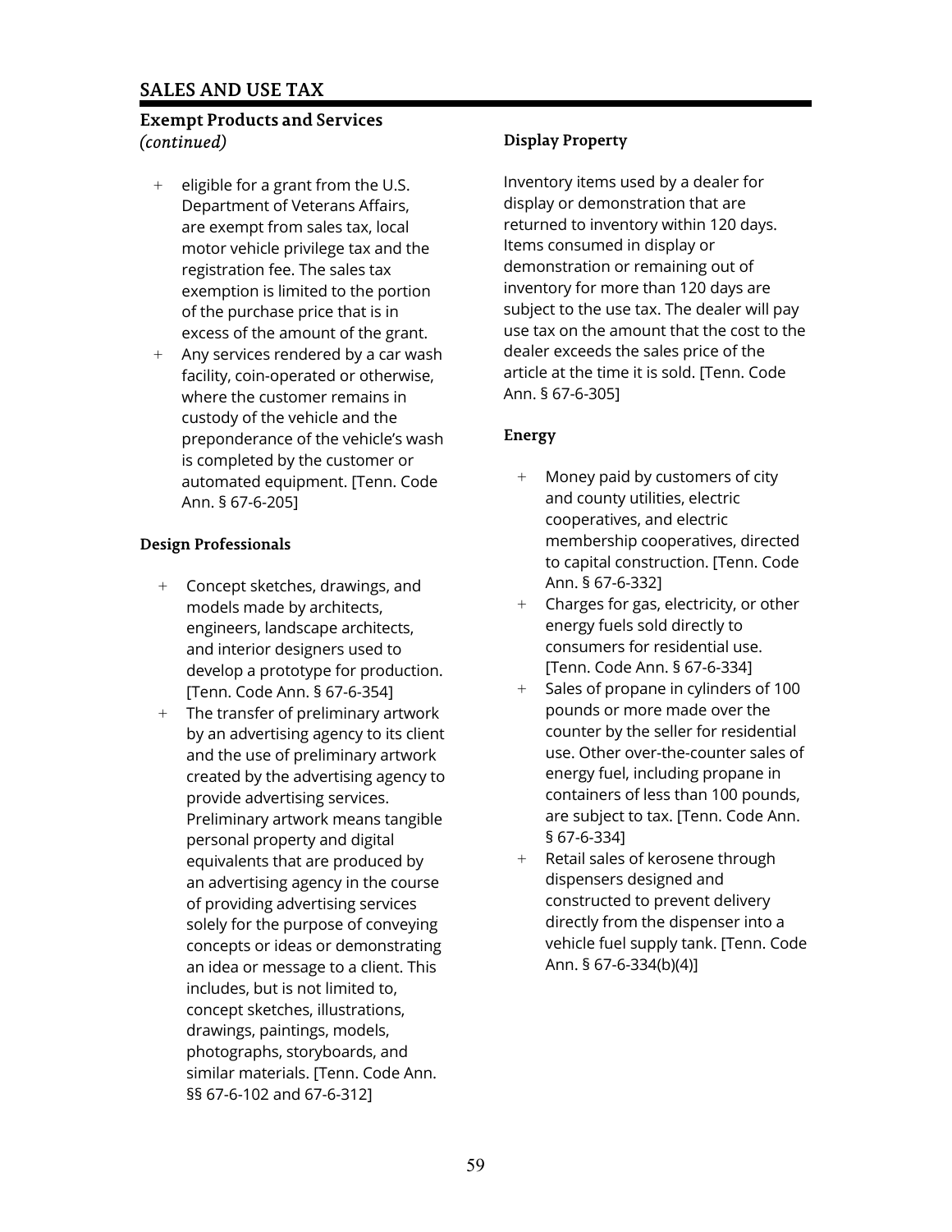## SALES AND USE TAX

### Exempt Products and Services *(continued)*

- eligible for a grant from the U.S. Department of Veterans Affairs, are exempt from sales tax, local motor vehicle privilege tax and the registration fee. The sales tax exemption is limited to the portion of the purchase price that is in excess of the amount of the grant.
- Any services rendered by a car wash facility, coin-operated or otherwise, where the customer remains in custody of the vehicle and the preponderance of the vehicle's wash is completed by the customer or automated equipment. [Tenn. Code Ann. § 67-6-205]

### Design Professionals

- Concept sketches, drawings, and models made by architects, engineers, landscape architects, and interior designers used to develop a prototype for production. [Tenn. Code Ann. § 67-6-354]
- The transfer of preliminary artwork by an advertising agency to its client and the use of preliminary artwork created by the advertising agency to provide advertising services. Preliminary artwork means tangible personal property and digital equivalents that are produced by an advertising agency in the course of providing advertising services solely for the purpose of conveying concepts or ideas or demonstrating an idea or message to a client. This includes, but is not limited to, concept sketches, illustrations, drawings, paintings, models, photographs, storyboards, and similar materials. [Tenn. Code Ann. §§ 67-6-102 and 67-6-312]

### Display Property

Inventory items used by a dealer for display or demonstration that are returned to inventory within 120 days. Items consumed in display or demonstration or remaining out of inventory for more than 120 days are subject to the use tax. The dealer will pay use tax on the amount that the cost to the dealer exceeds the sales price of the article at the time it is sold. [Tenn. Code Ann. § 67-6-305]

### Energy

- Money paid by customers of city and county utilities, electric cooperatives, and electric membership cooperatives, directed to capital construction. [Tenn. Code Ann. § 67-6-332]
- Charges for gas, electricity, or other energy fuels sold directly to consumers for residential use. [Tenn. Code Ann. § 67-6-334]
- Sales of propane in cylinders of 100 pounds or more made over the counter by the seller for residential use. Other over-the-counter sales of energy fuel, including propane in containers of less than 100 pounds, are subject to tax. [Tenn. Code Ann. § 67-6-334]
- Retail sales of kerosene through dispensers designed and constructed to prevent delivery directly from the dispenser into a vehicle fuel supply tank. [Tenn. Code Ann. § 67-6-334(b)(4)]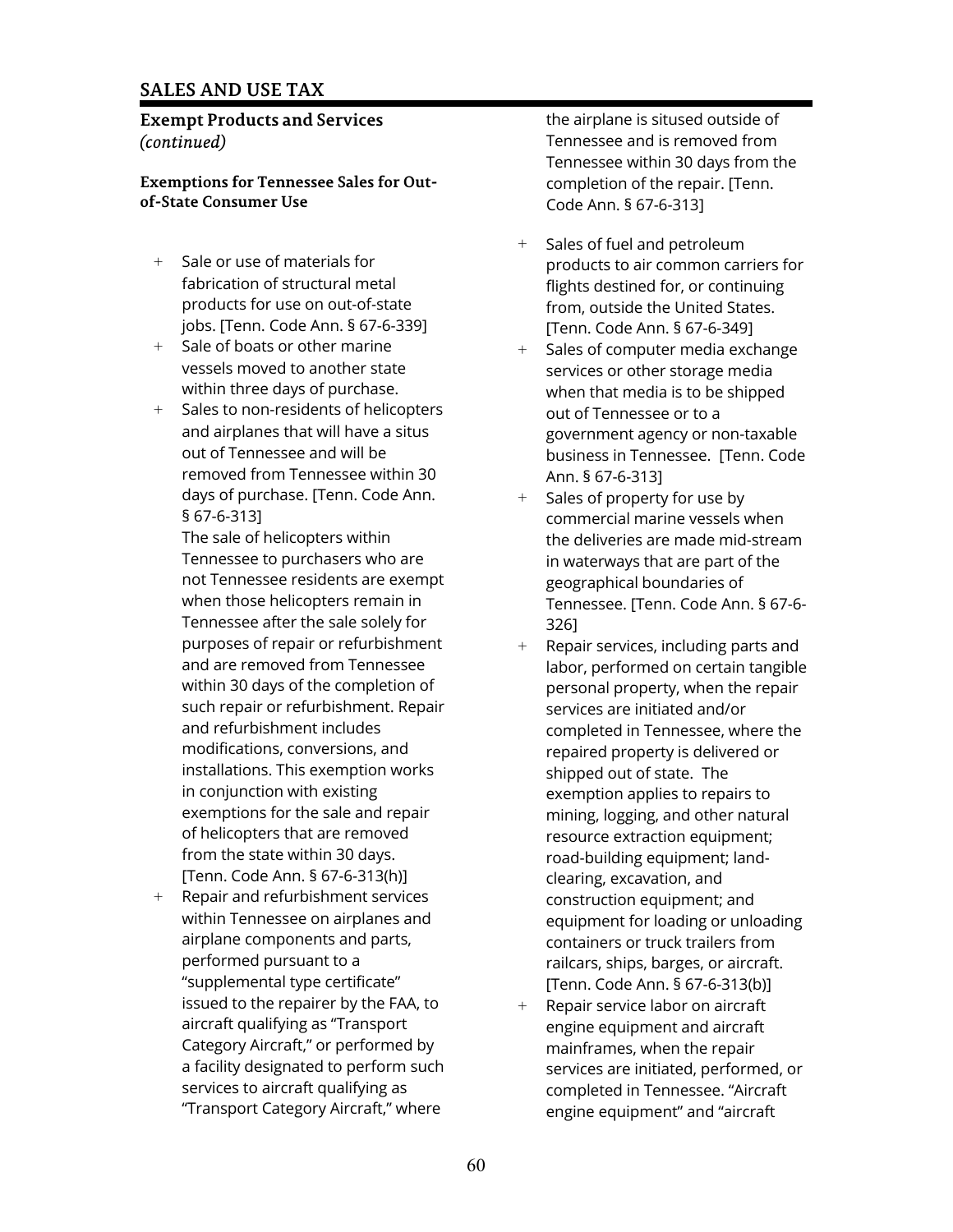## SALES AND USE TAX

### Exempt Products and Services *(continued)*

#### Exemptions for Tennessee Sales for Out-of-State Consumer Use

- Sale or use of materials for fabrication of structural metal products for use on out-of-state jobs. [Tenn. Code Ann. § 67-6-339]
- Sale of boats or other marine vessels moved to another state within three days of purchase.
- Sales to non-residents of helicopters and airplanes that will have a situs out of Tennessee and will be removed from Tennessee within 30 days of purchase. [Tenn. Code Ann. § 67-6-313]

  The sale of helicopters within Tennessee to purchasers who are not Tennessee residents are exempt when those helicopters remain in Tennessee after the sale solely for purposes of repair or refurbishment and are removed from Tennessee within 30 days of the completion of such repair or refurbishment. Repair and refurbishment includes modifications, conversions, and installations. This exemption works in conjunction with existing exemptions for the sale and repair of helicopters that are removed from the state within 30 days. [Tenn. Code Ann. § 67-6-313(h)]
- Repair and refurbishment services within Tennessee on airplanes and airplane components and parts, performed pursuant to a "supplemental type certificate" issued to the repairer by the FAA, to aircraft qualifying as "Transport Category Aircraft," or performed by a facility designated to perform such services to aircraft qualifying as "Transport Category Aircraft," where the airplane is sitused outside of Tennessee and is removed from Tennessee within 30 days from the completion of the repair. [Tenn. Code Ann. § 67-6-313]
- Sales of fuel and petroleum products to air common carriers for flights destined for, or continuing from, outside the United States. [Tenn. Code Ann. § 67-6-349]
- Sales of computer media exchange services or other storage media when that media is to be shipped out of Tennessee or to a government agency or non-taxable business in Tennessee. [Tenn. Code Ann. § 67-6-313]
- Sales of property for use by commercial marine vessels when the deliveries are made mid-stream in waterways that are part of the geographical boundaries of Tennessee. [Tenn. Code Ann. § 67-6-326]
- Repair services, including parts and labor, performed on certain tangible personal property, when the repair services are initiated and/or completed in Tennessee, where the repaired property is delivered or shipped out of state. The exemption applies to repairs to mining, logging, and other natural resource extraction equipment; road-building equipment; land-clearing, excavation, and construction equipment; and equipment for loading or unloading containers or truck trailers from railcars, ships, barges, or aircraft. [Tenn. Code Ann. § 67-6-313(b)]
- Repair service labor on aircraft engine equipment and aircraft mainframes, when the repair services are initiated, performed, or completed in Tennessee. "Aircraft engine equipment" and "aircraft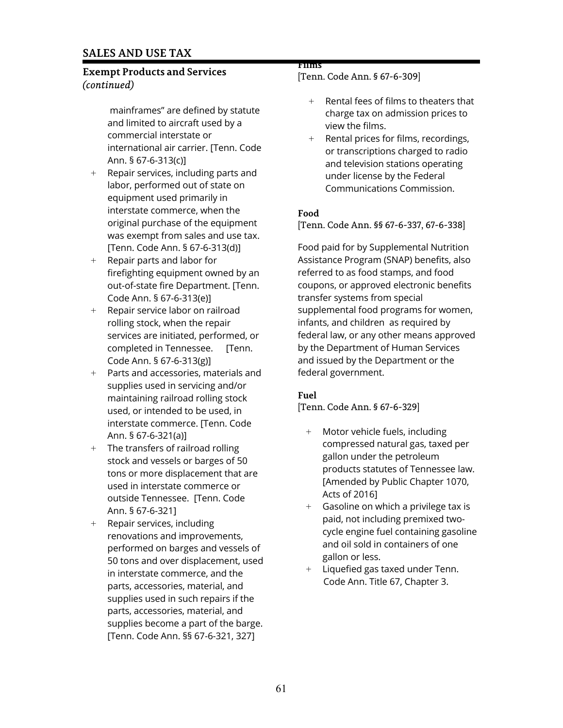## SALES AND USE TAX

### Exempt Products and Services
*(continued)*

mainframes" are defined by statute and limited to aircraft used by a commercial interstate or international air carrier. [Tenn. Code Ann. § 67-6-313(c)]

- Repair services, including parts and labor, performed out of state on equipment used primarily in interstate commerce, when the original purchase of the equipment was exempt from sales and use tax. [Tenn. Code Ann. § 67-6-313(d)]
- Repair parts and labor for firefighting equipment owned by an out-of-state fire Department. [Tenn. Code Ann. § 67-6-313(e)]
- Repair service labor on railroad rolling stock, when the repair services are initiated, performed, or completed in Tennessee. [Tenn. Code Ann. § 67-6-313(g)]
- Parts and accessories, materials and supplies used in servicing and/or maintaining railroad rolling stock used, or intended to be used, in interstate commerce. [Tenn. Code Ann. § 67-6-321(a)]
- The transfers of railroad rolling stock and vessels or barges of 50 tons or more displacement that are used in interstate commerce or outside Tennessee. [Tenn. Code Ann. § 67-6-321]
- Repair services, including renovations and improvements, performed on barges and vessels of 50 tons and over displacement, used in interstate commerce, and the parts, accessories, material, and supplies used in such repairs if the parts, accessories, material, and supplies become a part of the barge. [Tenn. Code Ann. §§ 67-6-321, 327]

#### Films

[Tenn. Code Ann. § 67-6-309]

- Rental fees of films to theaters that charge tax on admission prices to view the films.
- Rental prices for films, recordings, or transcriptions charged to radio and television stations operating under license by the Federal Communications Commission.

#### Food

[Tenn. Code Ann. §§ 67-6-337, 67-6-338]

Food paid for by Supplemental Nutrition Assistance Program (SNAP) benefits, also referred to as food stamps, and food coupons, or approved electronic benefits transfer systems from special supplemental food programs for women, infants, and children as required by federal law, or any other means approved by the Department of Human Services and issued by the Department or the federal government.

#### Fuel

[Tenn. Code Ann. § 67-6-329]

- Motor vehicle fuels, including compressed natural gas, taxed per gallon under the petroleum products statutes of Tennessee law. [Amended by Public Chapter 1070, Acts of 2016]
- Gasoline on which a privilege tax is paid, not including premixed two-cycle engine fuel containing gasoline and oil sold in containers of one gallon or less.
- Liquefied gas taxed under Tenn. Code Ann. Title 67, Chapter 3.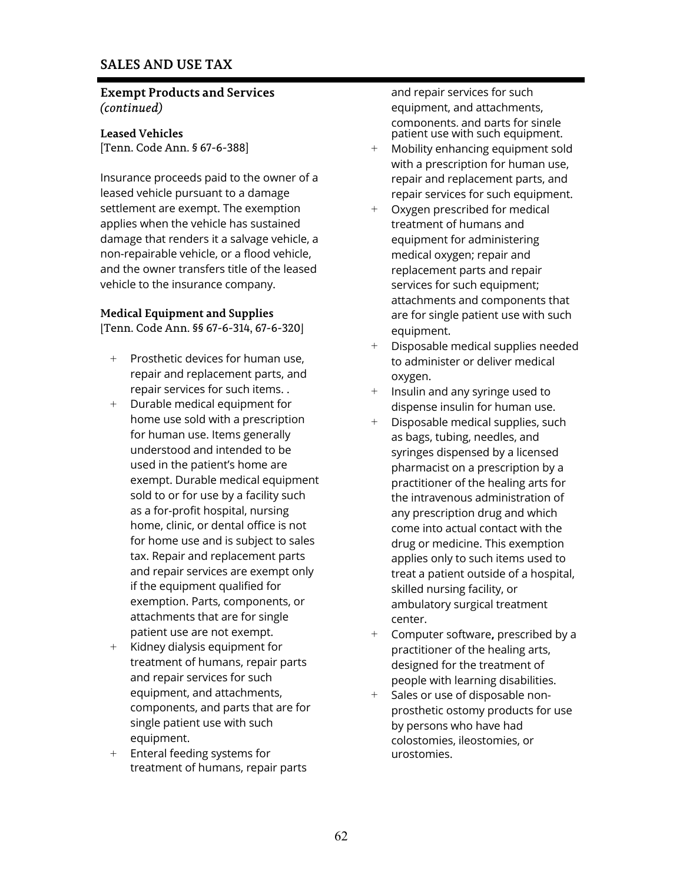## SALES AND USE TAX

### Exempt Products and Services *(continued)*

#### Leased Vehicles

[Tenn. Code Ann. § 67-6-388]

Insurance proceeds paid to the owner of a leased vehicle pursuant to a damage settlement are exempt. The exemption applies when the vehicle has sustained damage that renders it a salvage vehicle, a non-repairable vehicle, or a flood vehicle, and the owner transfers title of the leased vehicle to the insurance company.

#### Medical Equipment and Supplies

[Tenn. Code Ann. §§ 67-6-314, 67-6-320]

- Prosthetic devices for human use, repair and replacement parts, and repair services for such items. .
- Durable medical equipment for home use sold with a prescription for human use. Items generally understood and intended to be used in the patient's home are exempt. Durable medical equipment sold to or for use by a facility such as a for-profit hospital, nursing home, clinic, or dental office is not for home use and is subject to sales tax. Repair and replacement parts and repair services are exempt only if the equipment qualified for exemption. Parts, components, or attachments that are for single patient use are not exempt.
- Kidney dialysis equipment for treatment of humans, repair parts and repair services for such equipment, and attachments, components, and parts that are for single patient use with such equipment.
- Enteral feeding systems for treatment of humans, repair parts and repair services for such equipment, and attachments, components, and parts for single patient use with such equipment.
- Mobility enhancing equipment sold with a prescription for human use, repair and replacement parts, and repair services for such equipment.
- Oxygen prescribed for medical treatment of humans and equipment for administering medical oxygen; repair and replacement parts and repair services for such equipment; attachments and components that are for single patient use with such equipment.
- Disposable medical supplies needed to administer or deliver medical oxygen.
- Insulin and any syringe used to dispense insulin for human use.
- Disposable medical supplies, such as bags, tubing, needles, and syringes dispensed by a licensed pharmacist on a prescription by a practitioner of the healing arts for the intravenous administration of any prescription drug and which come into actual contact with the drug or medicine. This exemption applies only to such items used to treat a patient outside of a hospital, skilled nursing facility, or ambulatory surgical treatment center.
- Computer software**,** prescribed by a practitioner of the healing arts, designed for the treatment of people with learning disabilities.
- Sales or use of disposable non-prosthetic ostomy products for use by persons who have had colostomies, ileostomies, or urostomies.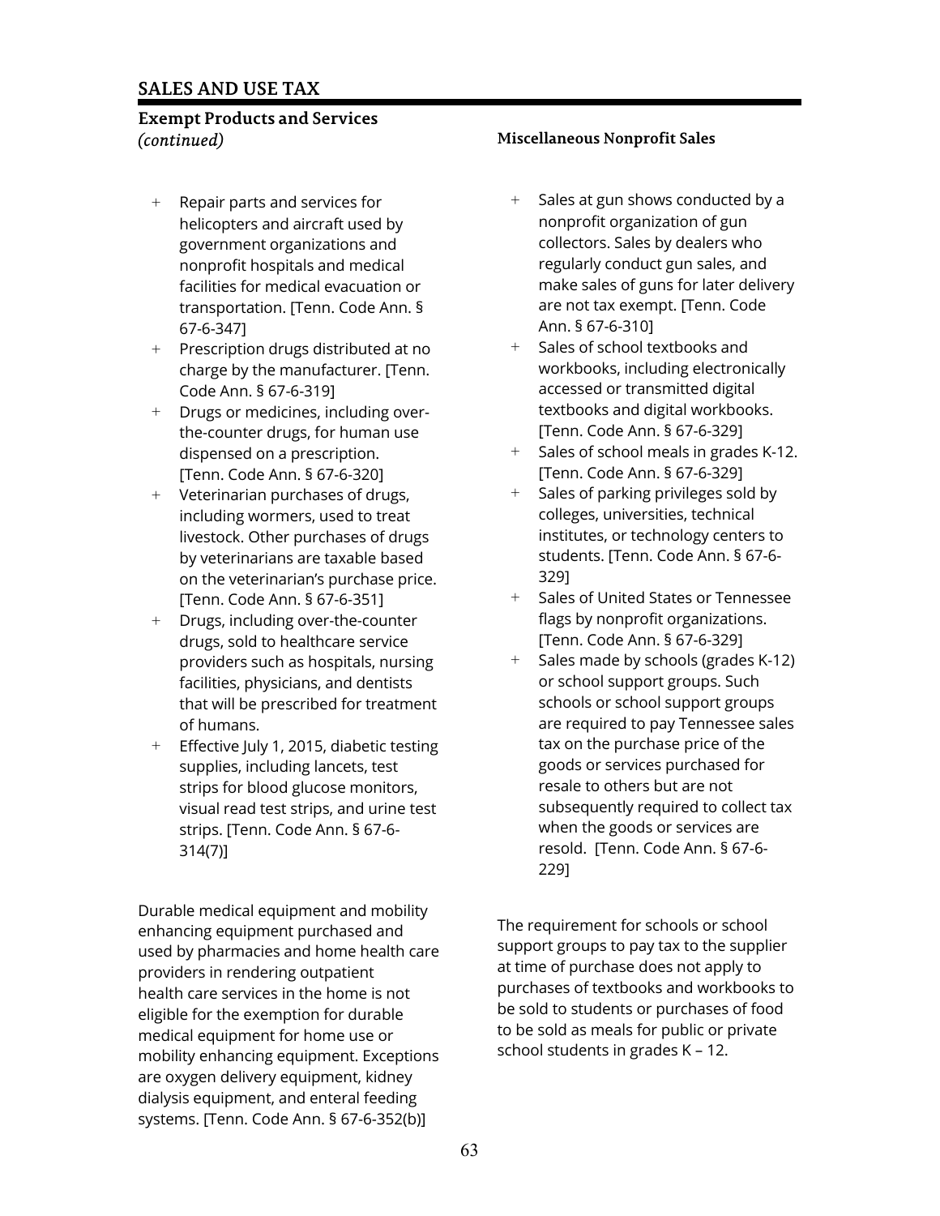## SALES AND USE TAX

### Exempt Products and Services *(continued)*

- Repair parts and services for helicopters and aircraft used by government organizations and nonprofit hospitals and medical facilities for medical evacuation or transportation. [Tenn. Code Ann. § 67-6-347]
- Prescription drugs distributed at no charge by the manufacturer. [Tenn. Code Ann. § 67-6-319]
- Drugs or medicines, including over-the-counter drugs, for human use dispensed on a prescription. [Tenn. Code Ann. § 67-6-320]
- Veterinarian purchases of drugs, including wormers, used to treat livestock. Other purchases of drugs by veterinarians are taxable based on the veterinarian's purchase price. [Tenn. Code Ann. § 67-6-351]
- Drugs, including over-the-counter drugs, sold to healthcare service providers such as hospitals, nursing facilities, physicians, and dentists that will be prescribed for treatment of humans.
- Effective July 1, 2015, diabetic testing supplies, including lancets, test strips for blood glucose monitors, visual read test strips, and urine test strips. [Tenn. Code Ann. § 67-6-314(7)]

Durable medical equipment and mobility enhancing equipment purchased and used by pharmacies and home health care providers in rendering outpatient health care services in the home is not eligible for the exemption for durable medical equipment for home use or mobility enhancing equipment. Exceptions are oxygen delivery equipment, kidney dialysis equipment, and enteral feeding systems. [Tenn. Code Ann. § 67-6-352(b)]

#### Miscellaneous Nonprofit Sales

- Sales at gun shows conducted by a nonprofit organization of gun collectors. Sales by dealers who regularly conduct gun sales, and make sales of guns for later delivery are not tax exempt. [Tenn. Code Ann. § 67-6-310]
- Sales of school textbooks and workbooks, including electronically accessed or transmitted digital textbooks and digital workbooks. [Tenn. Code Ann. § 67-6-329]
- Sales of school meals in grades K-12. [Tenn. Code Ann. § 67-6-329]
- Sales of parking privileges sold by colleges, universities, technical institutes, or technology centers to students. [Tenn. Code Ann. § 67-6-329]
- Sales of United States or Tennessee flags by nonprofit organizations. [Tenn. Code Ann. § 67-6-329]
- Sales made by schools (grades K-12) or school support groups. Such schools or school support groups are required to pay Tennessee sales tax on the purchase price of the goods or services purchased for resale to others but are not subsequently required to collect tax when the goods or services are resold. [Tenn. Code Ann. § 67-6-229]

The requirement for schools or school support groups to pay tax to the supplier at time of purchase does not apply to purchases of textbooks and workbooks to be sold to students or purchases of food to be sold as meals for public or private school students in grades K – 12.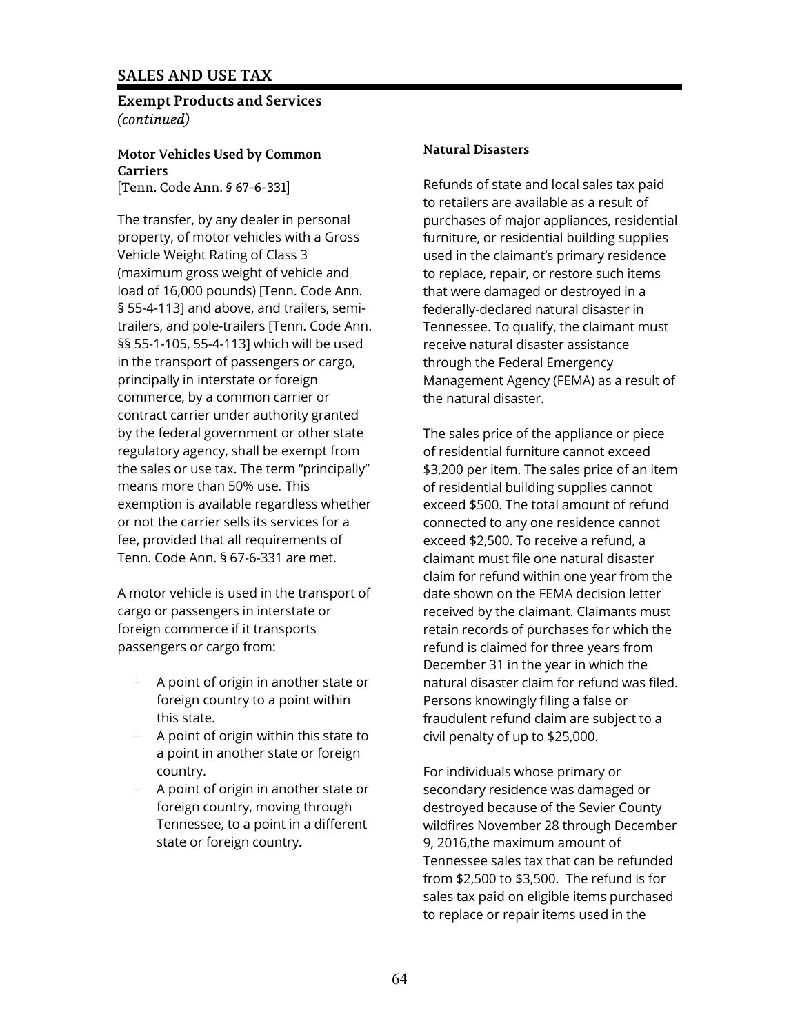# SALES AND USE TAX

## Exempt Products and Services
*(continued)*

### Motor Vehicles Used by Common Carriers
[Tenn. Code Ann. § 67-6-331]

The transfer, by any dealer in personal property, of motor vehicles with a Gross Vehicle Weight Rating of Class 3 (maximum gross weight of vehicle and load of 16,000 pounds) [Tenn. Code Ann. § 55-4-113] and above, and trailers, semi-trailers, and pole-trailers [Tenn. Code Ann. §§ 55-1-105, 55-4-113] which will be used in the transport of passengers or cargo, principally in interstate or foreign commerce, by a common carrier or contract carrier under authority granted by the federal government or other state regulatory agency, shall be exempt from the sales or use tax. The term "principally" means more than 50% use. This exemption is available regardless whether or not the carrier sells its services for a fee, provided that all requirements of Tenn. Code Ann. § 67-6-331 are met.

A motor vehicle is used in the transport of cargo or passengers in interstate or foreign commerce if it transports passengers or cargo from:

- A point of origin in another state or foreign country to a point within this state.
- A point of origin within this state to a point in another state or foreign country.
- A point of origin in another state or foreign country, moving through Tennessee, to a point in a different state or foreign country.

### Natural Disasters

Refunds of state and local sales tax paid to retailers are available as a result of purchases of major appliances, residential furniture, or residential building supplies used in the claimant's primary residence to replace, repair, or restore such items that were damaged or destroyed in a federally-declared natural disaster in Tennessee. To qualify, the claimant must receive natural disaster assistance through the Federal Emergency Management Agency (FEMA) as a result of the natural disaster.

The sales price of the appliance or piece of residential furniture cannot exceed $3,200 per item. The sales price of an item of residential building supplies cannot exceed $500. The total amount of refund connected to any one residence cannot exceed $2,500. To receive a refund, a claimant must file one natural disaster claim for refund within one year from the date shown on the FEMA decision letter received by the claimant. Claimants must retain records of purchases for which the refund is claimed for three years from December 31 in the year in which the natural disaster claim for refund was filed. Persons knowingly filing a false or fraudulent refund claim are subject to a civil penalty of up to $25,000.

For individuals whose primary or secondary residence was damaged or destroyed because of the Sevier County wildfires November 28 through December 9, 2016,the maximum amount of Tennessee sales tax that can be refunded from $2,500 to $3,500. The refund is for sales tax paid on eligible items purchased to replace or repair items used in the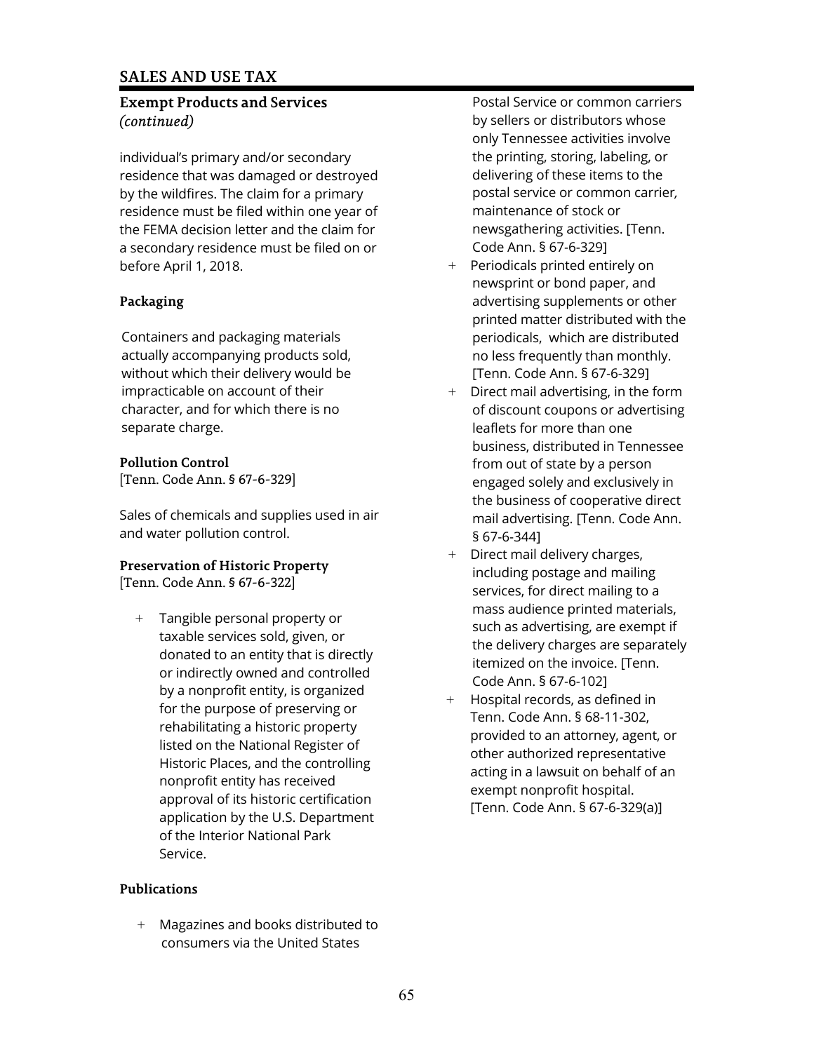## SALES AND USE TAX

### Exempt Products and Services *(continued)*

individual's primary and/or secondary residence that was damaged or destroyed by the wildfires. The claim for a primary residence must be filed within one year of the FEMA decision letter and the claim for a secondary residence must be filed on or before April 1, 2018.

### Packaging

Containers and packaging materials actually accompanying products sold, without which their delivery would be impracticable on account of their character, and for which there is no separate charge.

### Pollution Control

[Tenn. Code Ann. § 67-6-329]

Sales of chemicals and supplies used in air and water pollution control.

### Preservation of Historic Property

[Tenn. Code Ann. § 67-6-322]

- Tangible personal property or taxable services sold, given, or donated to an entity that is directly or indirectly owned and controlled by a nonprofit entity, is organized for the purpose of preserving or rehabilitating a historic property listed on the National Register of Historic Places, and the controlling nonprofit entity has received approval of its historic certification application by the U.S. Department of the Interior National Park Service.

### Publications

- Magazines and books distributed to consumers via the United States Postal Service or common carriers by sellers or distributors whose only Tennessee activities involve the printing, storing, labeling, or delivering of these items to the postal service or common carrier, maintenance of stock or newsgathering activities. [Tenn. Code Ann. § 67-6-329]
- Periodicals printed entirely on newsprint or bond paper, and advertising supplements or other printed matter distributed with the periodicals, which are distributed no less frequently than monthly. [Tenn. Code Ann. § 67-6-329]
- Direct mail advertising, in the form of discount coupons or advertising leaflets for more than one business, distributed in Tennessee from out of state by a person engaged solely and exclusively in the business of cooperative direct mail advertising. [Tenn. Code Ann. § 67-6-344]
- Direct mail delivery charges, including postage and mailing services, for direct mailing to a mass audience printed materials, such as advertising, are exempt if the delivery charges are separately itemized on the invoice. [Tenn. Code Ann. § 67-6-102]
- Hospital records, as defined in Tenn. Code Ann. § 68-11-302, provided to an attorney, agent, or other authorized representative acting in a lawsuit on behalf of an exempt nonprofit hospital. [Tenn. Code Ann. § 67-6-329(a)]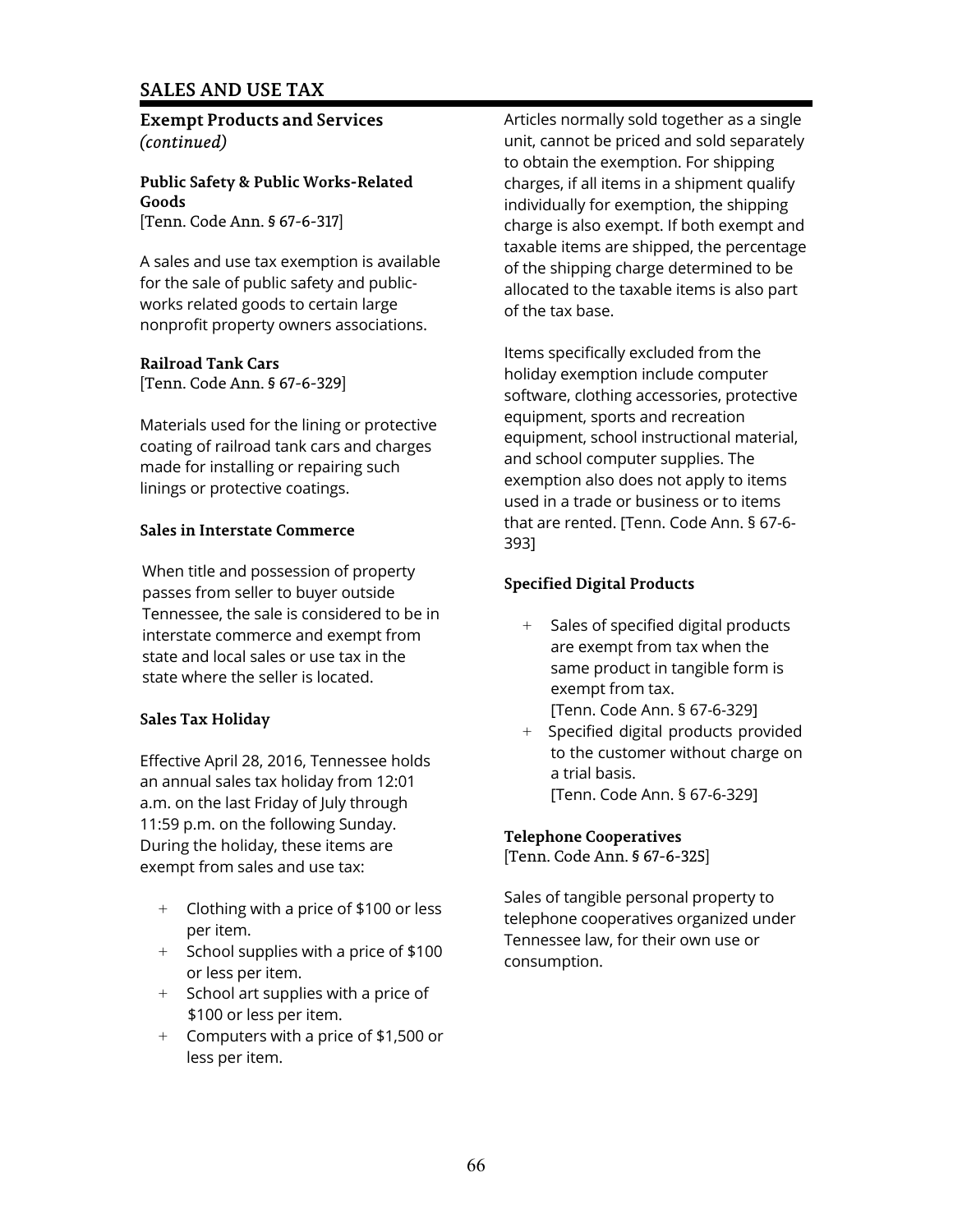## SALES AND USE TAX

### Exempt Products and Services *(continued)*

#### Public Safety & Public Works-Related Goods

[Tenn. Code Ann. § 67-6-317]

A sales and use tax exemption is available for the sale of public safety and public-works related goods to certain large nonprofit property owners associations.

#### Railroad Tank Cars

[Tenn. Code Ann. § 67-6-329]

Materials used for the lining or protective coating of railroad tank cars and charges made for installing or repairing such linings or protective coatings.

#### Sales in Interstate Commerce

When title and possession of property passes from seller to buyer outside Tennessee, the sale is considered to be in interstate commerce and exempt from state and local sales or use tax in the state where the seller is located.

#### Sales Tax Holiday

Effective April 28, 2016, Tennessee holds an annual sales tax holiday from 12:01 a.m. on the last Friday of July through 11:59 p.m. on the following Sunday. During the holiday, these items are exempt from sales and use tax:

- Clothing with a price of $100 or less per item.
- School supplies with a price of $100 or less per item.
- School art supplies with a price of $100 or less per item.
- Computers with a price of $1,500 or less per item.

Articles normally sold together as a single unit, cannot be priced and sold separately to obtain the exemption. For shipping charges, if all items in a shipment qualify individually for exemption, the shipping charge is also exempt. If both exempt and taxable items are shipped, the percentage of the shipping charge determined to be allocated to the taxable items is also part of the tax base.

Items specifically excluded from the holiday exemption include computer software, clothing accessories, protective equipment, sports and recreation equipment, school instructional material, and school computer supplies. The exemption also does not apply to items used in a trade or business or to items that are rented. [Tenn. Code Ann. § 67-6-393]

#### Specified Digital Products

- Sales of specified digital products are exempt from tax when the same product in tangible form is exempt from tax. [Tenn. Code Ann. § 67-6-329]
- Specified digital products provided to the customer without charge on a trial basis. [Tenn. Code Ann. § 67-6-329]

#### Telephone Cooperatives

[Tenn. Code Ann. § 67-6-325]

Sales of tangible personal property to telephone cooperatives organized under Tennessee law, for their own use or consumption.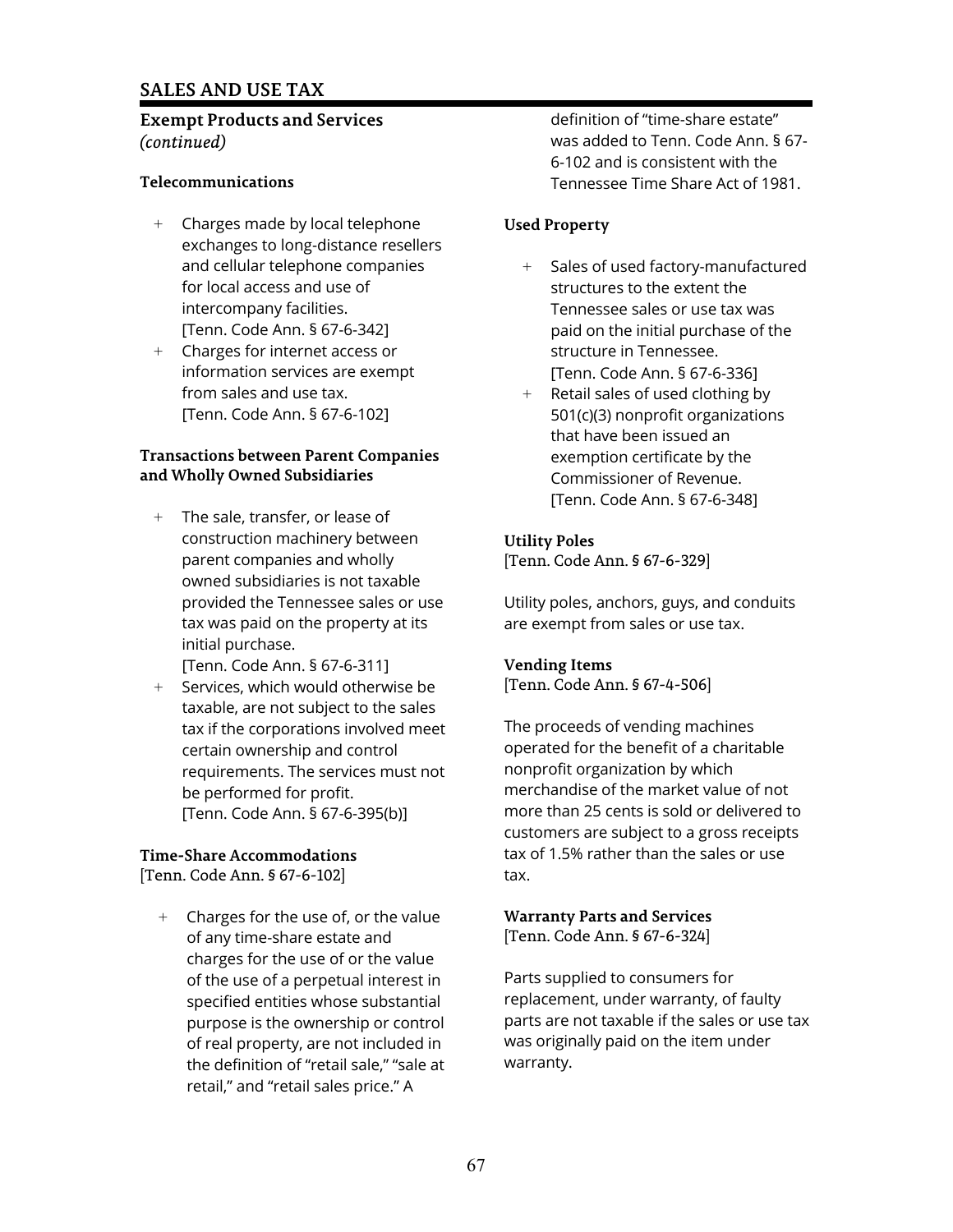# SALES AND USE TAX

## Exempt Products and Services *(continued)*

### Telecommunications

- Charges made by local telephone exchanges to long-distance resellers and cellular telephone companies for local access and use of intercompany facilities. [Tenn. Code Ann. § 67-6-342]
- Charges for internet access or information services are exempt from sales and use tax. [Tenn. Code Ann. § 67-6-102]

### Transactions between Parent Companies and Wholly Owned Subsidiaries

- The sale, transfer, or lease of construction machinery between parent companies and wholly owned subsidiaries is not taxable provided the Tennessee sales or use tax was paid on the property at its initial purchase. [Tenn. Code Ann. § 67-6-311]
- Services, which would otherwise be taxable, are not subject to the sales tax if the corporations involved meet certain ownership and control requirements. The services must not be performed for profit. [Tenn. Code Ann. § 67-6-395(b)]

### Time-Share Accommodations

[Tenn. Code Ann. § 67-6-102]

- Charges for the use of, or the value of any time-share estate and charges for the use of or the value of the use of a perpetual interest in specified entities whose substantial purpose is the ownership or control of real property, are not included in the definition of "retail sale," "sale at retail," and "retail sales price." A definition of "time-share estate" was added to Tenn. Code Ann. § 67-6-102 and is consistent with the Tennessee Time Share Act of 1981.

### Used Property

- Sales of used factory-manufactured structures to the extent the Tennessee sales or use tax was paid on the initial purchase of the structure in Tennessee. [Tenn. Code Ann. § 67-6-336]
- Retail sales of used clothing by 501(c)(3) nonprofit organizations that have been issued an exemption certificate by the Commissioner of Revenue. [Tenn. Code Ann. § 67-6-348]

### Utility Poles

[Tenn. Code Ann. § 67-6-329]

Utility poles, anchors, guys, and conduits are exempt from sales or use tax.

### Vending Items

[Tenn. Code Ann. § 67-4-506]

The proceeds of vending machines operated for the benefit of a charitable nonprofit organization by which merchandise of the market value of not more than 25 cents is sold or delivered to customers are subject to a gross receipts tax of 1.5% rather than the sales or use tax.

### Warranty Parts and Services

[Tenn. Code Ann. § 67-6-324]

Parts supplied to consumers for replacement, under warranty, of faulty parts are not taxable if the sales or use tax was originally paid on the item under warranty.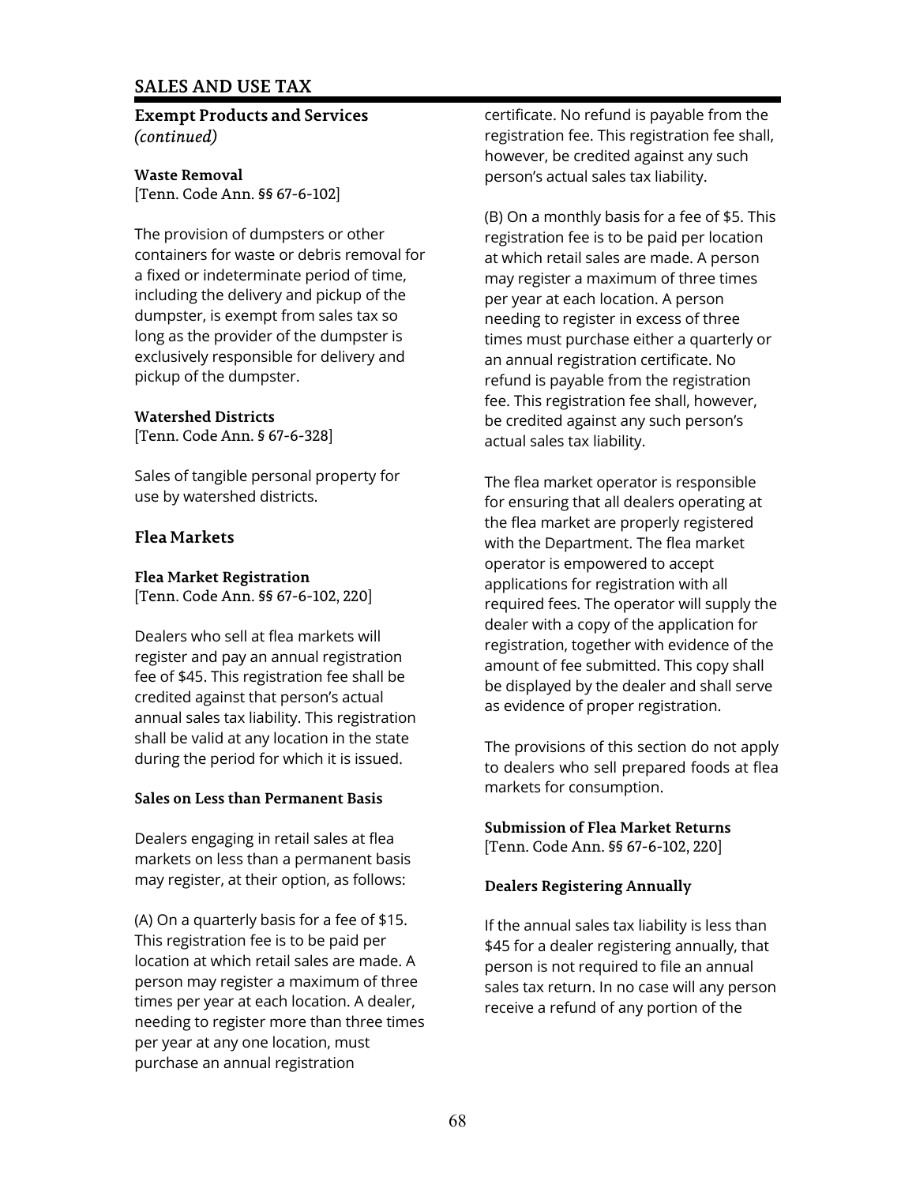# SALES AND USE TAX

## Exempt Products and Services *(continued)*

### Waste Removal

[Tenn. Code Ann. §§ 67-6-102]

The provision of dumpsters or other containers for waste or debris removal for a fixed or indeterminate period of time, including the delivery and pickup of the dumpster, is exempt from sales tax so long as the provider of the dumpster is exclusively responsible for delivery and pickup of the dumpster.

### Watershed Districts

[Tenn. Code Ann. § 67-6-328]

Sales of tangible personal property for use by watershed districts.

## Flea Markets

### Flea Market Registration

[Tenn. Code Ann. §§ 67-6-102, 220]

Dealers who sell at flea markets will register and pay an annual registration fee of $45. This registration fee shall be credited against that person's actual annual sales tax liability. This registration shall be valid at any location in the state during the period for which it is issued.

#### Sales on Less than Permanent Basis

Dealers engaging in retail sales at flea markets on less than a permanent basis may register, at their option, as follows:

(A) On a quarterly basis for a fee of $15. This registration fee is to be paid per location at which retail sales are made. A person may register a maximum of three times per year at each location. A dealer, needing to register more than three times per year at any one location, must purchase an annual registration certificate. No refund is payable from the registration fee. This registration fee shall, however, be credited against any such person's actual sales tax liability.

(B) On a monthly basis for a fee of $5. This registration fee is to be paid per location at which retail sales are made. A person may register a maximum of three times per year at each location. A person needing to register in excess of three times must purchase either a quarterly or an annual registration certificate. No refund is payable from the registration fee. This registration fee shall, however, be credited against any such person's actual sales tax liability.

The flea market operator is responsible for ensuring that all dealers operating at the flea market are properly registered with the Department. The flea market operator is empowered to accept applications for registration with all required fees. The operator will supply the dealer with a copy of the application for registration, together with evidence of the amount of fee submitted. This copy shall be displayed by the dealer and shall serve as evidence of proper registration.

The provisions of this section do not apply to dealers who sell prepared foods at flea markets for consumption.

### Submission of Flea Market Returns

[Tenn. Code Ann. §§ 67-6-102, 220]

#### Dealers Registering Annually

If the annual sales tax liability is less than $45 for a dealer registering annually, that person is not required to file an annual sales tax return. In no case will any person receive a refund of any portion of the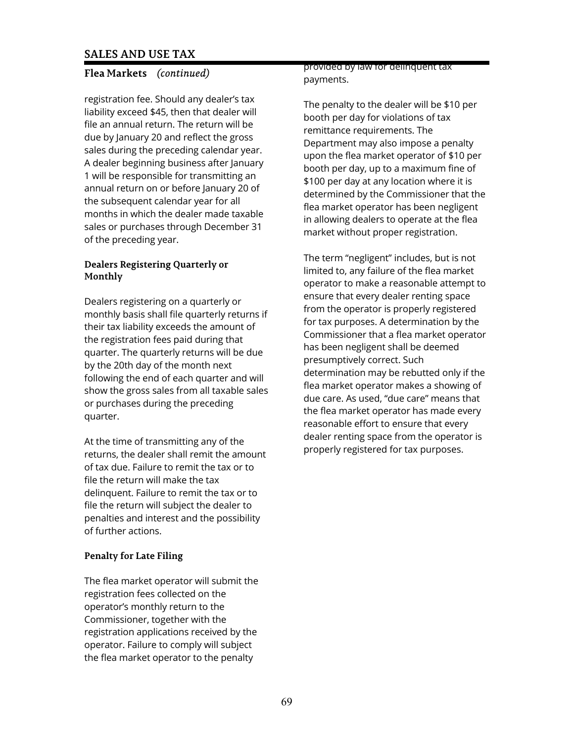## SALES AND USE TAX

### Flea Markets *(continued)*

registration fee. Should any dealer's tax liability exceed $45, then that dealer will file an annual return. The return will be due by January 20 and reflect the gross sales during the preceding calendar year. A dealer beginning business after January 1 will be responsible for transmitting an annual return on or before January 20 of the subsequent calendar year for all months in which the dealer made taxable sales or purchases through December 31 of the preceding year.

#### Dealers Registering Quarterly or Monthly

Dealers registering on a quarterly or monthly basis shall file quarterly returns if their tax liability exceeds the amount of the registration fees paid during that quarter. The quarterly returns will be due by the 20th day of the month next following the end of each quarter and will show the gross sales from all taxable sales or purchases during the preceding quarter.

At the time of transmitting any of the returns, the dealer shall remit the amount of tax due. Failure to remit the tax or to file the return will make the tax delinquent. Failure to remit the tax or to file the return will subject the dealer to penalties and interest and the possibility of further actions.

#### Penalty for Late Filing

The flea market operator will submit the registration fees collected on the operator's monthly return to the Commissioner, together with the registration applications received by the operator. Failure to comply will subject the flea market operator to the penalty provided by law for delinquent tax payments.

The penalty to the dealer will be $10 per booth per day for violations of tax remittance requirements. The Department may also impose a penalty upon the flea market operator of $10 per booth per day, up to a maximum fine of $100 per day at any location where it is determined by the Commissioner that the flea market operator has been negligent in allowing dealers to operate at the flea market without proper registration.

The term "negligent" includes, but is not limited to, any failure of the flea market operator to make a reasonable attempt to ensure that every dealer renting space from the operator is properly registered for tax purposes. A determination by the Commissioner that a flea market operator has been negligent shall be deemed presumptively correct. Such determination may be rebutted only if the flea market operator makes a showing of due care. As used, "due care" means that the flea market operator has made every reasonable effort to ensure that every dealer renting space from the operator is properly registered for tax purposes.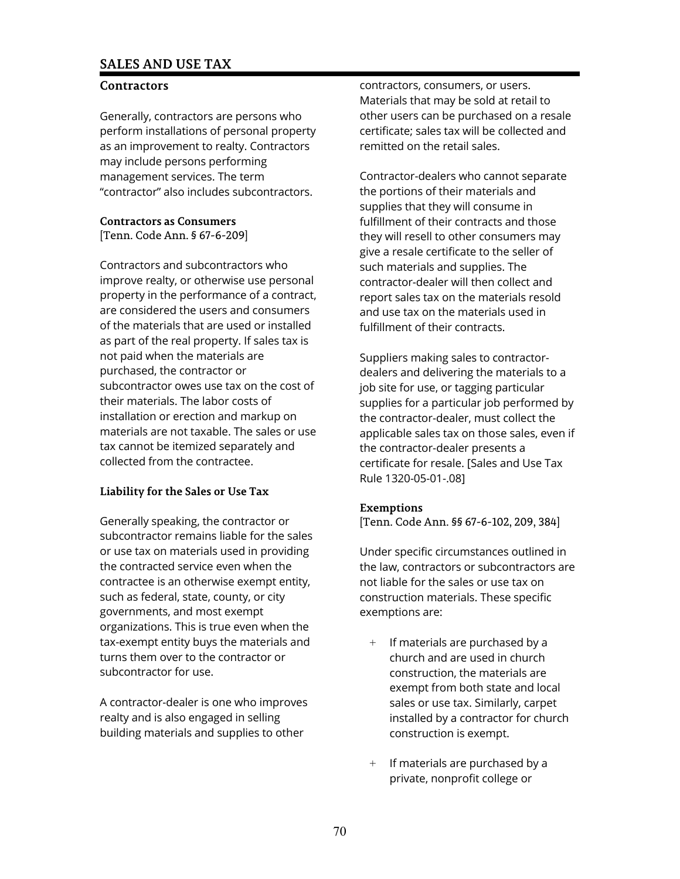# SALES AND USE TAX

## Contractors

Generally, contractors are persons who perform installations of personal property as an improvement to realty. Contractors may include persons performing management services. The term "contractor" also includes subcontractors.

### Contractors as Consumers

[Tenn. Code Ann. § 67-6-209]

Contractors and subcontractors who improve realty, or otherwise use personal property in the performance of a contract, are considered the users and consumers of the materials that are used or installed as part of the real property. If sales tax is not paid when the materials are purchased, the contractor or subcontractor owes use tax on the cost of their materials. The labor costs of installation or erection and markup on materials are not taxable. The sales or use tax cannot be itemized separately and collected from the contractee.

### Liability for the Sales or Use Tax

Generally speaking, the contractor or subcontractor remains liable for the sales or use tax on materials used in providing the contracted service even when the contractee is an otherwise exempt entity, such as federal, state, county, or city governments, and most exempt organizations. This is true even when the tax-exempt entity buys the materials and turns them over to the contractor or subcontractor for use.

A contractor-dealer is one who improves realty and is also engaged in selling building materials and supplies to other contractors, consumers, or users. Materials that may be sold at retail to other users can be purchased on a resale certificate; sales tax will be collected and remitted on the retail sales.

Contractor-dealers who cannot separate the portions of their materials and supplies that they will consume in fulfillment of their contracts and those they will resell to other consumers may give a resale certificate to the seller of such materials and supplies. The contractor-dealer will then collect and report sales tax on the materials resold and use tax on the materials used in fulfillment of their contracts.

Suppliers making sales to contractor-dealers and delivering the materials to a job site for use, or tagging particular supplies for a particular job performed by the contractor-dealer, must collect the applicable sales tax on those sales, even if the contractor-dealer presents a certificate for resale. [Sales and Use Tax Rule 1320-05-01-.08]

### Exemptions

[Tenn. Code Ann. §§ 67-6-102, 209, 384]

Under specific circumstances outlined in the law, contractors or subcontractors are not liable for the sales or use tax on construction materials. These specific exemptions are:

- If materials are purchased by a church and are used in church construction, the materials are exempt from both state and local sales or use tax. Similarly, carpet installed by a contractor for church construction is exempt.

- If materials are purchased by a private, nonprofit college or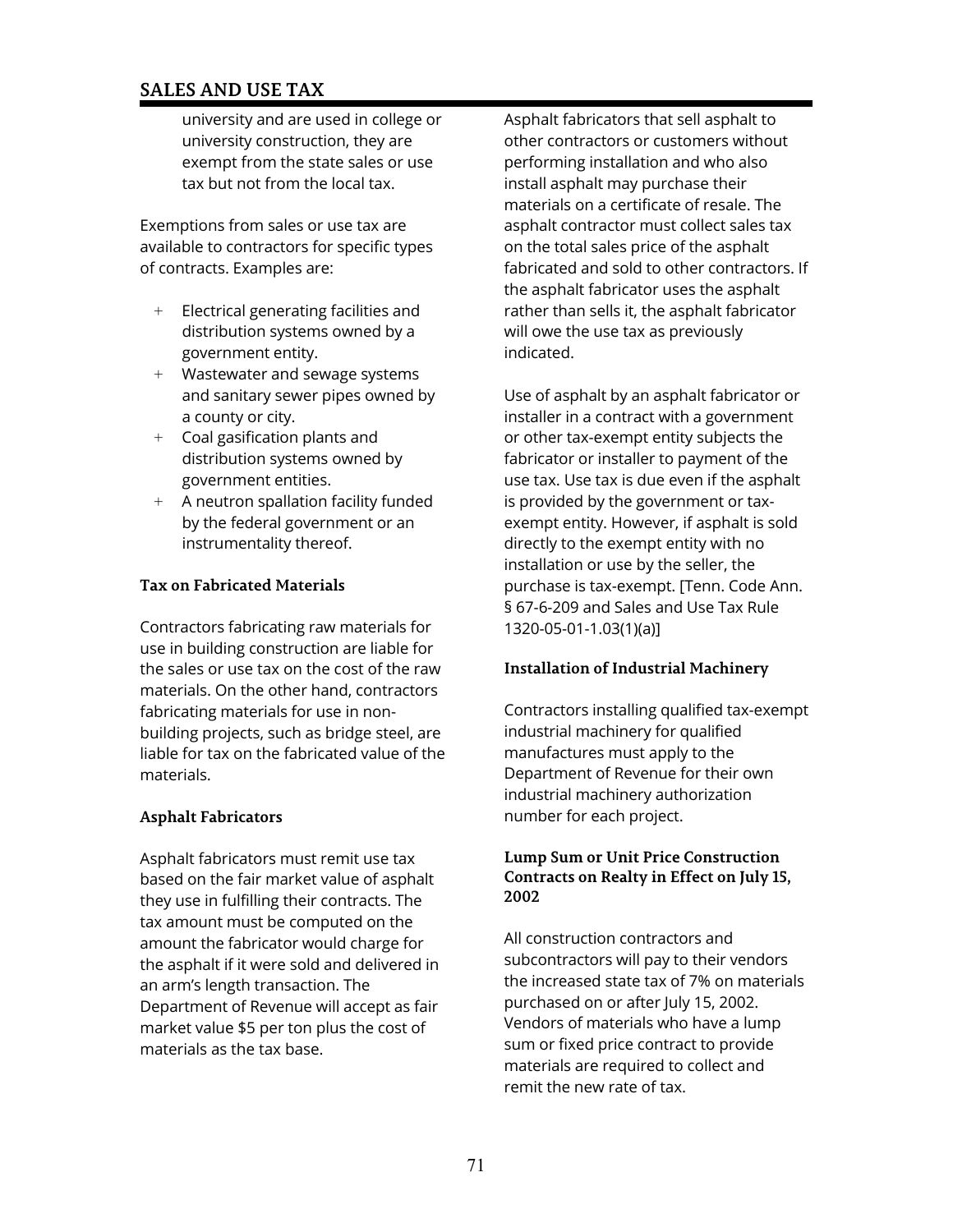university and are used in college or university construction, they are exempt from the state sales or use tax but not from the local tax.

Exemptions from sales or use tax are available to contractors for specific types of contracts. Examples are:

- Electrical generating facilities and distribution systems owned by a government entity.
- Wastewater and sewage systems and sanitary sewer pipes owned by a county or city.
- Coal gasification plants and distribution systems owned by government entities.
- A neutron spallation facility funded by the federal government or an instrumentality thereof.

### Tax on Fabricated Materials

Contractors fabricating raw materials for use in building construction are liable for the sales or use tax on the cost of the raw materials. On the other hand, contractors fabricating materials for use in non-building projects, such as bridge steel, are liable for tax on the fabricated value of the materials.

### Asphalt Fabricators

Asphalt fabricators must remit use tax based on the fair market value of asphalt they use in fulfilling their contracts. The tax amount must be computed on the amount the fabricator would charge for the asphalt if it were sold and delivered in an arm's length transaction. The Department of Revenue will accept as fair market value $5 per ton plus the cost of materials as the tax base.

Asphalt fabricators that sell asphalt to other contractors or customers without performing installation and who also install asphalt may purchase their materials on a certificate of resale. The asphalt contractor must collect sales tax on the total sales price of the asphalt fabricated and sold to other contractors. If the asphalt fabricator uses the asphalt rather than sells it, the asphalt fabricator will owe the use tax as previously indicated.

Use of asphalt by an asphalt fabricator or installer in a contract with a government or other tax-exempt entity subjects the fabricator or installer to payment of the use tax. Use tax is due even if the asphalt is provided by the government or tax-exempt entity. However, if asphalt is sold directly to the exempt entity with no installation or use by the seller, the purchase is tax-exempt. [Tenn. Code Ann. § 67-6-209 and Sales and Use Tax Rule 1320-05-01-1.03(1)(a)]

### Installation of Industrial Machinery

Contractors installing qualified tax-exempt industrial machinery for qualified manufactures must apply to the Department of Revenue for their own industrial machinery authorization number for each project.

### Lump Sum or Unit Price Construction Contracts on Realty in Effect on July 15, 2002

All construction contractors and subcontractors will pay to their vendors the increased state tax of 7% on materials purchased on or after July 15, 2002. Vendors of materials who have a lump sum or fixed price contract to provide materials are required to collect and remit the new rate of tax.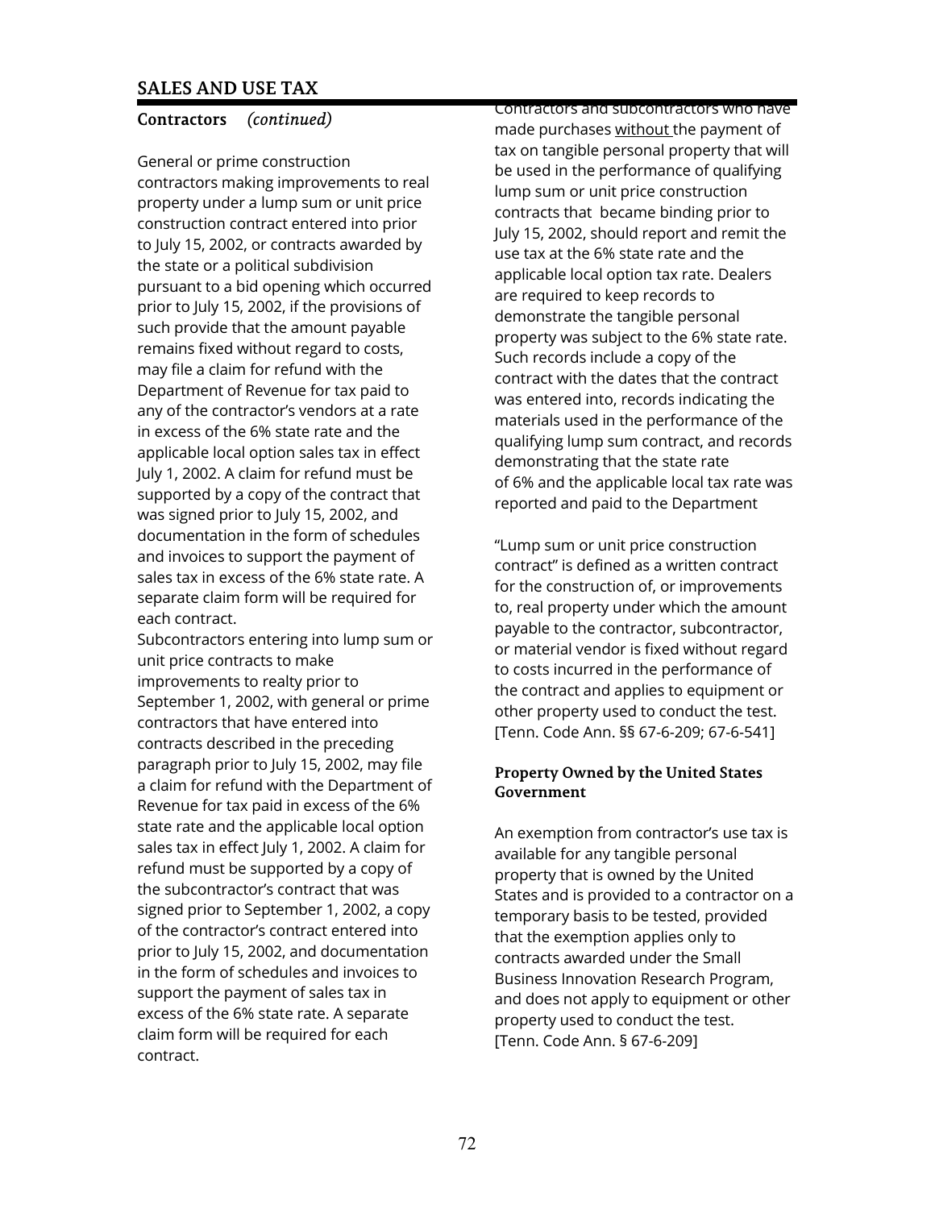## SALES AND USE TAX

### Contractors *(continued)*

General or prime construction contractors making improvements to real property under a lump sum or unit price construction contract entered into prior to July 15, 2002, or contracts awarded by the state or a political subdivision pursuant to a bid opening which occurred prior to July 15, 2002, if the provisions of such provide that the amount payable remains fixed without regard to costs, may file a claim for refund with the Department of Revenue for tax paid to any of the contractor's vendors at a rate in excess of the 6% state rate and the applicable local option sales tax in effect July 1, 2002. A claim for refund must be supported by a copy of the contract that was signed prior to July 15, 2002, and documentation in the form of schedules and invoices to support the payment of sales tax in excess of the 6% state rate. A separate claim form will be required for each contract.

Subcontractors entering into lump sum or unit price contracts to make improvements to realty prior to September 1, 2002, with general or prime contractors that have entered into contracts described in the preceding paragraph prior to July 15, 2002, may file a claim for refund with the Department of Revenue for tax paid in excess of the 6% state rate and the applicable local option sales tax in effect July 1, 2002. A claim for refund must be supported by a copy of the subcontractor's contract that was signed prior to September 1, 2002, a copy of the contractor's contract entered into prior to July 15, 2002, and documentation in the form of schedules and invoices to support the payment of sales tax in excess of the 6% state rate. A separate claim form will be required for each contract.

Contractors and subcontractors who have made purchases <u>without</u> the payment of tax on tangible personal property that will be used in the performance of qualifying lump sum or unit price construction contracts that became binding prior to July 15, 2002, should report and remit the use tax at the 6% state rate and the applicable local option tax rate. Dealers are required to keep records to demonstrate the tangible personal property was subject to the 6% state rate. Such records include a copy of the contract with the dates that the contract was entered into, records indicating the materials used in the performance of the qualifying lump sum contract, and records demonstrating that the state rate of 6% and the applicable local tax rate was reported and paid to the Department

"Lump sum or unit price construction contract" is defined as a written contract for the construction of, or improvements to, real property under which the amount payable to the contractor, subcontractor, or material vendor is fixed without regard to costs incurred in the performance of the contract and applies to equipment or other property used to conduct the test. [Tenn. Code Ann. §§ 67-6-209; 67-6-541]

### Property Owned by the United States Government

An exemption from contractor's use tax is available for any tangible personal property that is owned by the United States and is provided to a contractor on a temporary basis to be tested, provided that the exemption applies only to contracts awarded under the Small Business Innovation Research Program, and does not apply to equipment or other property used to conduct the test. [Tenn. Code Ann. § 67-6-209]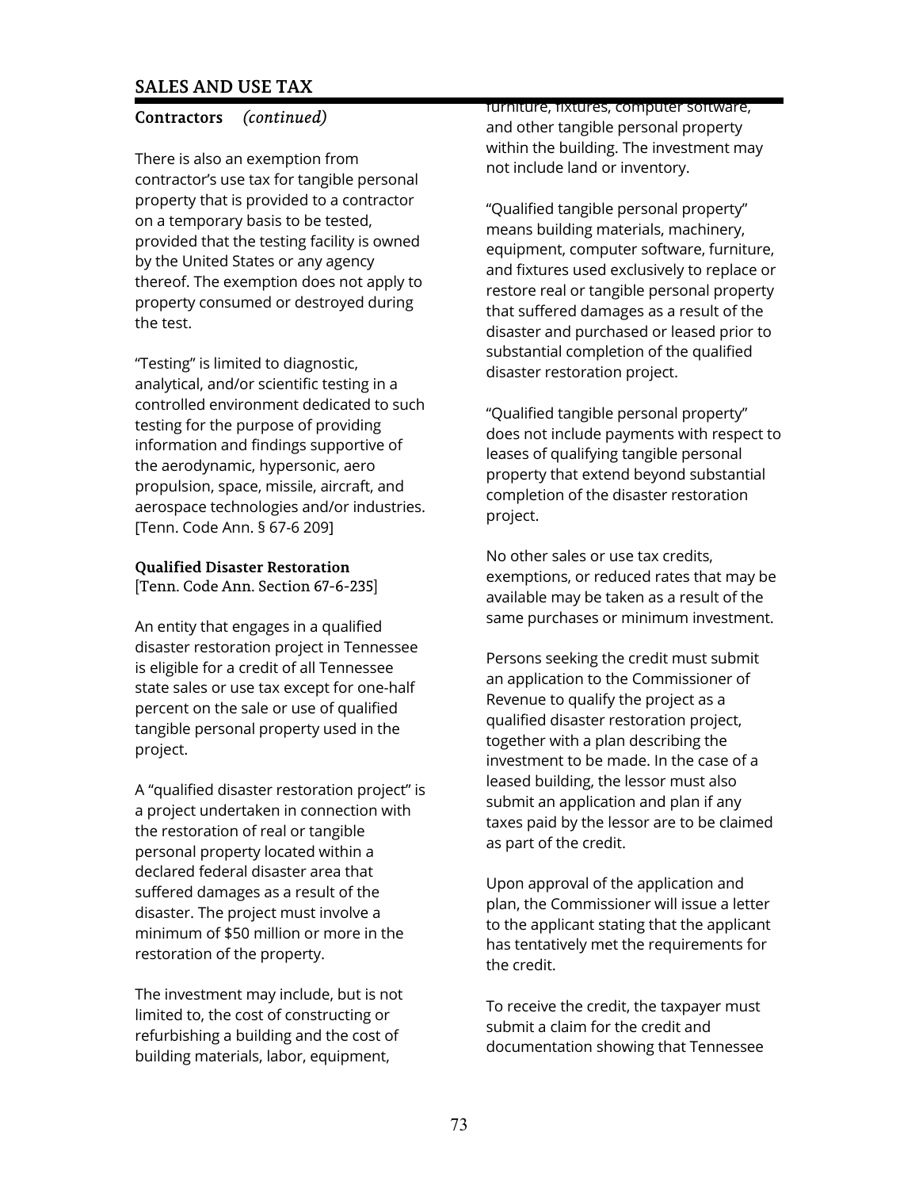## SALES AND USE TAX

### Contractors *(continued)*

There is also an exemption from contractor's use tax for tangible personal property that is provided to a contractor on a temporary basis to be tested, provided that the testing facility is owned by the United States or any agency thereof. The exemption does not apply to property consumed or destroyed during the test.

"Testing" is limited to diagnostic, analytical, and/or scientific testing in a controlled environment dedicated to such testing for the purpose of providing information and findings supportive of the aerodynamic, hypersonic, aero propulsion, space, missile, aircraft, and aerospace technologies and/or industries. [Tenn. Code Ann. § 67-6 209]

### Qualified Disaster Restoration

[Tenn. Code Ann. Section 67-6-235]

An entity that engages in a qualified disaster restoration project in Tennessee is eligible for a credit of all Tennessee state sales or use tax except for one-half percent on the sale or use of qualified tangible personal property used in the project.

A "qualified disaster restoration project" is a project undertaken in connection with the restoration of real or tangible personal property located within a declared federal disaster area that suffered damages as a result of the disaster. The project must involve a minimum of $50 million or more in the restoration of the property.

The investment may include, but is not limited to, the cost of constructing or refurbishing a building and the cost of building materials, labor, equipment, furniture, fixtures, computer software, and other tangible personal property within the building. The investment may not include land or inventory.

"Qualified tangible personal property" means building materials, machinery, equipment, computer software, furniture, and fixtures used exclusively to replace or restore real or tangible personal property that suffered damages as a result of the disaster and purchased or leased prior to substantial completion of the qualified disaster restoration project.

"Qualified tangible personal property" does not include payments with respect to leases of qualifying tangible personal property that extend beyond substantial completion of the disaster restoration project.

No other sales or use tax credits, exemptions, or reduced rates that may be available may be taken as a result of the same purchases or minimum investment.

Persons seeking the credit must submit an application to the Commissioner of Revenue to qualify the project as a qualified disaster restoration project, together with a plan describing the investment to be made. In the case of a leased building, the lessor must also submit an application and plan if any taxes paid by the lessor are to be claimed as part of the credit.

Upon approval of the application and plan, the Commissioner will issue a letter to the applicant stating that the applicant has tentatively met the requirements for the credit.

To receive the credit, the taxpayer must submit a claim for the credit and documentation showing that Tennessee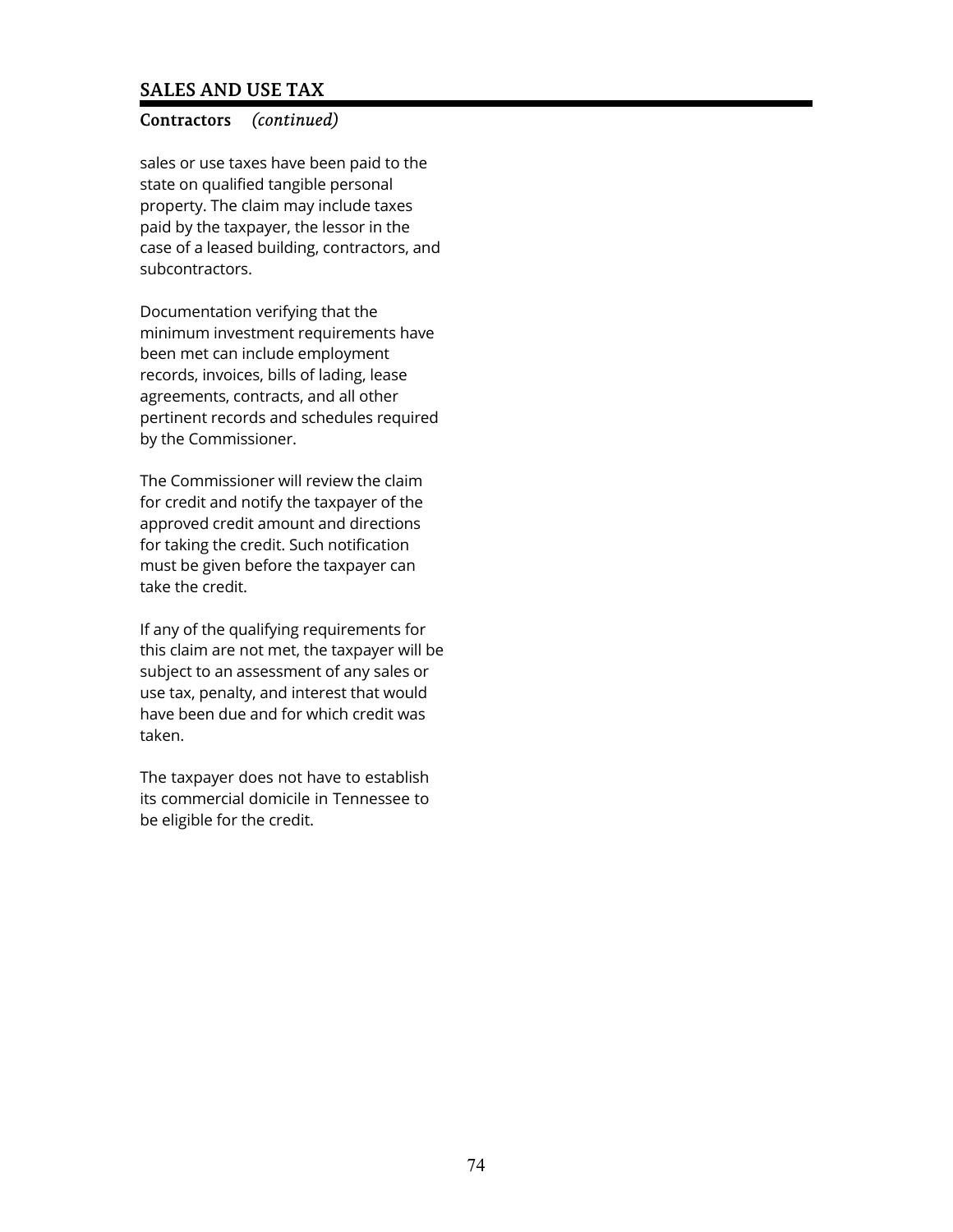## SALES AND USE TAX

### Contractors *(continued)*

sales or use taxes have been paid to the state on qualified tangible personal property. The claim may include taxes paid by the taxpayer, the lessor in the case of a leased building, contractors, and subcontractors.

Documentation verifying that the minimum investment requirements have been met can include employment records, invoices, bills of lading, lease agreements, contracts, and all other pertinent records and schedules required by the Commissioner.

The Commissioner will review the claim for credit and notify the taxpayer of the approved credit amount and directions for taking the credit. Such notification must be given before the taxpayer can take the credit.

If any of the qualifying requirements for this claim are not met, the taxpayer will be subject to an assessment of any sales or use tax, penalty, and interest that would have been due and for which credit was taken.

The taxpayer does not have to establish its commercial domicile in Tennessee to be eligible for the credit.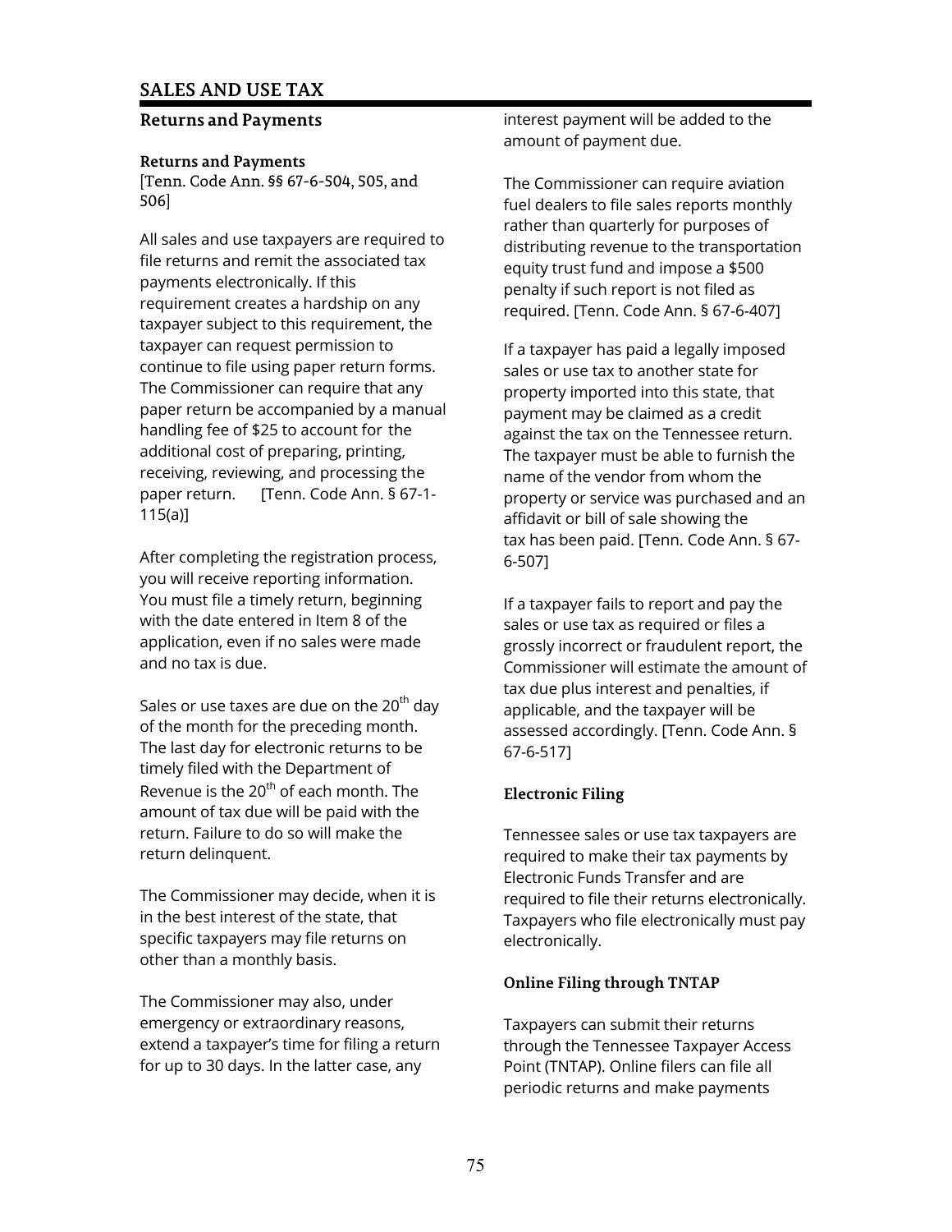## SALES AND USE TAX

### Returns and Payments

#### Returns and Payments

[Tenn. Code Ann. §§ 67-6-504, 505, and 506]

All sales and use taxpayers are required to file returns and remit the associated tax payments electronically. If this requirement creates a hardship on any taxpayer subject to this requirement, the taxpayer can request permission to continue to file using paper return forms. The Commissioner can require that any paper return be accompanied by a manual handling fee of $25 to account for the additional cost of preparing, printing, receiving, reviewing, and processing the paper return. [Tenn. Code Ann. § 67-1-115(a)]

After completing the registration process, you will receive reporting information. You must file a timely return, beginning with the date entered in Item 8 of the application, even if no sales were made and no tax is due.

Sales or use taxes are due on the 20th day of the month for the preceding month. The last day for electronic returns to be timely filed with the Department of Revenue is the 20th of each month. The amount of tax due will be paid with the return. Failure to do so will make the return delinquent.

The Commissioner may decide, when it is in the best interest of the state, that specific taxpayers may file returns on other than a monthly basis.

The Commissioner may also, under emergency or extraordinary reasons, extend a taxpayer's time for filing a return for up to 30 days. In the latter case, any interest payment will be added to the amount of payment due.

The Commissioner can require aviation fuel dealers to file sales reports monthly rather than quarterly for purposes of distributing revenue to the transportation equity trust fund and impose a $500 penalty if such report is not filed as required. [Tenn. Code Ann. § 67-6-407]

If a taxpayer has paid a legally imposed sales or use tax to another state for property imported into this state, that payment may be claimed as a credit against the tax on the Tennessee return. The taxpayer must be able to furnish the name of the vendor from whom the property or service was purchased and an affidavit or bill of sale showing the tax has been paid. [Tenn. Code Ann. § 67-6-507]

If a taxpayer fails to report and pay the sales or use tax as required or files a grossly incorrect or fraudulent report, the Commissioner will estimate the amount of tax due plus interest and penalties, if applicable, and the taxpayer will be assessed accordingly. [Tenn. Code Ann. § 67-6-517]

#### Electronic Filing

Tennessee sales or use tax taxpayers are required to make their tax payments by Electronic Funds Transfer and are required to file their returns electronically. Taxpayers who file electronically must pay electronically.

#### Online Filing through TNTAP

Taxpayers can submit their returns through the Tennessee Taxpayer Access Point (TNTAP). Online filers can file all periodic returns and make payments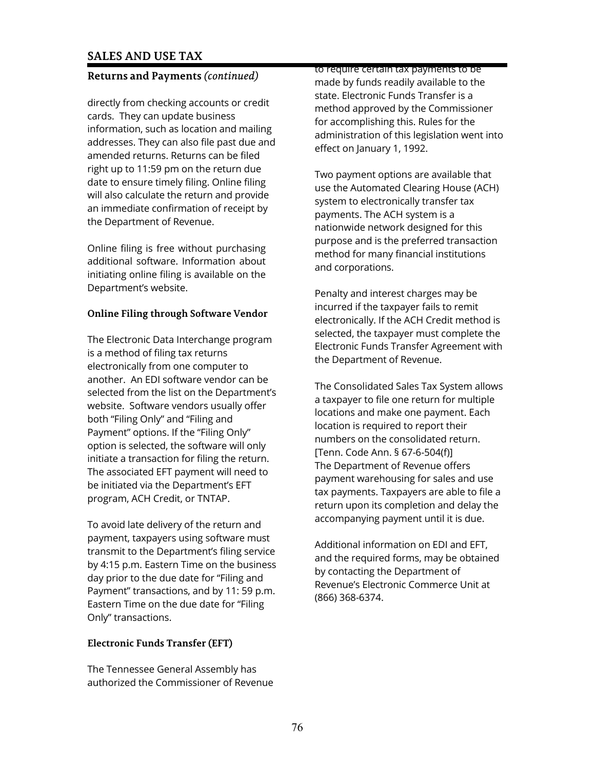## SALES AND USE TAX

### Returns and Payments *(continued)*

directly from checking accounts or credit cards. They can update business information, such as location and mailing addresses. They can also file past due and amended returns. Returns can be filed right up to 11:59 pm on the return due date to ensure timely filing. Online filing will also calculate the return and provide an immediate confirmation of receipt by the Department of Revenue.

Online filing is free without purchasing additional software. Information about initiating online filing is available on the Department's website.

### Online Filing through Software Vendor

The Electronic Data Interchange program is a method of filing tax returns electronically from one computer to another. An EDI software vendor can be selected from the list on the Department's website. Software vendors usually offer both "Filing Only" and "Filing and Payment" options. If the "Filing Only" option is selected, the software will only initiate a transaction for filing the return. The associated EFT payment will need to be initiated via the Department's EFT program, ACH Credit, or TNTAP.

To avoid late delivery of the return and payment, taxpayers using software must transmit to the Department's filing service by 4:15 p.m. Eastern Time on the business day prior to the due date for "Filing and Payment" transactions, and by 11: 59 p.m. Eastern Time on the due date for "Filing Only" transactions.

### Electronic Funds Transfer (EFT)

The Tennessee General Assembly has authorized the Commissioner of Revenue to require certain tax payments to be made by funds readily available to the state. Electronic Funds Transfer is a method approved by the Commissioner for accomplishing this. Rules for the administration of this legislation went into effect on January 1, 1992.

Two payment options are available that use the Automated Clearing House (ACH) system to electronically transfer tax payments. The ACH system is a nationwide network designed for this purpose and is the preferred transaction method for many financial institutions and corporations.

Penalty and interest charges may be incurred if the taxpayer fails to remit electronically. If the ACH Credit method is selected, the taxpayer must complete the Electronic Funds Transfer Agreement with the Department of Revenue.

The Consolidated Sales Tax System allows a taxpayer to file one return for multiple locations and make one payment. Each location is required to report their numbers on the consolidated return. [Tenn. Code Ann. § 67-6-504(f)]
The Department of Revenue offers payment warehousing for sales and use tax payments. Taxpayers are able to file a return upon its completion and delay the accompanying payment until it is due.

Additional information on EDI and EFT, and the required forms, may be obtained by contacting the Department of Revenue's Electronic Commerce Unit at (866) 368-6374.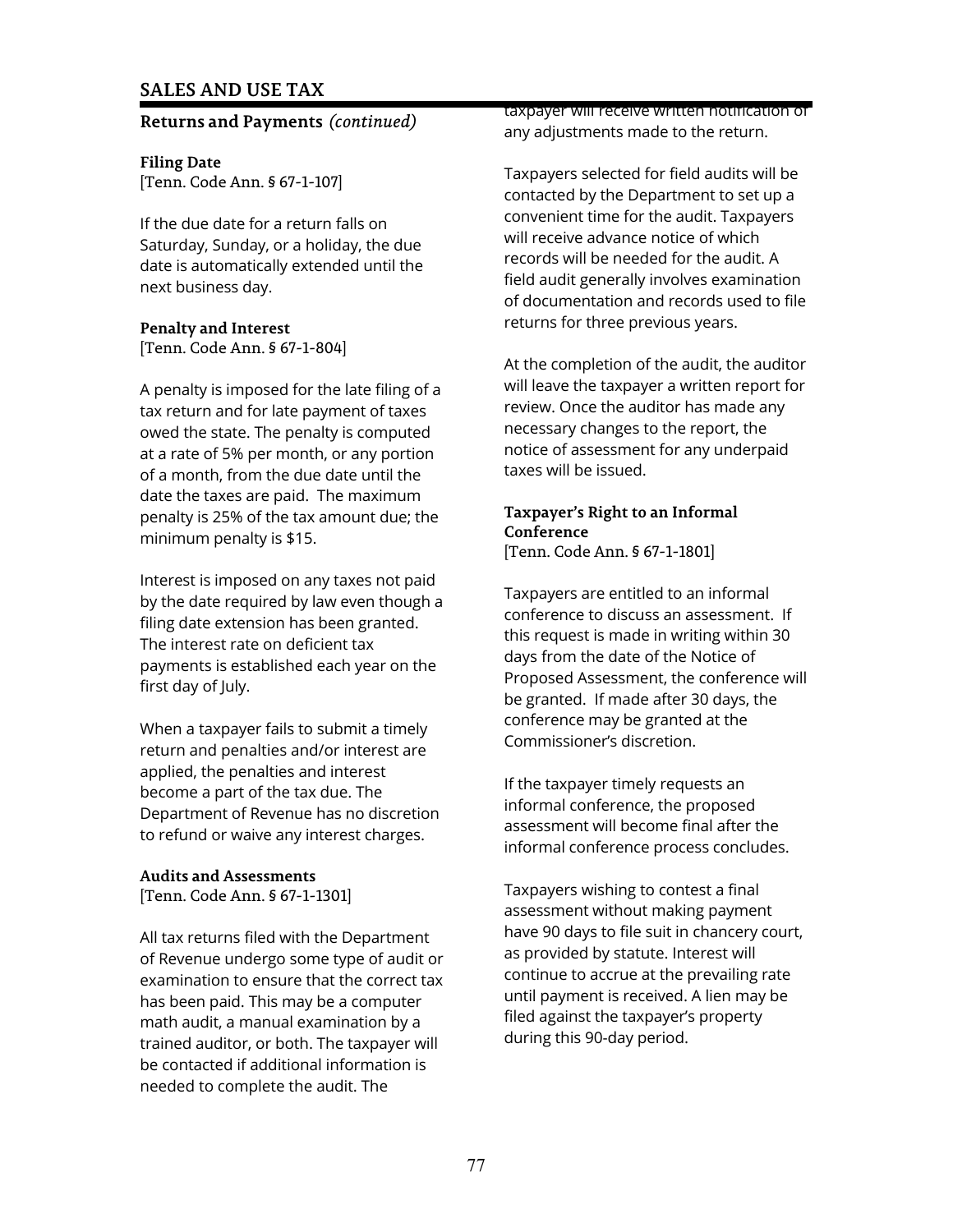## SALES AND USE TAX

### Returns and Payments *(continued)*

**Filing Date**
[Tenn. Code Ann. § 67-1-107]

If the due date for a return falls on Saturday, Sunday, or a holiday, the due date is automatically extended until the next business day.

**Penalty and Interest**
[Tenn. Code Ann. § 67-1-804]

A penalty is imposed for the late filing of a tax return and for late payment of taxes owed the state. The penalty is computed at a rate of 5% per month, or any portion of a month, from the due date until the date the taxes are paid. The maximum penalty is 25% of the tax amount due; the minimum penalty is $15.

Interest is imposed on any taxes not paid by the date required by law even though a filing date extension has been granted. The interest rate on deficient tax payments is established each year on the first day of July.

When a taxpayer fails to submit a timely return and penalties and/or interest are applied, the penalties and interest become a part of the tax due. The Department of Revenue has no discretion to refund or waive any interest charges.

**Audits and Assessments**
[Tenn. Code Ann. § 67-1-1301]

All tax returns filed with the Department of Revenue undergo some type of audit or examination to ensure that the correct tax has been paid. This may be a computer math audit, a manual examination by a trained auditor, or both. The taxpayer will be contacted if additional information is needed to complete the audit. The taxpayer will receive written notification of any adjustments made to the return.

Taxpayers selected for field audits will be contacted by the Department to set up a convenient time for the audit. Taxpayers will receive advance notice of which records will be needed for the audit. A field audit generally involves examination of documentation and records used to file returns for three previous years.

At the completion of the audit, the auditor will leave the taxpayer a written report for review. Once the auditor has made any necessary changes to the report, the notice of assessment for any underpaid taxes will be issued.

**Taxpayer's Right to an Informal Conference**
[Tenn. Code Ann. § 67-1-1801]

Taxpayers are entitled to an informal conference to discuss an assessment. If this request is made in writing within 30 days from the date of the Notice of Proposed Assessment, the conference will be granted. If made after 30 days, the conference may be granted at the Commissioner's discretion.

If the taxpayer timely requests an informal conference, the proposed assessment will become final after the informal conference process concludes.

Taxpayers wishing to contest a final assessment without making payment have 90 days to file suit in chancery court, as provided by statute. Interest will continue to accrue at the prevailing rate until payment is received. A lien may be filed against the taxpayer's property during this 90-day period.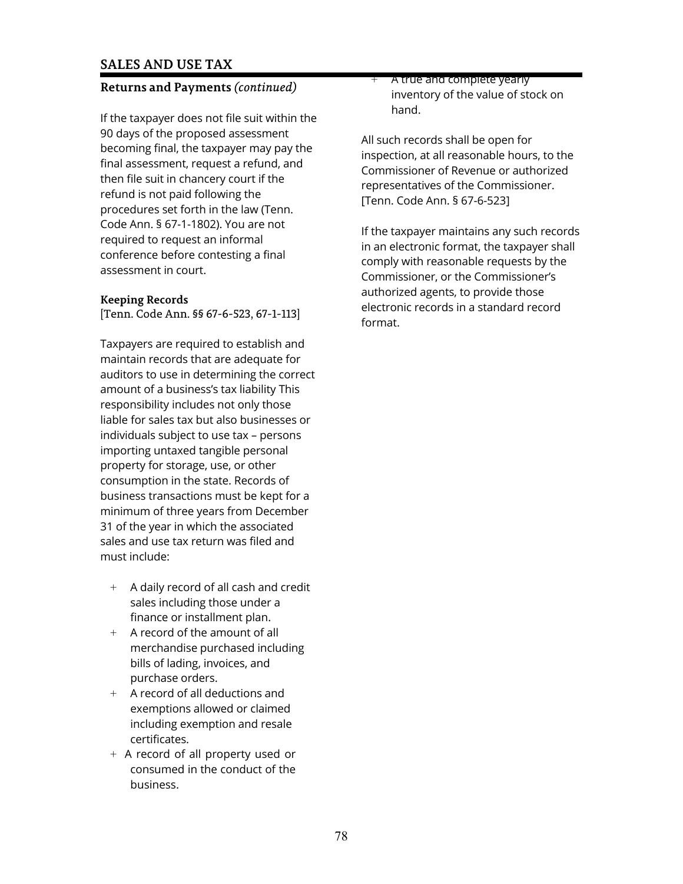# SALES AND USE TAX

## Returns and Payments *(continued)*

If the taxpayer does not file suit within the 90 days of the proposed assessment becoming final, the taxpayer may pay the final assessment, request a refund, and then file suit in chancery court if the refund is not paid following the procedures set forth in the law (Tenn. Code Ann. § 67-1-1802). You are not required to request an informal conference before contesting a final assessment in court.

### Keeping Records

[Tenn. Code Ann. §§ 67-6-523, 67-1-113]

Taxpayers are required to establish and maintain records that are adequate for auditors to use in determining the correct amount of a business's tax liability This responsibility includes not only those liable for sales tax but also businesses or individuals subject to use tax – persons importing untaxed tangible personal property for storage, use, or other consumption in the state. Records of business transactions must be kept for a minimum of three years from December 31 of the year in which the associated sales and use tax return was filed and must include:

- A daily record of all cash and credit sales including those under a finance or installment plan.
- A record of the amount of all merchandise purchased including bills of lading, invoices, and purchase orders.
- A record of all deductions and exemptions allowed or claimed including exemption and resale certificates.
- A record of all property used or consumed in the conduct of the business.
- A true and complete yearly inventory of the value of stock on hand.

All such records shall be open for inspection, at all reasonable hours, to the Commissioner of Revenue or authorized representatives of the Commissioner. [Tenn. Code Ann. § 67-6-523]

If the taxpayer maintains any such records in an electronic format, the taxpayer shall comply with reasonable requests by the Commissioner, or the Commissioner's authorized agents, to provide those electronic records in a standard record format.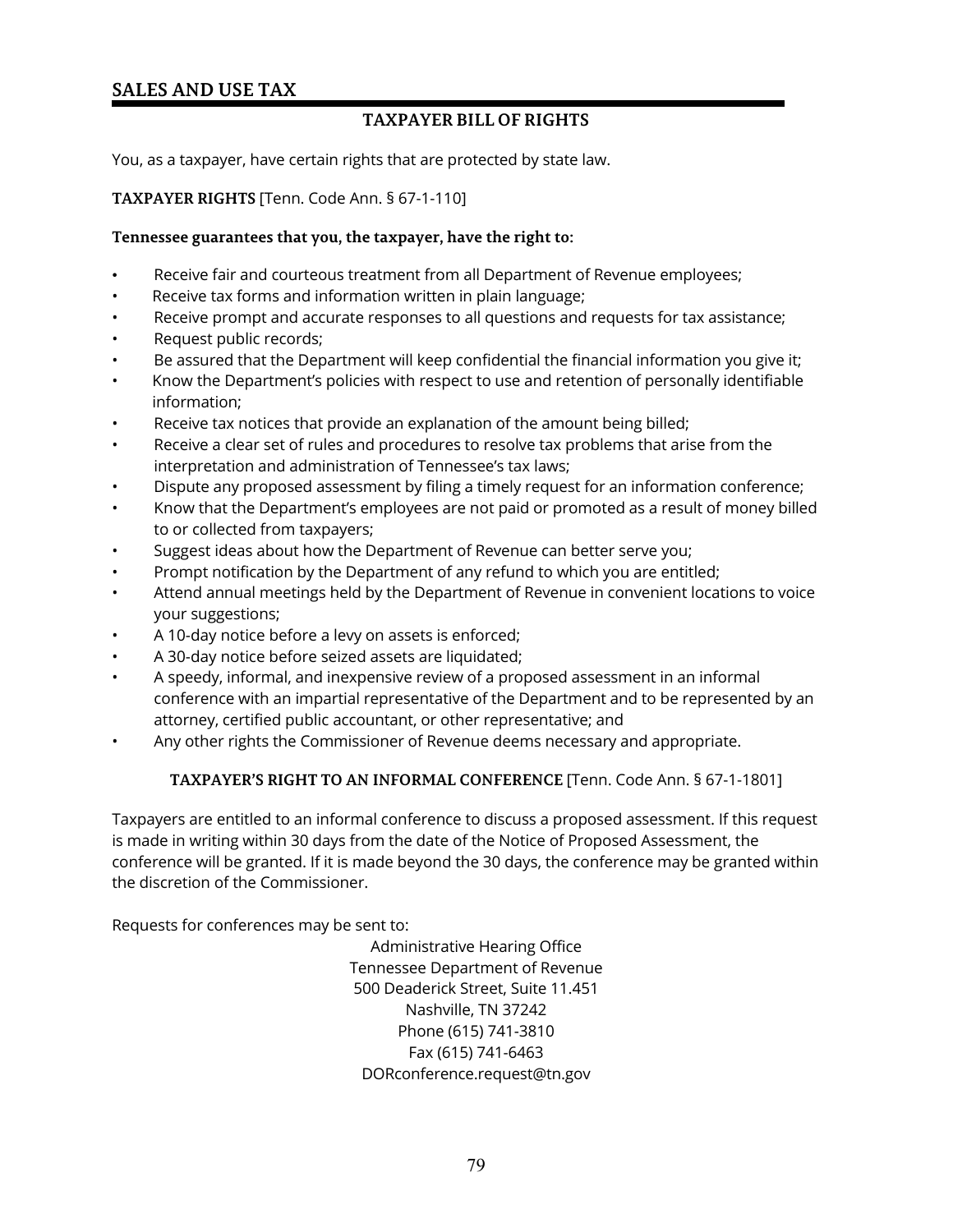## SALES AND USE TAX

### TAXPAYER BILL OF RIGHTS

You, as a taxpayer, have certain rights that are protected by state law.

**TAXPAYER RIGHTS** [Tenn. Code Ann. § 67-1-110]

**Tennessee guarantees that you, the taxpayer, have the right to:**

- Receive fair and courteous treatment from all Department of Revenue employees;
- Receive tax forms and information written in plain language;
- Receive prompt and accurate responses to all questions and requests for tax assistance;
- Request public records;
- Be assured that the Department will keep confidential the financial information you give it;
- Know the Department's policies with respect to use and retention of personally identifiable information;
- Receive tax notices that provide an explanation of the amount being billed;
- Receive a clear set of rules and procedures to resolve tax problems that arise from the interpretation and administration of Tennessee's tax laws;
- Dispute any proposed assessment by filing a timely request for an information conference;
- Know that the Department's employees are not paid or promoted as a result of money billed to or collected from taxpayers;
- Suggest ideas about how the Department of Revenue can better serve you;
- Prompt notification by the Department of any refund to which you are entitled;
- Attend annual meetings held by the Department of Revenue in convenient locations to voice your suggestions;
- A 10-day notice before a levy on assets is enforced;
- A 30-day notice before seized assets are liquidated;
- A speedy, informal, and inexpensive review of a proposed assessment in an informal conference with an impartial representative of the Department and to be represented by an attorney, certified public accountant, or other representative; and
- Any other rights the Commissioner of Revenue deems necessary and appropriate.

**TAXPAYER'S RIGHT TO AN INFORMAL CONFERENCE** [Tenn. Code Ann. § 67-1-1801]

Taxpayers are entitled to an informal conference to discuss a proposed assessment. If this request is made in writing within 30 days from the date of the Notice of Proposed Assessment, the conference will be granted. If it is made beyond the 30 days, the conference may be granted within the discretion of the Commissioner.

Requests for conferences may be sent to:

Administrative Hearing Office
Tennessee Department of Revenue
500 Deaderick Street, Suite 11.451
Nashville, TN 37242
Phone (615) 741-3810
Fax (615) 741-6463
DORconference.request@tn.gov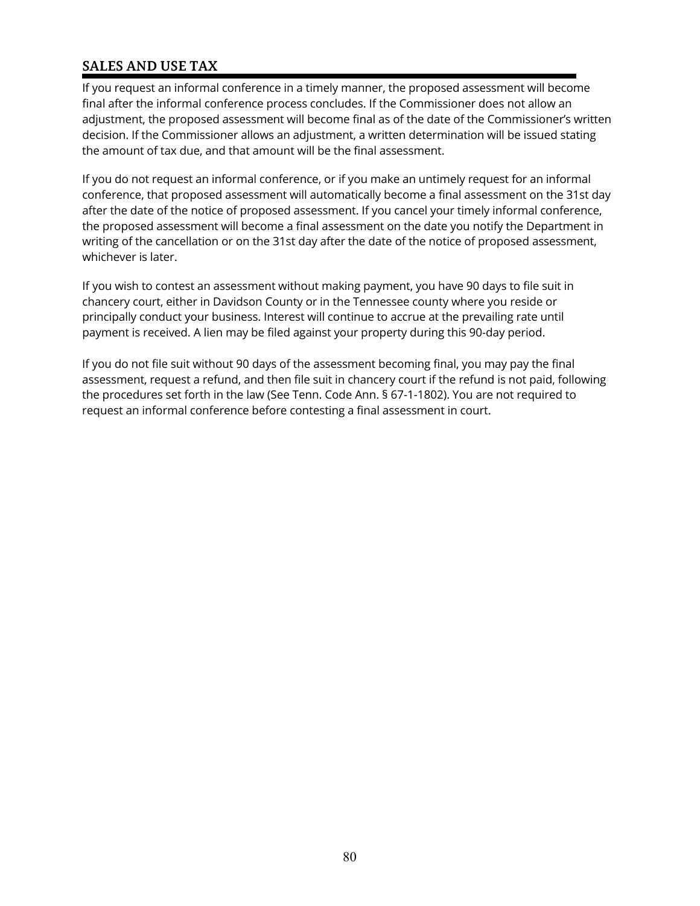## SALES AND USE TAX

If you request an informal conference in a timely manner, the proposed assessment will become final after the informal conference process concludes. If the Commissioner does not allow an adjustment, the proposed assessment will become final as of the date of the Commissioner's written decision. If the Commissioner allows an adjustment, a written determination will be issued stating the amount of tax due, and that amount will be the final assessment.

If you do not request an informal conference, or if you make an untimely request for an informal conference, that proposed assessment will automatically become a final assessment on the 31st day after the date of the notice of proposed assessment. If you cancel your timely informal conference, the proposed assessment will become a final assessment on the date you notify the Department in writing of the cancellation or on the 31st day after the date of the notice of proposed assessment, whichever is later.

If you wish to contest an assessment without making payment, you have 90 days to file suit in chancery court, either in Davidson County or in the Tennessee county where you reside or principally conduct your business. Interest will continue to accrue at the prevailing rate until payment is received. A lien may be filed against your property during this 90-day period.

If you do not file suit without 90 days of the assessment becoming final, you may pay the final assessment, request a refund, and then file suit in chancery court if the refund is not paid, following the procedures set forth in the law (See Tenn. Code Ann. § 67-1-1802). You are not required to request an informal conference before contesting a final assessment in court.